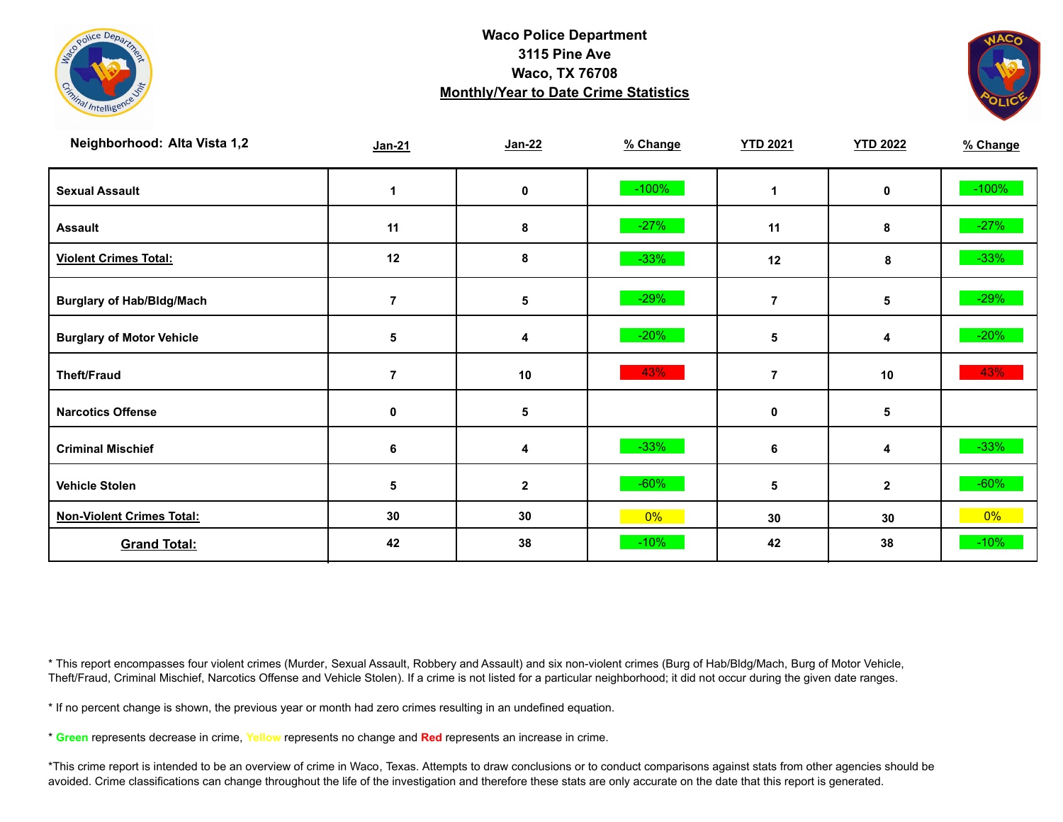**Waco Police Department**
**3115 Pine Ave**
**Waco, TX 76708**
**Monthly/Year to Date Crime Statistics**

| Neighborhood: Alta Vista 1,2 | Jan-21 | Jan-22 | % Change | YTD 2021 | YTD 2022 | % Change |
|---|---|---|---|---|---|---|
| Sexual Assault | 1 | 0 | -100% | 1 | 0 | -100% |
| Assault | 11 | 8 | -27% | 11 | 8 | -27% |
| Violent Crimes Total: | 12 | 8 | -33% | 12 | 8 | -33% |
| Burglary of Hab/Bldg/Mach | 7 | 5 | -29% | 7 | 5 | -29% |
| Burglary of Motor Vehicle | 5 | 4 | -20% | 5 | 4 | -20% |
| Theft/Fraud | 7 | 10 | 43% | 7 | 10 | 43% |
| Narcotics Offense | 0 | 5 | | 0 | 5 | |
| Criminal Mischief | 6 | 4 | -33% | 6 | 4 | -33% |
| Vehicle Stolen | 5 | 2 | -60% | 5 | 2 | -60% |
| Non-Violent Crimes Total: | 30 | 30 | 0% | 30 | 30 | 0% |
| Grand Total: | 42 | 38 | -10% | 42 | 38 | -10% |

* This report encompasses four violent crimes (Murder, Sexual Assault, Robbery and Assault) and six non-violent crimes (Burg of Hab/Bldg/Mach, Burg of Motor Vehicle, Theft/Fraud, Criminal Mischief, Narcotics Offense and Vehicle Stolen). If a crime is not listed for a particular neighborhood; it did not occur during the given date ranges.

* If no percent change is shown, the previous year or month had zero crimes resulting in an undefined equation.

* Green represents decrease in crime, Yellow represents no change and Red represents an increase in crime.

*This crime report is intended to be an overview of crime in Waco, Texas. Attempts to draw conclusions or to conduct comparisons against stats from other agencies should be avoided. Crime classifications can change throughout the life of the investigation and therefore these stats are only accurate on the date that this report is generated.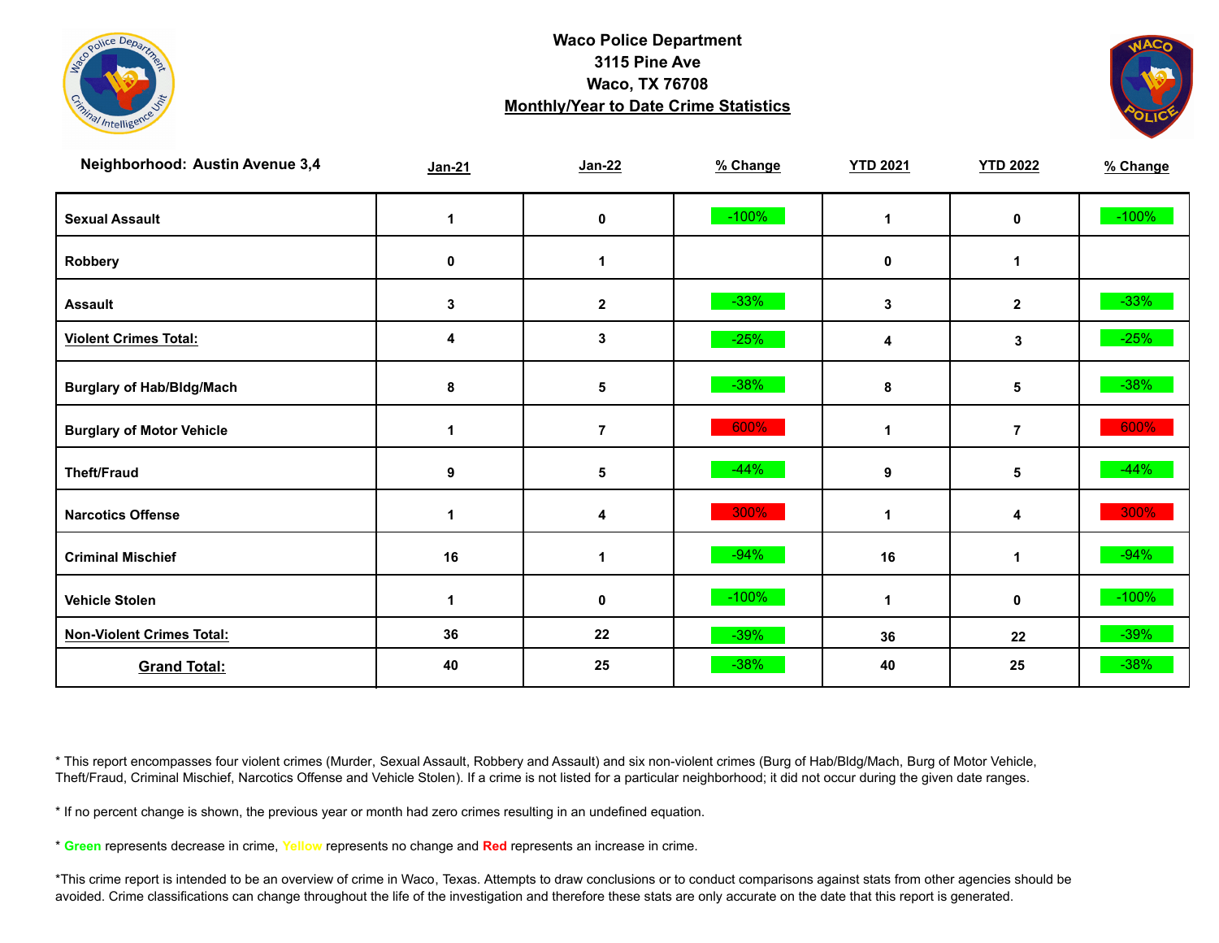**Waco Police Department**
**3115 Pine Ave**
**Waco, TX 76708**
**Monthly/Year to Date Crime Statistics**

| Neighborhood: Austin Avenue 3,4 | Jan-21 | Jan-22 | % Change | YTD 2021 | YTD 2022 | % Change |
|---|---|---|---|---|---|---|
| Sexual Assault | 1 | 0 | -100% | 1 | 0 | -100% |
| Robbery | 0 | 1 | | 0 | 1 | |
| Assault | 3 | 2 | -33% | 3 | 2 | -33% |
| Violent Crimes Total: | 4 | 3 | -25% | 4 | 3 | -25% |
| Burglary of Hab/Bldg/Mach | 8 | 5 | -38% | 8 | 5 | -38% |
| Burglary of Motor Vehicle | 1 | 7 | 600% | 1 | 7 | 600% |
| Theft/Fraud | 9 | 5 | -44% | 9 | 5 | -44% |
| Narcotics Offense | 1 | 4 | 300% | 1 | 4 | 300% |
| Criminal Mischief | 16 | 1 | -94% | 16 | 1 | -94% |
| Vehicle Stolen | 1 | 0 | -100% | 1 | 0 | -100% |
| Non-Violent Crimes Total: | 36 | 22 | -39% | 36 | 22 | -39% |
| Grand Total: | 40 | 25 | -38% | 40 | 25 | -38% |

* This report encompasses four violent crimes (Murder, Sexual Assault, Robbery and Assault) and six non-violent crimes (Burg of Hab/Bldg/Mach, Burg of Motor Vehicle, Theft/Fraud, Criminal Mischief, Narcotics Offense and Vehicle Stolen). If a crime is not listed for a particular neighborhood; it did not occur during the given date ranges.

* If no percent change is shown, the previous year or month had zero crimes resulting in an undefined equation.

* **Green** represents decrease in crime, **Yellow** represents no change and **Red** represents an increase in crime.

*This crime report is intended to be an overview of crime in Waco, Texas. Attempts to draw conclusions or to conduct comparisons against stats from other agencies should be avoided. Crime classifications can change throughout the life of the investigation and therefore these stats are only accurate on the date that this report is generated.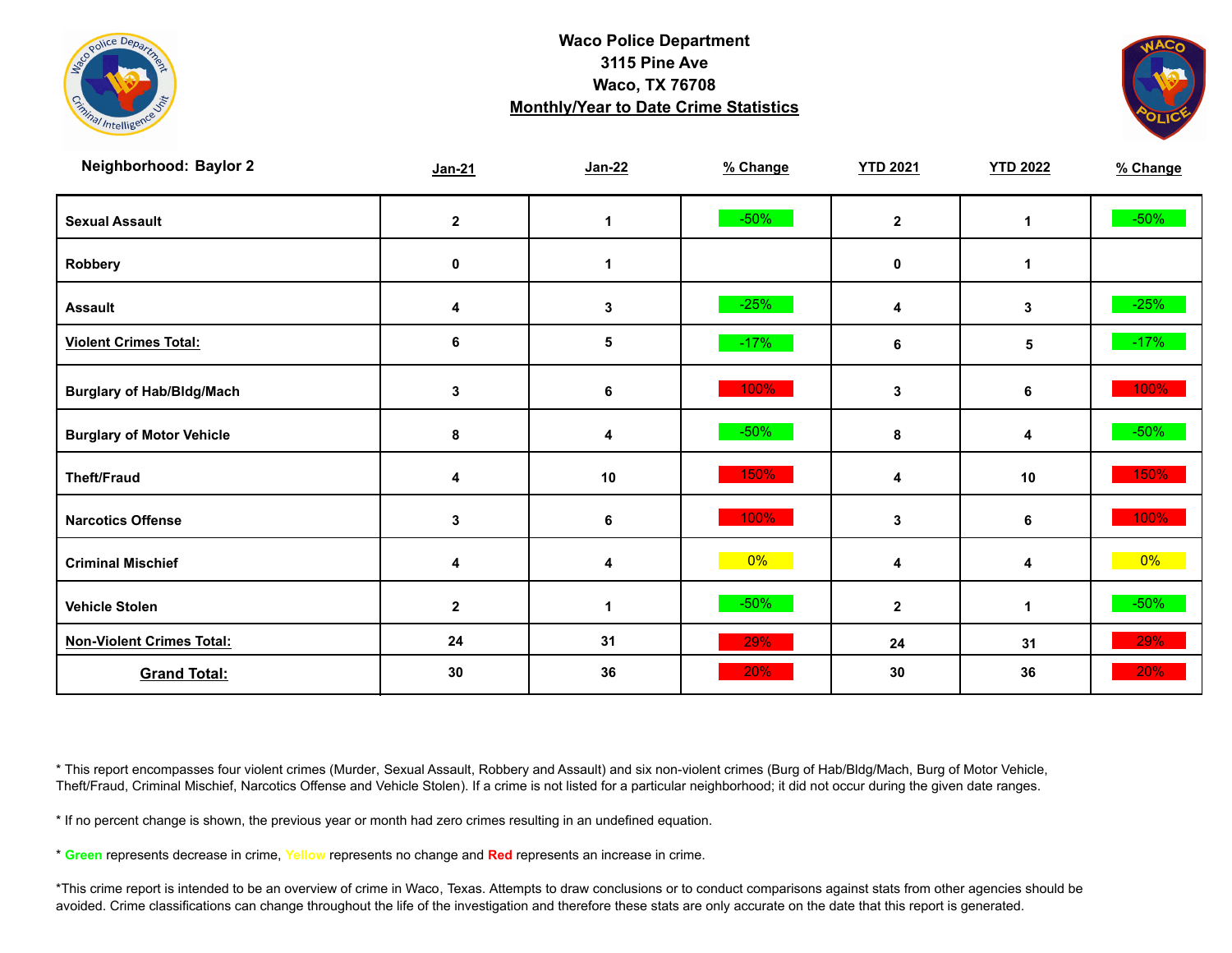# Waco Police Department

**3115 Pine Ave**
**Waco, TX 76708**
**Monthly/Year to Date Crime Statistics**

| Neighborhood: Baylor 2 | Jan-21 | Jan-22 | % Change | YTD 2021 | YTD 2022 | % Change |
|---|---|---|---|---|---|---|
| Sexual Assault | 2 | 1 | -50% | 2 | 1 | -50% |
| Robbery | 0 | 1 | | 0 | 1 | |
| Assault | 4 | 3 | -25% | 4 | 3 | -25% |
| Violent Crimes Total: | 6 | 5 | -17% | 6 | 5 | -17% |
| Burglary of Hab/Bldg/Mach | 3 | 6 | 100% | 3 | 6 | 100% |
| Burglary of Motor Vehicle | 8 | 4 | -50% | 8 | 4 | -50% |
| Theft/Fraud | 4 | 10 | 150% | 4 | 10 | 150% |
| Narcotics Offense | 3 | 6 | 100% | 3 | 6 | 100% |
| Criminal Mischief | 4 | 4 | 0% | 4 | 4 | 0% |
| Vehicle Stolen | 2 | 1 | -50% | 2 | 1 | -50% |
| Non-Violent Crimes Total: | 24 | 31 | 29% | 24 | 31 | 29% |
| Grand Total: | 30 | 36 | 20% | 30 | 36 | 20% |

* This report encompasses four violent crimes (Murder, Sexual Assault, Robbery and Assault) and six non-violent crimes (Burg of Hab/Bldg/Mach, Burg of Motor Vehicle, Theft/Fraud, Criminal Mischief, Narcotics Offense and Vehicle Stolen). If a crime is not listed for a particular neighborhood; it did not occur during the given date ranges.

* If no percent change is shown, the previous year or month had zero crimes resulting in an undefined equation.

* **Green** represents decrease in crime, **Yellow** represents no change and **Red** represents an increase in crime.

*This crime report is intended to be an overview of crime in Waco, Texas. Attempts to draw conclusions or to conduct comparisons against stats from other agencies should be avoided. Crime classifications can change throughout the life of the investigation and therefore these stats are only accurate on the date that this report is generated.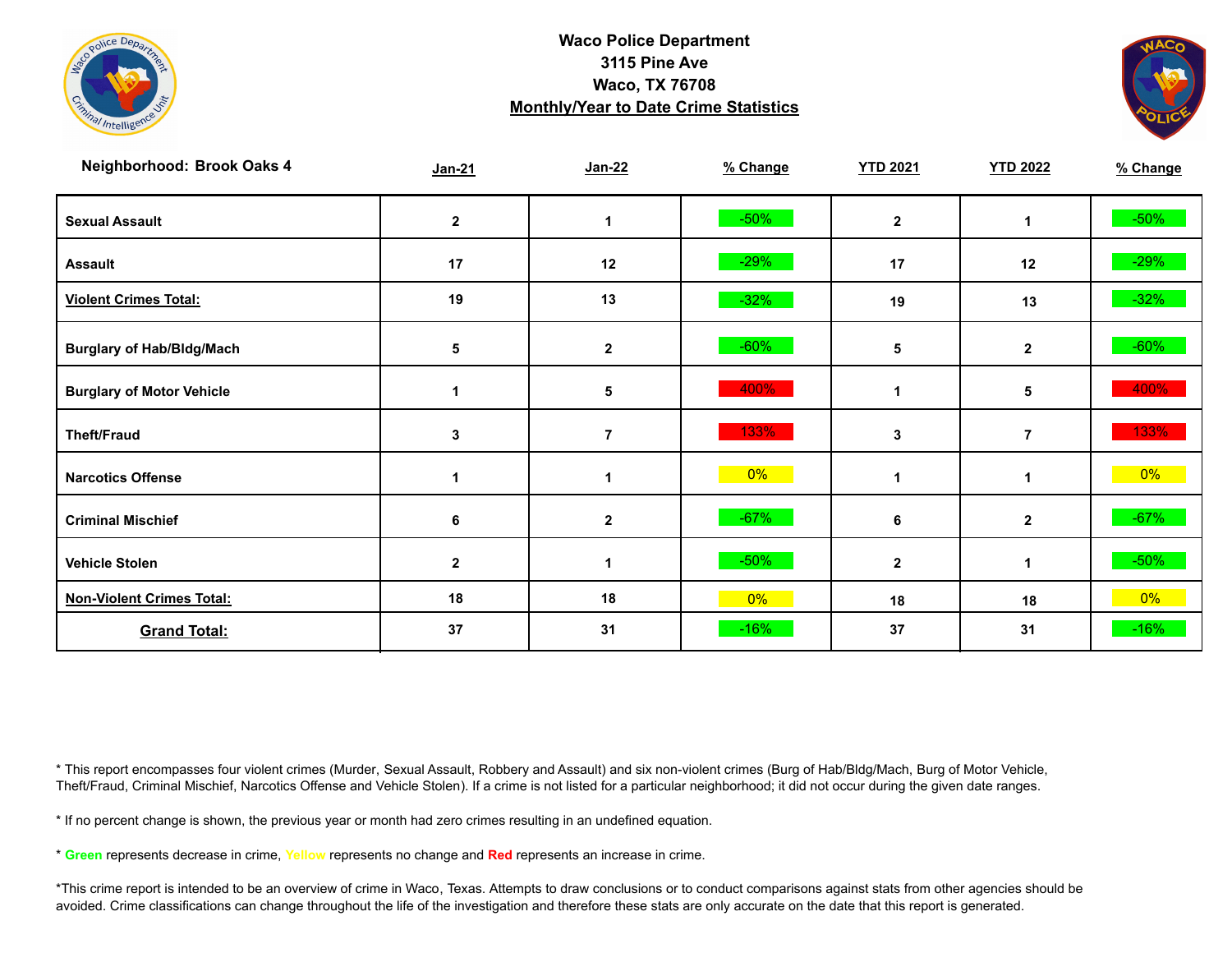**Waco Police Department**
**3115 Pine Ave**
**Waco, TX 76708**
**Monthly/Year to Date Crime Statistics**

| Neighborhood: Brook Oaks 4 | Jan-21 | Jan-22 | % Change | YTD 2021 | YTD 2022 | % Change |
|---|---|---|---|---|---|---|
| Sexual Assault | 2 | 1 | -50% | 2 | 1 | -50% |
| Assault | 17 | 12 | -29% | 17 | 12 | -29% |
| Violent Crimes Total: | 19 | 13 | -32% | 19 | 13 | -32% |
| Burglary of Hab/Bldg/Mach | 5 | 2 | -60% | 5 | 2 | -60% |
| Burglary of Motor Vehicle | 1 | 5 | 400% | 1 | 5 | 400% |
| Theft/Fraud | 3 | 7 | 133% | 3 | 7 | 133% |
| Narcotics Offense | 1 | 1 | 0% | 1 | 1 | 0% |
| Criminal Mischief | 6 | 2 | -67% | 6 | 2 | -67% |
| Vehicle Stolen | 2 | 1 | -50% | 2 | 1 | -50% |
| Non-Violent Crimes Total: | 18 | 18 | 0% | 18 | 18 | 0% |
| Grand Total: | 37 | 31 | -16% | 37 | 31 | -16% |

* This report encompasses four violent crimes (Murder, Sexual Assault, Robbery and Assault) and six non-violent crimes (Burg of Hab/Bldg/Mach, Burg of Motor Vehicle, Theft/Fraud, Criminal Mischief, Narcotics Offense and Vehicle Stolen). If a crime is not listed for a particular neighborhood; it did not occur during the given date ranges.

* If no percent change is shown, the previous year or month had zero crimes resulting in an undefined equation.

* **Green** represents decrease in crime, Yellow represents no change and **Red** represents an increase in crime.

*This crime report is intended to be an overview of crime in Waco, Texas. Attempts to draw conclusions or to conduct comparisons against stats from other agencies should be avoided. Crime classifications can change throughout the life of the investigation and therefore these stats are only accurate on the date that this report is generated.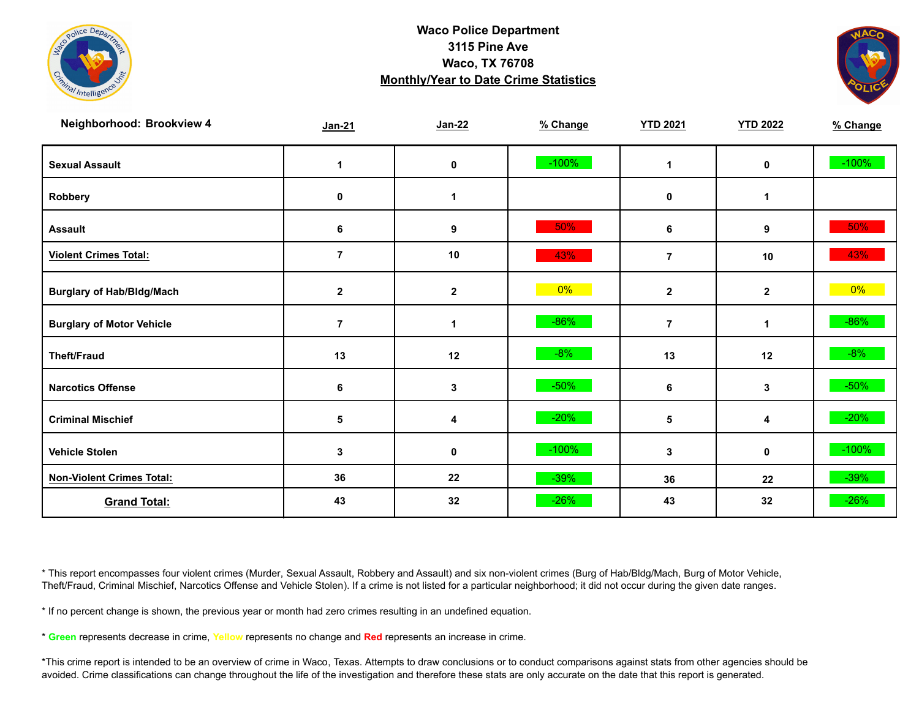**Waco Police Department**
**3115 Pine Ave**
**Waco, TX 76708**
**Monthly/Year to Date Crime Statistics**

| Neighborhood: Brookview 4 | Jan-21 | Jan-22 | % Change | YTD 2021 | YTD 2022 | % Change |
|---|---|---|---|---|---|---|
| **Sexual Assault** | 1 | 0 | -100% | 1 | 0 | -100% |
| **Robbery** | 0 | 1 | | 0 | 1 | |
| **Assault** | 6 | 9 | 50% | 6 | 9 | 50% |
| **Violent Crimes Total:** | 7 | 10 | 43% | 7 | 10 | 43% |
| **Burglary of Hab/Bldg/Mach** | 2 | 2 | 0% | 2 | 2 | 0% |
| **Burglary of Motor Vehicle** | 7 | 1 | -86% | 7 | 1 | -86% |
| **Theft/Fraud** | 13 | 12 | -8% | 13 | 12 | -8% |
| **Narcotics Offense** | 6 | 3 | -50% | 6 | 3 | -50% |
| **Criminal Mischief** | 5 | 4 | -20% | 5 | 4 | -20% |
| **Vehicle Stolen** | 3 | 0 | -100% | 3 | 0 | -100% |
| **Non-Violent Crimes Total:** | 36 | 22 | -39% | 36 | 22 | -39% |
| **Grand Total:** | 43 | 32 | -26% | 43 | 32 | -26% |

* This report encompasses four violent crimes (Murder, Sexual Assault, Robbery and Assault) and six non-violent crimes (Burg of Hab/Bldg/Mach, Burg of Motor Vehicle, Theft/Fraud, Criminal Mischief, Narcotics Offense and Vehicle Stolen). If a crime is not listed for a particular neighborhood; it did not occur during the given date ranges.

* If no percent change is shown, the previous year or month had zero crimes resulting in an undefined equation.

* **Green** represents decrease in crime, Yellow represents no change and **Red** represents an increase in crime.

*This crime report is intended to be an overview of crime in Waco, Texas. Attempts to draw conclusions or to conduct comparisons against stats from other agencies should be avoided. Crime classifications can change throughout the life of the investigation and therefore these stats are only accurate on the date that this report is generated.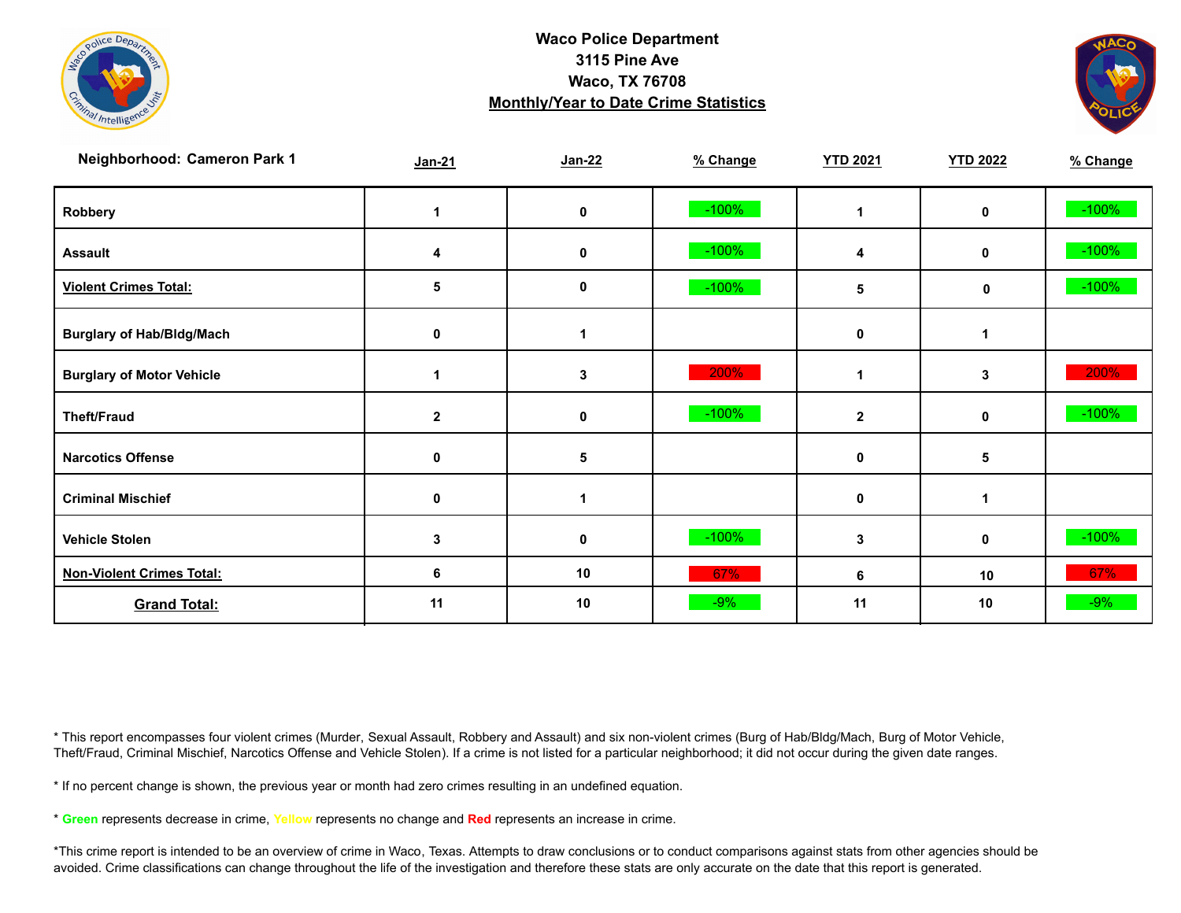# Waco Police Department

**3115 Pine Ave**
**Waco, TX 76708**
**Monthly/Year to Date Crime Statistics**

| Neighborhood: Cameron Park 1 | Jan-21 | Jan-22 | % Change | YTD 2021 | YTD 2022 | % Change |
|---|---|---|---|---|---|---|
| Robbery | 1 | 0 | -100% | 1 | 0 | -100% |
| Assault | 4 | 0 | -100% | 4 | 0 | -100% |
| **Violent Crimes Total:** | 5 | 0 | -100% | 5 | 0 | -100% |
| Burglary of Hab/Bldg/Mach | 0 | 1 | | 0 | 1 | |
| Burglary of Motor Vehicle | 1 | 3 | 200% | 1 | 3 | 200% |
| Theft/Fraud | 2 | 0 | -100% | 2 | 0 | -100% |
| Narcotics Offense | 0 | 5 | | 0 | 5 | |
| Criminal Mischief | 0 | 1 | | 0 | 1 | |
| Vehicle Stolen | 3 | 0 | -100% | 3 | 0 | -100% |
| **Non-Violent Crimes Total:** | 6 | 10 | 67% | 6 | 10 | 67% |
| **Grand Total:** | 11 | 10 | -9% | 11 | 10 | -9% |

* This report encompasses four violent crimes (Murder, Sexual Assault, Robbery and Assault) and six non-violent crimes (Burg of Hab/Bldg/Mach, Burg of Motor Vehicle, Theft/Fraud, Criminal Mischief, Narcotics Offense and Vehicle Stolen). If a crime is not listed for a particular neighborhood; it did not occur during the given date ranges.

* If no percent change is shown, the previous year or month had zero crimes resulting in an undefined equation.

* Green represents decrease in crime, Yellow represents no change and Red represents an increase in crime.

*This crime report is intended to be an overview of crime in Waco, Texas. Attempts to draw conclusions or to conduct comparisons against stats from other agencies should be avoided. Crime classifications can change throughout the life of the investigation and therefore these stats are only accurate on the date that this report is generated.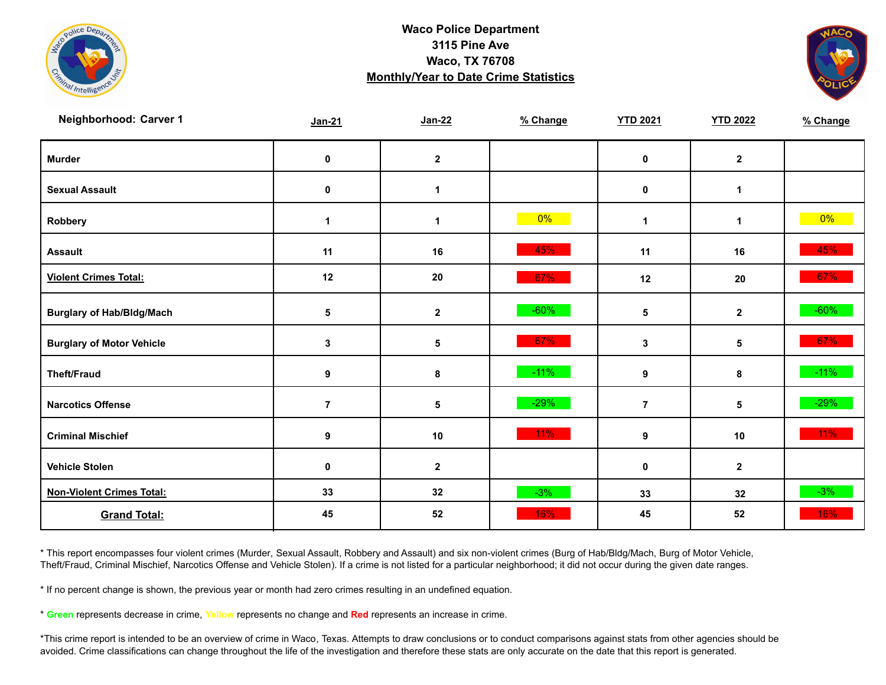# Waco Police Department
## 3115 Pine Ave
## Waco, TX 76708
## Monthly/Year to Date Crime Statistics

| Neighborhood: Carver 1 | Jan-21 | Jan-22 | % Change | YTD 2021 | YTD 2022 | % Change |
|---|---|---|---|---|---|---|
| Murder | 0 | 2 | | 0 | 2 | |
| Sexual Assault | 0 | 1 | | 0 | 1 | |
| Robbery | 1 | 1 | 0% | 1 | 1 | 0% |
| Assault | 11 | 16 | 45% | 11 | 16 | 45% |
| Violent Crimes Total: | 12 | 20 | 67% | 12 | 20 | 67% |
| Burglary of Hab/Bldg/Mach | 5 | 2 | -60% | 5 | 2 | -60% |
| Burglary of Motor Vehicle | 3 | 5 | 67% | 3 | 5 | 67% |
| Theft/Fraud | 9 | 8 | -11% | 9 | 8 | -11% |
| Narcotics Offense | 7 | 5 | -29% | 7 | 5 | -29% |
| Criminal Mischief | 9 | 10 | 11% | 9 | 10 | 11% |
| Vehicle Stolen | 0 | 2 | | 0 | 2 | |
| Non-Violent Crimes Total: | 33 | 32 | -3% | 33 | 32 | -3% |
| Grand Total: | 45 | 52 | 16% | 45 | 52 | 16% |

* This report encompasses four violent crimes (Murder, Sexual Assault, Robbery and Assault) and six non-violent crimes (Burg of Hab/Bldg/Mach, Burg of Motor Vehicle, Theft/Fraud, Criminal Mischief, Narcotics Offense and Vehicle Stolen). If a crime is not listed for a particular neighborhood; it did not occur during the given date ranges.

* If no percent change is shown, the previous year or month had zero crimes resulting in an undefined equation.

* Green represents decrease in crime, Yellow represents no change and Red represents an increase in crime.

*This crime report is intended to be an overview of crime in Waco, Texas. Attempts to draw conclusions or to conduct comparisons against stats from other agencies should be avoided. Crime classifications can change throughout the life of the investigation and therefore these stats are only accurate on the date that this report is generated.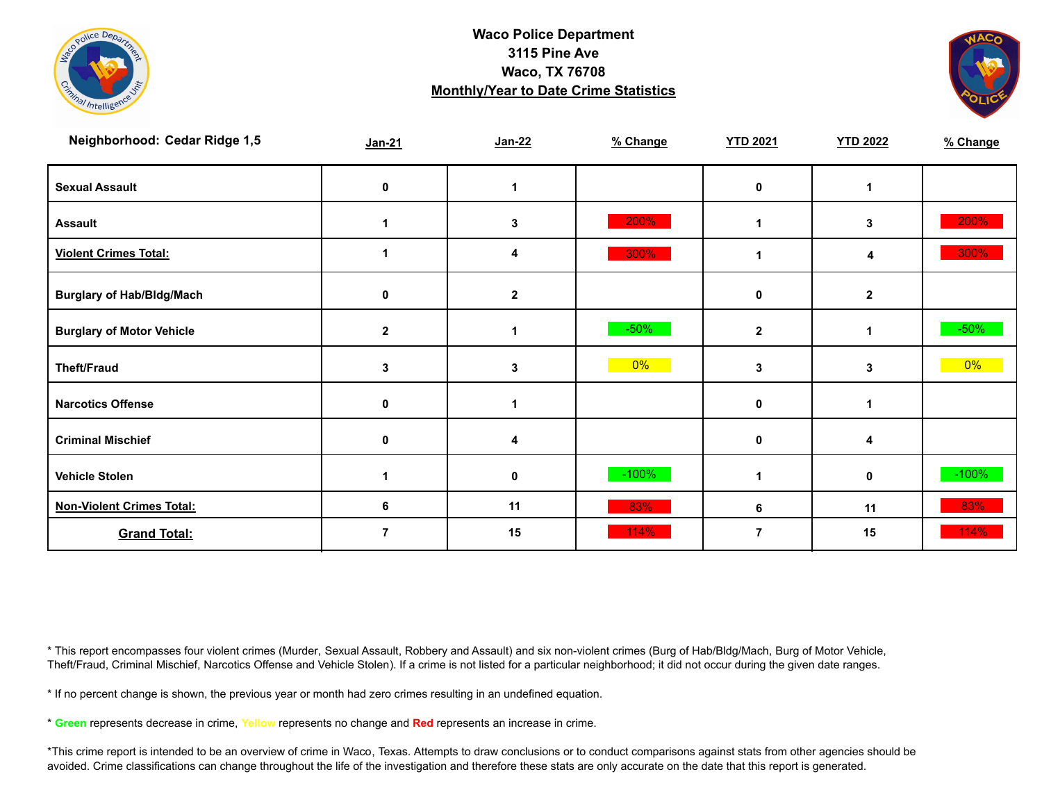**Waco Police Department**
**3115 Pine Ave**
**Waco, TX 76708**
**Monthly/Year to Date Crime Statistics**

| Neighborhood: Cedar Ridge 1,5 | Jan-21 | Jan-22 | % Change | YTD 2021 | YTD 2022 | % Change |
|---|---|---|---|---|---|---|
| Sexual Assault | 0 | 1 | | 0 | 1 | |
| Assault | 1 | 3 | 200% | 1 | 3 | 200% |
| Violent Crimes Total: | 1 | 4 | 300% | 1 | 4 | 300% |
| Burglary of Hab/Bldg/Mach | 0 | 2 | | 0 | 2 | |
| Burglary of Motor Vehicle | 2 | 1 | -50% | 2 | 1 | -50% |
| Theft/Fraud | 3 | 3 | 0% | 3 | 3 | 0% |
| Narcotics Offense | 0 | 1 | | 0 | 1 | |
| Criminal Mischief | 0 | 4 | | 0 | 4 | |
| Vehicle Stolen | 1 | 0 | -100% | 1 | 0 | -100% |
| Non-Violent Crimes Total: | 6 | 11 | 83% | 6 | 11 | 83% |
| Grand Total: | 7 | 15 | 114% | 7 | 15 | 114% |

* This report encompasses four violent crimes (Murder, Sexual Assault, Robbery and Assault) and six non-violent crimes (Burg of Hab/Bldg/Mach, Burg of Motor Vehicle, Theft/Fraud, Criminal Mischief, Narcotics Offense and Vehicle Stolen). If a crime is not listed for a particular neighborhood; it did not occur during the given date ranges.

* If no percent change is shown, the previous year or month had zero crimes resulting in an undefined equation.

* **Green** represents decrease in crime, Yellow represents no change and **Red** represents an increase in crime.

*This crime report is intended to be an overview of crime in Waco, Texas. Attempts to draw conclusions or to conduct comparisons against stats from other agencies should be avoided. Crime classifications can change throughout the life of the investigation and therefore these stats are only accurate on the date that this report is generated.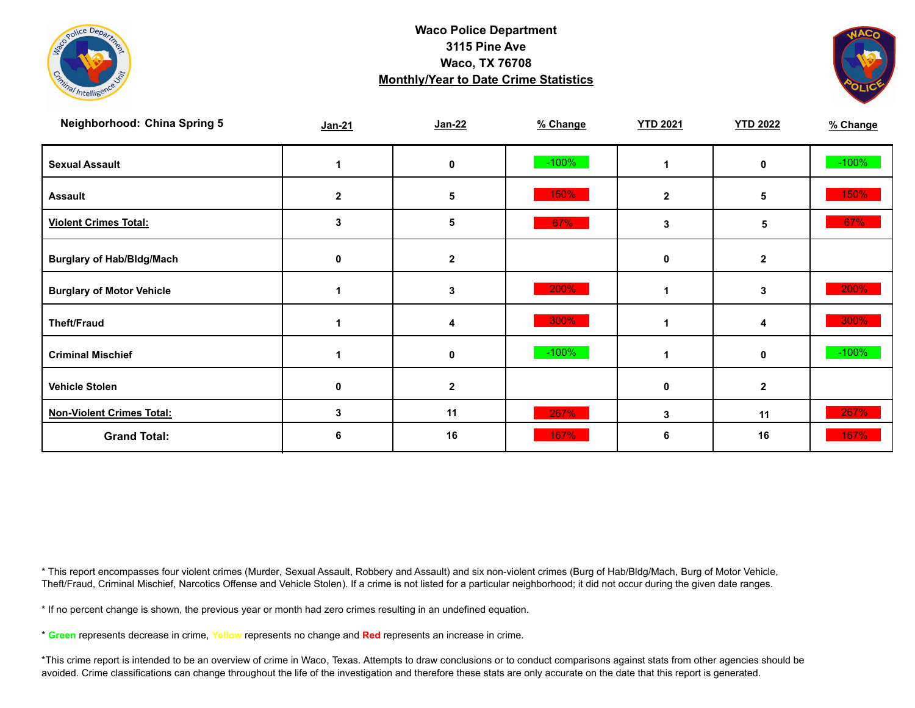**Waco Police Department**
**3115 Pine Ave**
**Waco, TX 76708**
**Monthly/Year to Date Crime Statistics**

| Neighborhood: China Spring 5 | Jan-21 | Jan-22 | % Change | YTD 2021 | YTD 2022 | % Change |
|---|---|---|---|---|---|---|
| Sexual Assault | 1 | 0 | -100% | 1 | 0 | -100% |
| Assault | 2 | 5 | 150% | 2 | 5 | 150% |
| Violent Crimes Total: | 3 | 5 | 67% | 3 | 5 | 67% |
| Burglary of Hab/Bldg/Mach | 0 | 2 | | 0 | 2 | |
| Burglary of Motor Vehicle | 1 | 3 | 200% | 1 | 3 | 200% |
| Theft/Fraud | 1 | 4 | 300% | 1 | 4 | 300% |
| Criminal Mischief | 1 | 0 | -100% | 1 | 0 | -100% |
| Vehicle Stolen | 0 | 2 | | 0 | 2 | |
| Non-Violent Crimes Total: | 3 | 11 | 267% | 3 | 11 | 267% |
| Grand Total: | 6 | 16 | 167% | 6 | 16 | 167% |

* This report encompasses four violent crimes (Murder, Sexual Assault, Robbery and Assault) and six non-violent crimes (Burg of Hab/Bldg/Mach, Burg of Motor Vehicle, Theft/Fraud, Criminal Mischief, Narcotics Offense and Vehicle Stolen). If a crime is not listed for a particular neighborhood; it did not occur during the given date ranges.

* If no percent change is shown, the previous year or month had zero crimes resulting in an undefined equation.

* Green represents decrease in crime, Yellow represents no change and Red represents an increase in crime.

*This crime report is intended to be an overview of crime in Waco, Texas. Attempts to draw conclusions or to conduct comparisons against stats from other agencies should be avoided. Crime classifications can change throughout the life of the investigation and therefore these stats are only accurate on the date that this report is generated.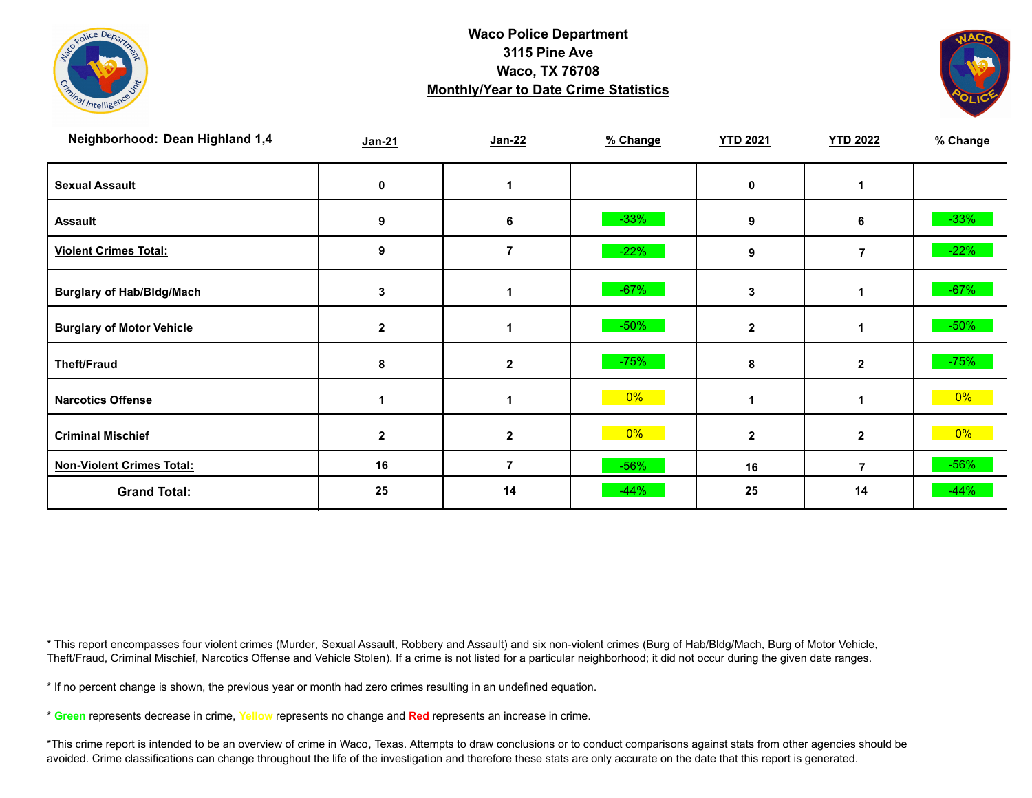**Waco Police Department**
**3115 Pine Ave**
**Waco, TX 76708**
**Monthly/Year to Date Crime Statistics**

| Neighborhood: Dean Highland 1,4 | Jan-21 | Jan-22 | % Change | YTD 2021 | YTD 2022 | % Change |
|---|---|---|---|---|---|---|
| Sexual Assault | 0 | 1 | | 0 | 1 | |
| Assault | 9 | 6 | -33% | 9 | 6 | -33% |
| Violent Crimes Total: | 9 | 7 | -22% | 9 | 7 | -22% |
| Burglary of Hab/Bldg/Mach | 3 | 1 | -67% | 3 | 1 | -67% |
| Burglary of Motor Vehicle | 2 | 1 | -50% | 2 | 1 | -50% |
| Theft/Fraud | 8 | 2 | -75% | 8 | 2 | -75% |
| Narcotics Offense | 1 | 1 | 0% | 1 | 1 | 0% |
| Criminal Mischief | 2 | 2 | 0% | 2 | 2 | 0% |
| Non-Violent Crimes Total: | 16 | 7 | -56% | 16 | 7 | -56% |
| Grand Total: | 25 | 14 | -44% | 25 | 14 | -44% |

* This report encompasses four violent crimes (Murder, Sexual Assault, Robbery and Assault) and six non-violent crimes (Burg of Hab/Bldg/Mach, Burg of Motor Vehicle, Theft/Fraud, Criminal Mischief, Narcotics Offense and Vehicle Stolen). If a crime is not listed for a particular neighborhood; it did not occur during the given date ranges.

* If no percent change is shown, the previous year or month had zero crimes resulting in an undefined equation.

* Green represents decrease in crime, Yellow represents no change and Red represents an increase in crime.

*This crime report is intended to be an overview of crime in Waco, Texas. Attempts to draw conclusions or to conduct comparisons against stats from other agencies should be avoided. Crime classifications can change throughout the life of the investigation and therefore these stats are only accurate on the date that this report is generated.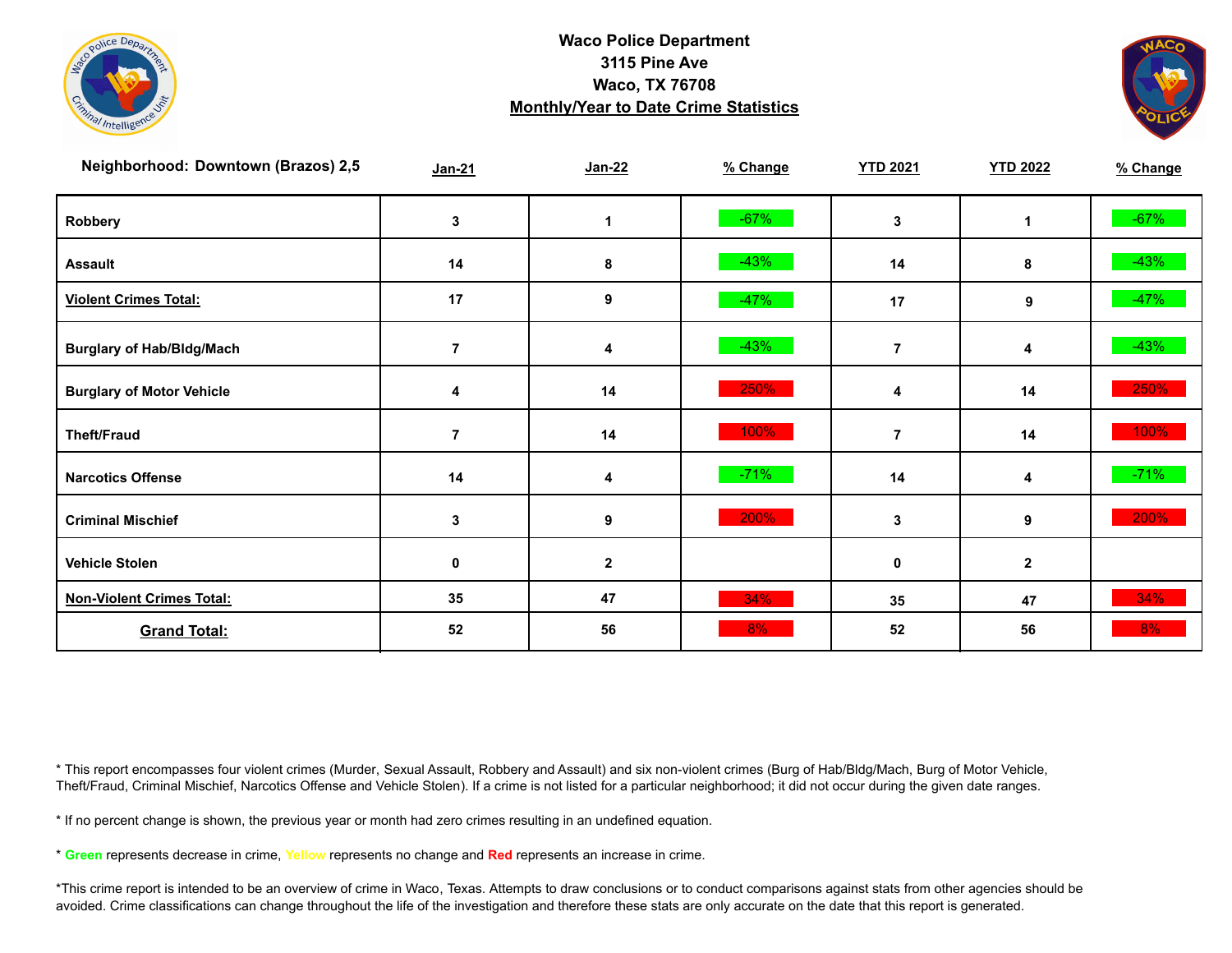**Waco Police Department**
**3115 Pine Ave**
**Waco, TX 76708**
**Monthly/Year to Date Crime Statistics**

| Neighborhood: Downtown (Brazos) 2,5 | Jan-21 | Jan-22 | % Change | YTD 2021 | YTD 2022 | % Change |
|---|---|---|---|---|---|---|
| Robbery | 3 | 1 | -67% | 3 | 1 | -67% |
| Assault | 14 | 8 | -43% | 14 | 8 | -43% |
| **Violent Crimes Total:** | 17 | 9 | -47% | 17 | 9 | -47% |
| Burglary of Hab/Bldg/Mach | 7 | 4 | -43% | 7 | 4 | -43% |
| Burglary of Motor Vehicle | 4 | 14 | 250% | 4 | 14 | 250% |
| Theft/Fraud | 7 | 14 | 100% | 7 | 14 | 100% |
| Narcotics Offense | 14 | 4 | -71% | 14 | 4 | -71% |
| Criminal Mischief | 3 | 9 | 200% | 3 | 9 | 200% |
| Vehicle Stolen | 0 | 2 | | 0 | 2 | |
| **Non-Violent Crimes Total:** | 35 | 47 | 34% | 35 | 47 | 34% |
| **Grand Total:** | 52 | 56 | 8% | 52 | 56 | 8% |

* This report encompasses four violent crimes (Murder, Sexual Assault, Robbery and Assault) and six non-violent crimes (Burg of Hab/Bldg/Mach, Burg of Motor Vehicle, Theft/Fraud, Criminal Mischief, Narcotics Offense and Vehicle Stolen). If a crime is not listed for a particular neighborhood; it did not occur during the given date ranges.

* If no percent change is shown, the previous year or month had zero crimes resulting in an undefined equation.

* **Green** represents decrease in crime, Yellow represents no change and **Red** represents an increase in crime.

*This crime report is intended to be an overview of crime in Waco, Texas. Attempts to draw conclusions or to conduct comparisons against stats from other agencies should be avoided. Crime classifications can change throughout the life of the investigation and therefore these stats are only accurate on the date that this report is generated.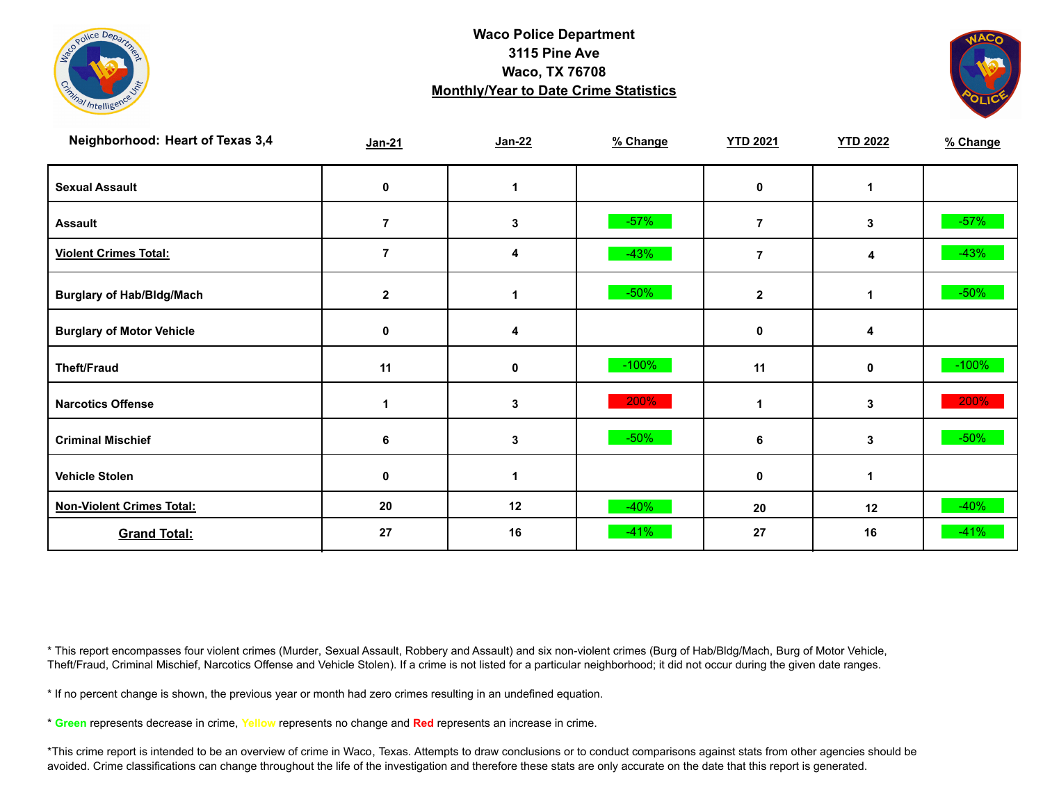**Waco Police Department**
**3115 Pine Ave**
**Waco, TX 76708**
**Monthly/Year to Date Crime Statistics**

| Neighborhood: Heart of Texas 3,4 | Jan-21 | Jan-22 | % Change | YTD 2021 | YTD 2022 | % Change |
|---|---|---|---|---|---|---|
| Sexual Assault | 0 | 1 | | 0 | 1 | |
| Assault | 7 | 3 | -57% | 7 | 3 | -57% |
| Violent Crimes Total: | 7 | 4 | -43% | 7 | 4 | -43% |
| Burglary of Hab/Bldg/Mach | 2 | 1 | -50% | 2 | 1 | -50% |
| Burglary of Motor Vehicle | 0 | 4 | | 0 | 4 | |
| Theft/Fraud | 11 | 0 | -100% | 11 | 0 | -100% |
| Narcotics Offense | 1 | 3 | 200% | 1 | 3 | 200% |
| Criminal Mischief | 6 | 3 | -50% | 6 | 3 | -50% |
| Vehicle Stolen | 0 | 1 | | 0 | 1 | |
| Non-Violent Crimes Total: | 20 | 12 | -40% | 20 | 12 | -40% |
| Grand Total: | 27 | 16 | -41% | 27 | 16 | -41% |

* This report encompasses four violent crimes (Murder, Sexual Assault, Robbery and Assault) and six non-violent crimes (Burg of Hab/Bldg/Mach, Burg of Motor Vehicle, Theft/Fraud, Criminal Mischief, Narcotics Offense and Vehicle Stolen). If a crime is not listed for a particular neighborhood; it did not occur during the given date ranges.

* If no percent change is shown, the previous year or month had zero crimes resulting in an undefined equation.

* Green represents decrease in crime, Yellow represents no change and Red represents an increase in crime.

*This crime report is intended to be an overview of crime in Waco, Texas. Attempts to draw conclusions or to conduct comparisons against stats from other agencies should be avoided. Crime classifications can change throughout the life of the investigation and therefore these stats are only accurate on the date that this report is generated.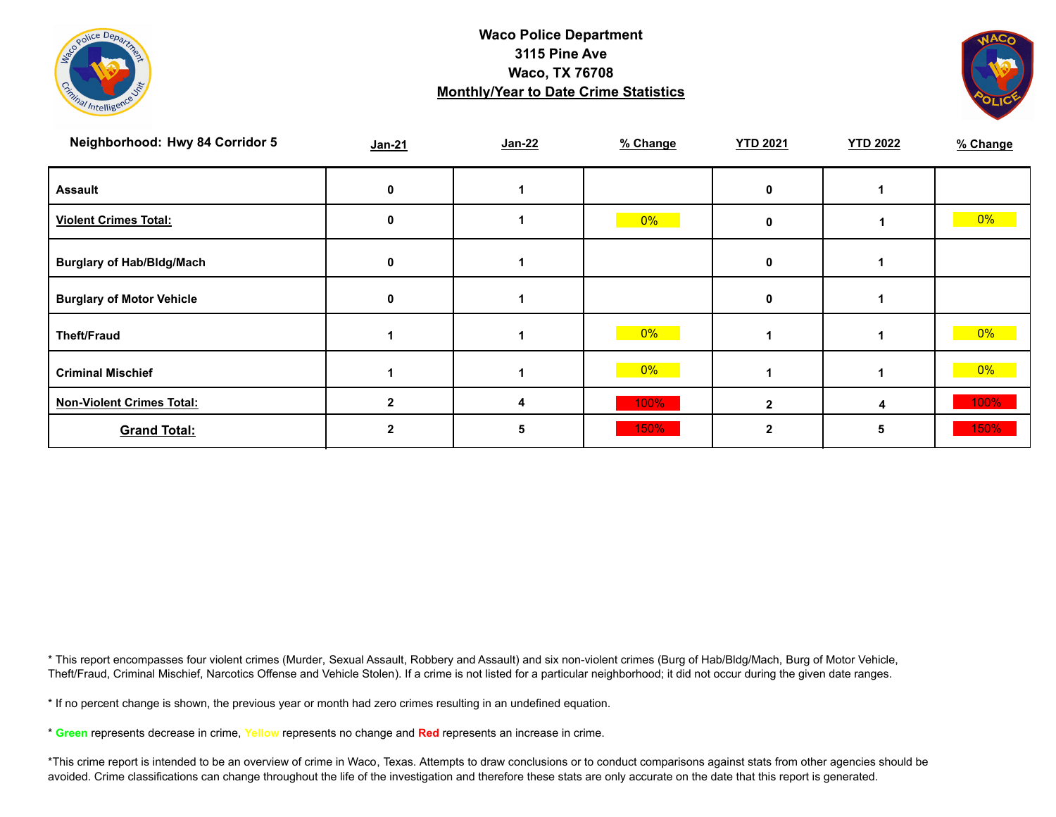**Waco Police Department**
**3115 Pine Ave**
**Waco, TX 76708**
**Monthly/Year to Date Crime Statistics**

| Neighborhood: Hwy 84 Corridor 5 | Jan-21 | Jan-22 | % Change | YTD 2021 | YTD 2022 | % Change |
|---|---|---|---|---|---|---|
| Assault | 0 | 1 | | 0 | 1 | |
| Violent Crimes Total: | 0 | 1 | 0% | 0 | 1 | 0% |
| Burglary of Hab/Bldg/Mach | 0 | 1 | | 0 | 1 | |
| Burglary of Motor Vehicle | 0 | 1 | | 0 | 1 | |
| Theft/Fraud | 1 | 1 | 0% | 1 | 1 | 0% |
| Criminal Mischief | 1 | 1 | 0% | 1 | 1 | 0% |
| Non-Violent Crimes Total: | 2 | 4 | 100% | 2 | 4 | 100% |
| Grand Total: | 2 | 5 | 150% | 2 | 5 | 150% |

* This report encompasses four violent crimes (Murder, Sexual Assault, Robbery and Assault) and six non-violent crimes (Burg of Hab/Bldg/Mach, Burg of Motor Vehicle, Theft/Fraud, Criminal Mischief, Narcotics Offense and Vehicle Stolen). If a crime is not listed for a particular neighborhood; it did not occur during the given date ranges.

* If no percent change is shown, the previous year or month had zero crimes resulting in an undefined equation.

* Green represents decrease in crime, Yellow represents no change and Red represents an increase in crime.

*This crime report is intended to be an overview of crime in Waco, Texas. Attempts to draw conclusions or to conduct comparisons against stats from other agencies should be avoided. Crime classifications can change throughout the life of the investigation and therefore these stats are only accurate on the date that this report is generated.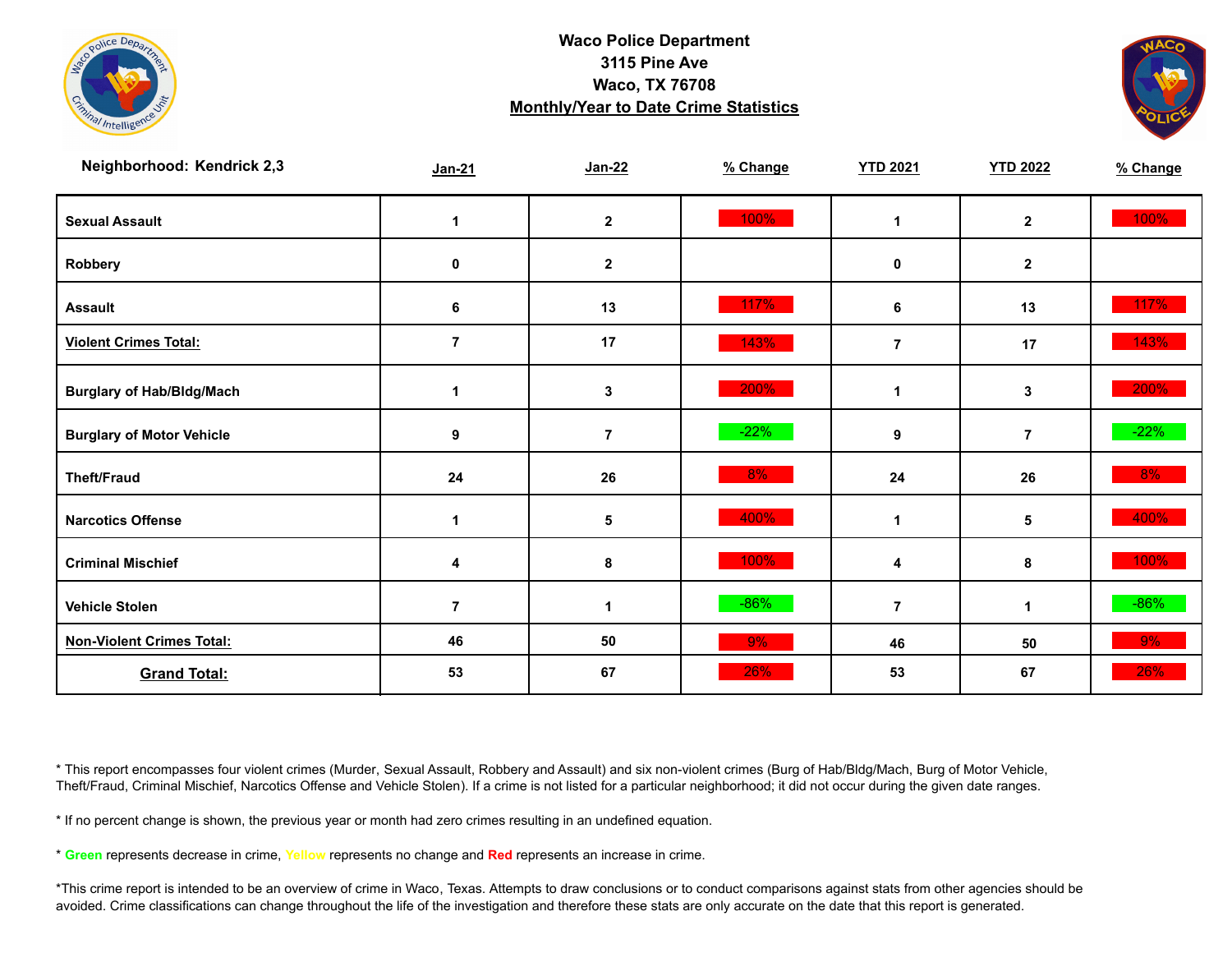**Waco Police Department**
**3115 Pine Ave**
**Waco, TX 76708**
**Monthly/Year to Date Crime Statistics**

**Neighborhood: Kendrick 2,3**

| | Jan-21 | Jan-22 | % Change | YTD 2021 | YTD 2022 | % Change |
|---|---|---|---|---|---|---|
| **Sexual Assault** | 1 | 2 | 100% | 1 | 2 | 100% |
| **Robbery** | 0 | 2 | | 0 | 2 | |
| **Assault** | 6 | 13 | 117% | 6 | 13 | 117% |
| **Violent Crimes Total:** | 7 | 17 | 143% | 7 | 17 | 143% |
| **Burglary of Hab/Bldg/Mach** | 1 | 3 | 200% | 1 | 3 | 200% |
| **Burglary of Motor Vehicle** | 9 | 7 | -22% | 9 | 7 | -22% |
| **Theft/Fraud** | 24 | 26 | 8% | 24 | 26 | 8% |
| **Narcotics Offense** | 1 | 5 | 400% | 1 | 5 | 400% |
| **Criminal Mischief** | 4 | 8 | 100% | 4 | 8 | 100% |
| **Vehicle Stolen** | 7 | 1 | -86% | 7 | 1 | -86% |
| **Non-Violent Crimes Total:** | 46 | 50 | 9% | 46 | 50 | 9% |
| **Grand Total:** | 53 | 67 | 26% | 53 | 67 | 26% |

* This report encompasses four violent crimes (Murder, Sexual Assault, Robbery and Assault) and six non-violent crimes (Burg of Hab/Bldg/Mach, Burg of Motor Vehicle, Theft/Fraud, Criminal Mischief, Narcotics Offense and Vehicle Stolen). If a crime is not listed for a particular neighborhood; it did not occur during the given date ranges.

* If no percent change is shown, the previous year or month had zero crimes resulting in an undefined equation.

* **Green** represents decrease in crime, Yellow represents no change and **Red** represents an increase in crime.

*This crime report is intended to be an overview of crime in Waco, Texas. Attempts to draw conclusions or to conduct comparisons against stats from other agencies should be avoided. Crime classifications can change throughout the life of the investigation and therefore these stats are only accurate on the date that this report is generated.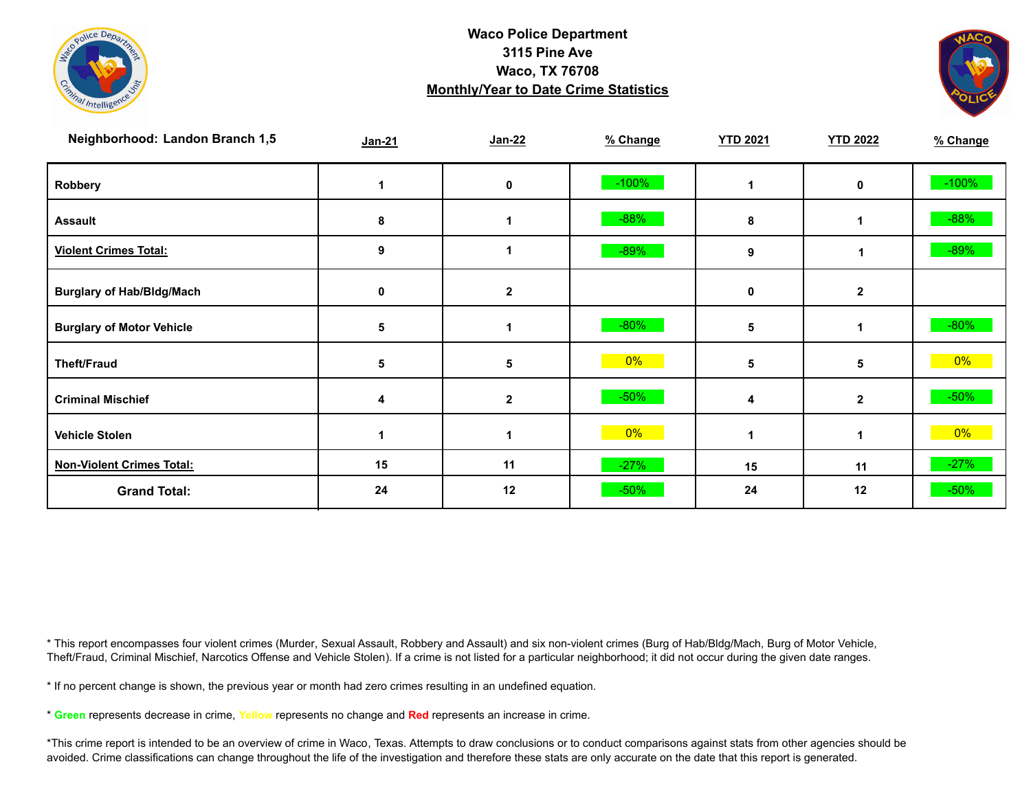**Waco Police Department**
**3115 Pine Ave**
**Waco, TX 76708**
**Monthly/Year to Date Crime Statistics**

| Neighborhood: Landon Branch 1,5 | Jan-21 | Jan-22 | % Change | YTD 2021 | YTD 2022 | % Change |
|---|---|---|---|---|---|---|
| Robbery | 1 | 0 | -100% | 1 | 0 | -100% |
| Assault | 8 | 1 | -88% | 8 | 1 | -88% |
| Violent Crimes Total: | 9 | 1 | -89% | 9 | 1 | -89% |
| Burglary of Hab/Bldg/Mach | 0 | 2 | | 0 | 2 | |
| Burglary of Motor Vehicle | 5 | 1 | -80% | 5 | 1 | -80% |
| Theft/Fraud | 5 | 5 | 0% | 5 | 5 | 0% |
| Criminal Mischief | 4 | 2 | -50% | 4 | 2 | -50% |
| Vehicle Stolen | 1 | 1 | 0% | 1 | 1 | 0% |
| Non-Violent Crimes Total: | 15 | 11 | -27% | 15 | 11 | -27% |
| Grand Total: | 24 | 12 | -50% | 24 | 12 | -50% |

* This report encompasses four violent crimes (Murder, Sexual Assault, Robbery and Assault) and six non-violent crimes (Burg of Hab/Bldg/Mach, Burg of Motor Vehicle, Theft/Fraud, Criminal Mischief, Narcotics Offense and Vehicle Stolen). If a crime is not listed for a particular neighborhood; it did not occur during the given date ranges.

* If no percent change is shown, the previous year or month had zero crimes resulting in an undefined equation.

* **Green** represents decrease in crime, Yellow represents no change and **Red** represents an increase in crime.

*This crime report is intended to be an overview of crime in Waco, Texas. Attempts to draw conclusions or to conduct comparisons against stats from other agencies should be avoided. Crime classifications can change throughout the life of the investigation and therefore these stats are only accurate on the date that this report is generated.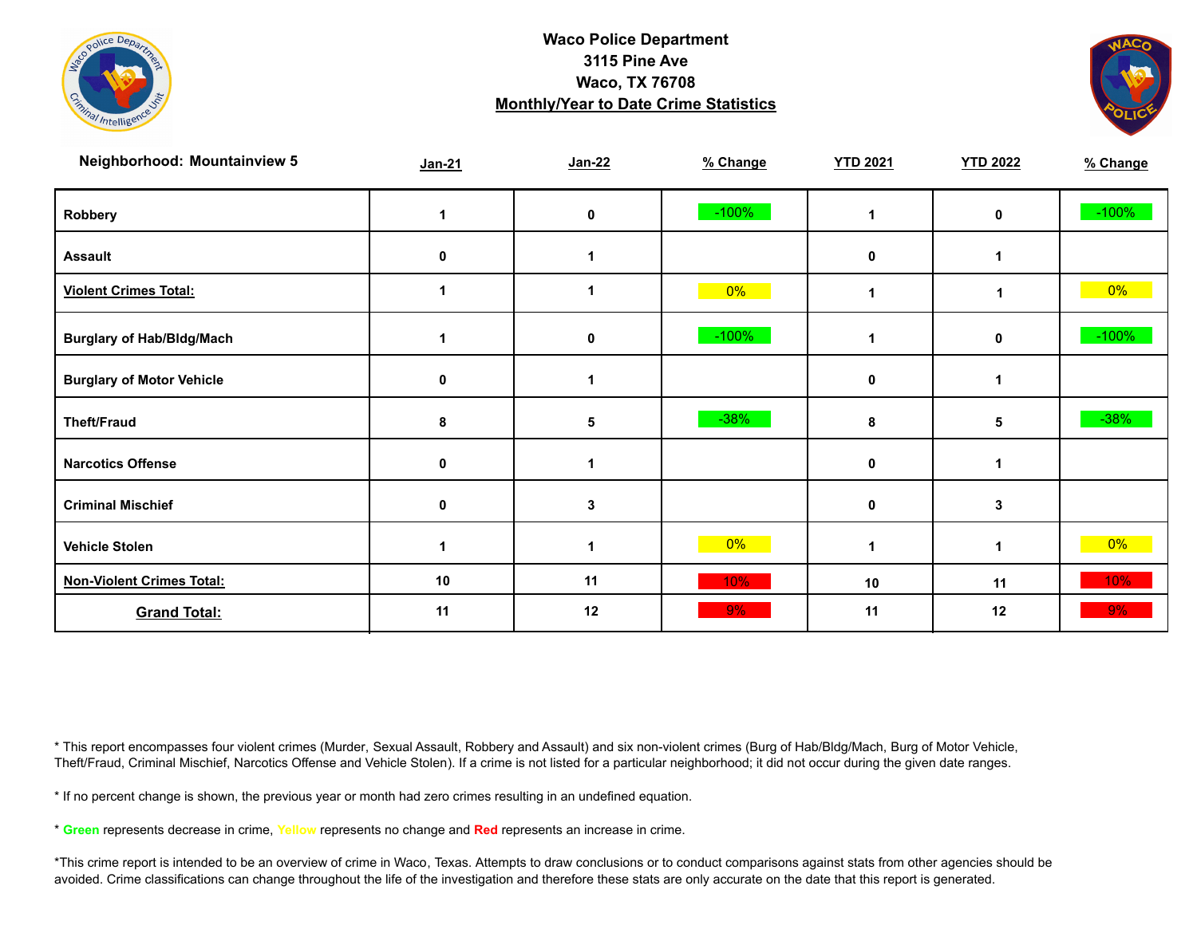**Waco Police Department**
**3115 Pine Ave**
**Waco, TX 76708**
**Monthly/Year to Date Crime Statistics**

| Neighborhood: Mountainview 5 | Jan-21 | Jan-22 | % Change | YTD 2021 | YTD 2022 | % Change |
|---|---|---|---|---|---|---|
| Robbery | 1 | 0 | -100% | 1 | 0 | -100% |
| Assault | 0 | 1 | | 0 | 1 | |
| Violent Crimes Total: | 1 | 1 | 0% | 1 | 1 | 0% |
| Burglary of Hab/Bldg/Mach | 1 | 0 | -100% | 1 | 0 | -100% |
| Burglary of Motor Vehicle | 0 | 1 | | 0 | 1 | |
| Theft/Fraud | 8 | 5 | -38% | 8 | 5 | -38% |
| Narcotics Offense | 0 | 1 | | 0 | 1 | |
| Criminal Mischief | 0 | 3 | | 0 | 3 | |
| Vehicle Stolen | 1 | 1 | 0% | 1 | 1 | 0% |
| Non-Violent Crimes Total: | 10 | 11 | 10% | 10 | 11 | 10% |
| Grand Total: | 11 | 12 | 9% | 11 | 12 | 9% |

* This report encompasses four violent crimes (Murder, Sexual Assault, Robbery and Assault) and six non-violent crimes (Burg of Hab/Bldg/Mach, Burg of Motor Vehicle, Theft/Fraud, Criminal Mischief, Narcotics Offense and Vehicle Stolen). If a crime is not listed for a particular neighborhood; it did not occur during the given date ranges.

* If no percent change is shown, the previous year or month had zero crimes resulting in an undefined equation.

* Green represents decrease in crime, Yellow represents no change and Red represents an increase in crime.

*This crime report is intended to be an overview of crime in Waco, Texas. Attempts to draw conclusions or to conduct comparisons against stats from other agencies should be avoided. Crime classifications can change throughout the life of the investigation and therefore these stats are only accurate on the date that this report is generated.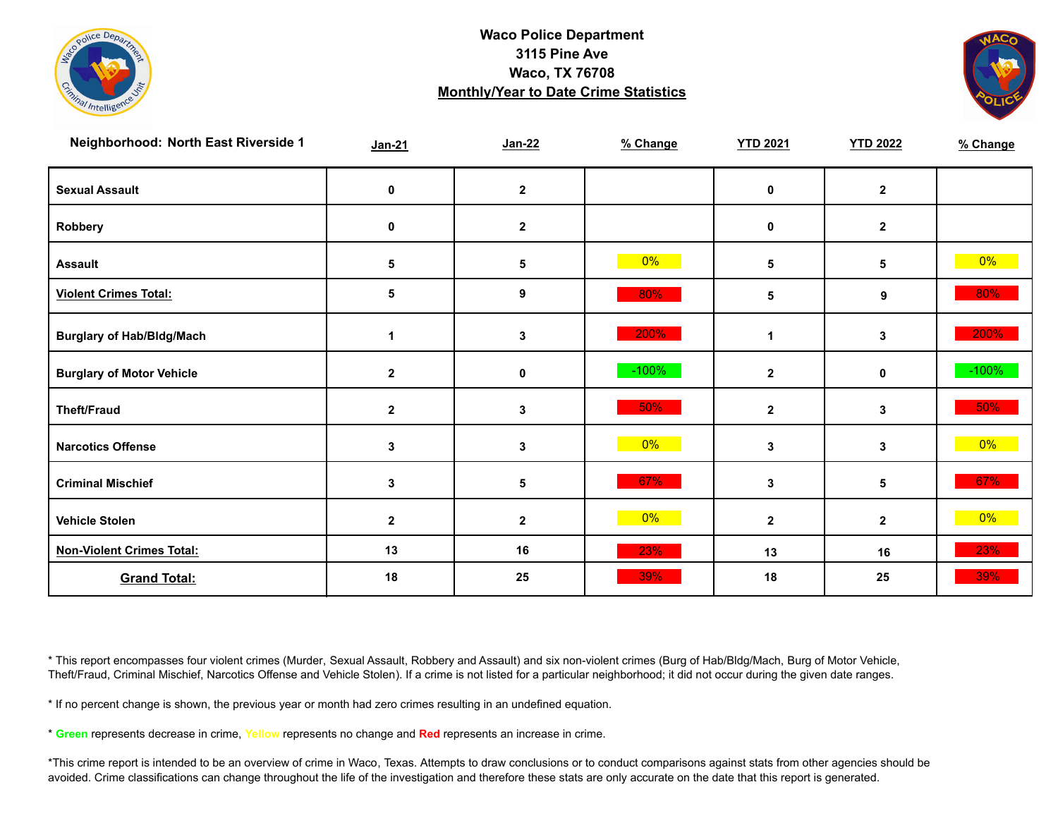**Waco Police Department**
**3115 Pine Ave**
**Waco, TX 76708**
**Monthly/Year to Date Crime Statistics**

| Neighborhood: North East Riverside 1 | Jan-21 | Jan-22 | % Change | YTD 2021 | YTD 2022 | % Change |
|---|---|---|---|---|---|---|
| Sexual Assault | 0 | 2 | | 0 | 2 | |
| Robbery | 0 | 2 | | 0 | 2 | |
| Assault | 5 | 5 | 0% | 5 | 5 | 0% |
| Violent Crimes Total: | 5 | 9 | 80% | 5 | 9 | 80% |
| Burglary of Hab/Bldg/Mach | 1 | 3 | 200% | 1 | 3 | 200% |
| Burglary of Motor Vehicle | 2 | 0 | -100% | 2 | 0 | -100% |
| Theft/Fraud | 2 | 3 | 50% | 2 | 3 | 50% |
| Narcotics Offense | 3 | 3 | 0% | 3 | 3 | 0% |
| Criminal Mischief | 3 | 5 | 67% | 3 | 5 | 67% |
| Vehicle Stolen | 2 | 2 | 0% | 2 | 2 | 0% |
| Non-Violent Crimes Total: | 13 | 16 | 23% | 13 | 16 | 23% |
| Grand Total: | 18 | 25 | 39% | 18 | 25 | 39% |

* This report encompasses four violent crimes (Murder, Sexual Assault, Robbery and Assault) and six non-violent crimes (Burg of Hab/Bldg/Mach, Burg of Motor Vehicle, Theft/Fraud, Criminal Mischief, Narcotics Offense and Vehicle Stolen). If a crime is not listed for a particular neighborhood; it did not occur during the given date ranges.

* If no percent change is shown, the previous year or month had zero crimes resulting in an undefined equation.

* Green represents decrease in crime, Yellow represents no change and Red represents an increase in crime.

*This crime report is intended to be an overview of crime in Waco, Texas. Attempts to draw conclusions or to conduct comparisons against stats from other agencies should be avoided. Crime classifications can change throughout the life of the investigation and therefore these stats are only accurate on the date that this report is generated.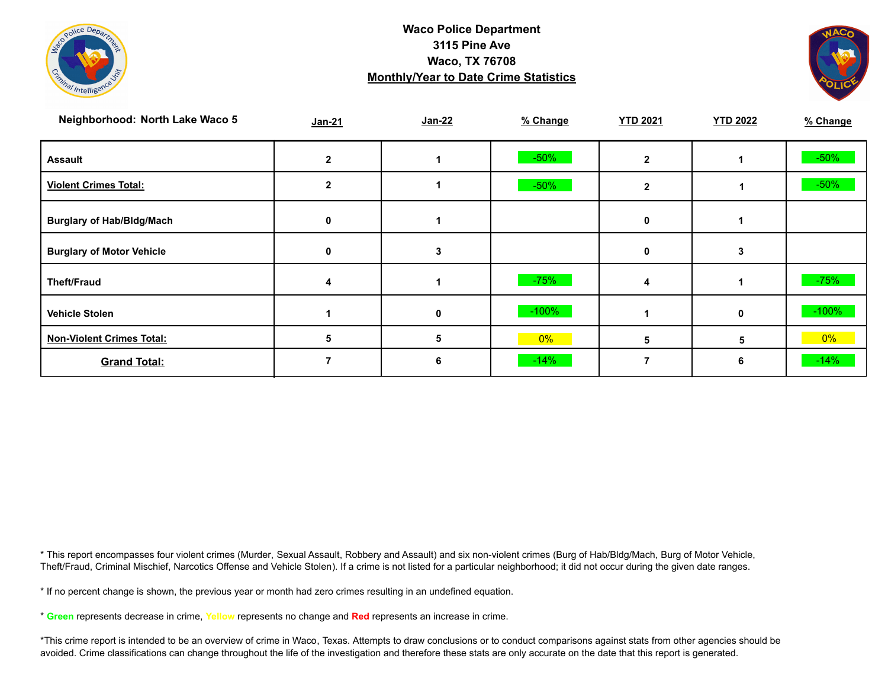**Waco Police Department**
**3115 Pine Ave**
**Waco, TX 76708**
**Monthly/Year to Date Crime Statistics**

| Neighborhood: North Lake Waco 5 | Jan-21 | Jan-22 | % Change | YTD 2021 | YTD 2022 | % Change |
|---|---|---|---|---|---|---|
| Assault | 2 | 1 | -50% | 2 | 1 | -50% |
| Violent Crimes Total: | 2 | 1 | -50% | 2 | 1 | -50% |
| Burglary of Hab/Bldg/Mach | 0 | 1 | | 0 | 1 | |
| Burglary of Motor Vehicle | 0 | 3 | | 0 | 3 | |
| Theft/Fraud | 4 | 1 | -75% | 4 | 1 | -75% |
| Vehicle Stolen | 1 | 0 | -100% | 1 | 0 | -100% |
| Non-Violent Crimes Total: | 5 | 5 | 0% | 5 | 5 | 0% |
| Grand Total: | 7 | 6 | -14% | 7 | 6 | -14% |

* This report encompasses four violent crimes (Murder, Sexual Assault, Robbery and Assault) and six non-violent crimes (Burg of Hab/Bldg/Mach, Burg of Motor Vehicle, Theft/Fraud, Criminal Mischief, Narcotics Offense and Vehicle Stolen). If a crime is not listed for a particular neighborhood; it did not occur during the given date ranges.

* If no percent change is shown, the previous year or month had zero crimes resulting in an undefined equation.

* Green represents decrease in crime, Yellow represents no change and Red represents an increase in crime.

*This crime report is intended to be an overview of crime in Waco, Texas. Attempts to draw conclusions or to conduct comparisons against stats from other agencies should be avoided. Crime classifications can change throughout the life of the investigation and therefore these stats are only accurate on the date that this report is generated.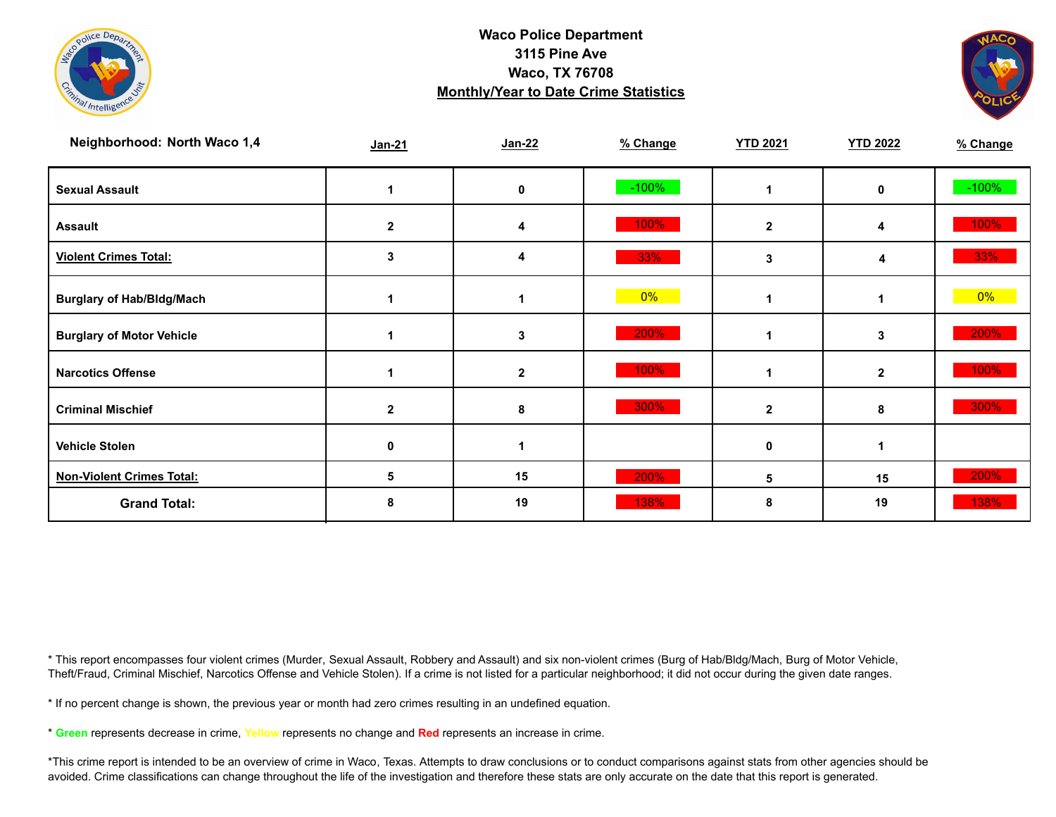**Waco Police Department**
**3115 Pine Ave**
**Waco, TX 76708**
**Monthly/Year to Date Crime Statistics**

| Neighborhood: North Waco 1,4 | Jan-21 | Jan-22 | % Change | YTD 2021 | YTD 2022 | % Change |
|---|---|---|---|---|---|---|
| **Sexual Assault** | 1 | 0 | -100% | 1 | 0 | -100% |
| **Assault** | 2 | 4 | 100% | 2 | 4 | 100% |
| **Violent Crimes Total:** | 3 | 4 | 33% | 3 | 4 | 33% |
| **Burglary of Hab/Bldg/Mach** | 1 | 1 | 0% | 1 | 1 | 0% |
| **Burglary of Motor Vehicle** | 1 | 3 | 200% | 1 | 3 | 200% |
| **Narcotics Offense** | 1 | 2 | 100% | 1 | 2 | 100% |
| **Criminal Mischief** | 2 | 8 | 300% | 2 | 8 | 300% |
| **Vehicle Stolen** | 0 | 1 | | 0 | 1 | |
| **Non-Violent Crimes Total:** | 5 | 15 | 200% | 5 | 15 | 200% |
| **Grand Total:** | 8 | 19 | 138% | 8 | 19 | 138% |

* This report encompasses four violent crimes (Murder, Sexual Assault, Robbery and Assault) and six non-violent crimes (Burg of Hab/Bldg/Mach, Burg of Motor Vehicle, Theft/Fraud, Criminal Mischief, Narcotics Offense and Vehicle Stolen). If a crime is not listed for a particular neighborhood; it did not occur during the given date ranges.

* If no percent change is shown, the previous year or month had zero crimes resulting in an undefined equation.

* **Green** represents decrease in crime, Yellow represents no change and **Red** represents an increase in crime.

*This crime report is intended to be an overview of crime in Waco, Texas. Attempts to draw conclusions or to conduct comparisons against stats from other agencies should be avoided. Crime classifications can change throughout the life of the investigation and therefore these stats are only accurate on the date that this report is generated.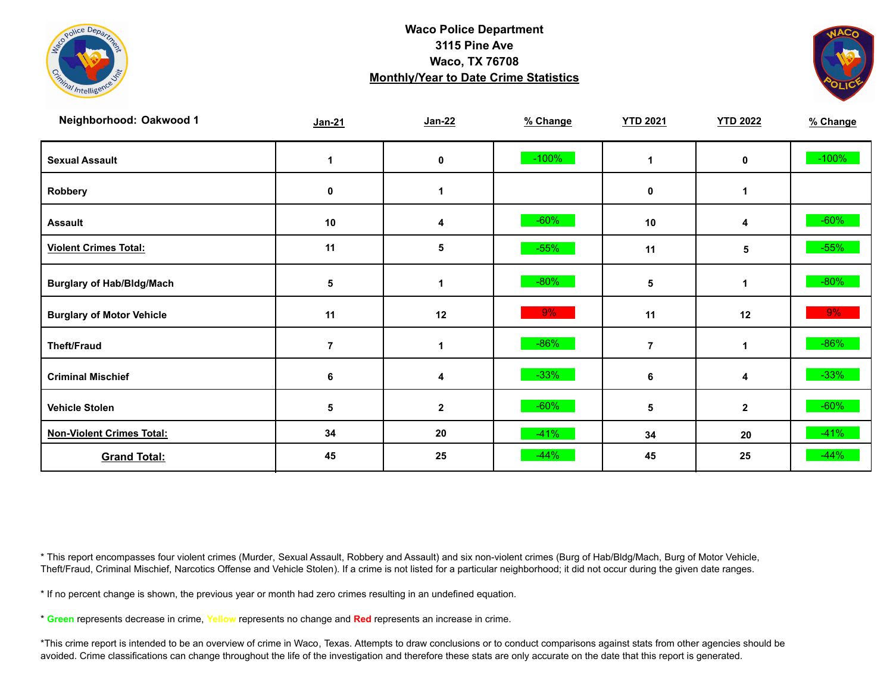**Waco Police Department**
**3115 Pine Ave**
**Waco, TX 76708**
**Monthly/Year to Date Crime Statistics**

| Neighborhood: Oakwood 1 | Jan-21 | Jan-22 | % Change | YTD 2021 | YTD 2022 | % Change |
|---|---|---|---|---|---|---|
| Sexual Assault | 1 | 0 | -100% | 1 | 0 | -100% |
| Robbery | 0 | 1 | | 0 | 1 | |
| Assault | 10 | 4 | -60% | 10 | 4 | -60% |
| Violent Crimes Total: | 11 | 5 | -55% | 11 | 5 | -55% |
| Burglary of Hab/Bldg/Mach | 5 | 1 | -80% | 5 | 1 | -80% |
| Burglary of Motor Vehicle | 11 | 12 | 9% | 11 | 12 | 9% |
| Theft/Fraud | 7 | 1 | -86% | 7 | 1 | -86% |
| Criminal Mischief | 6 | 4 | -33% | 6 | 4 | -33% |
| Vehicle Stolen | 5 | 2 | -60% | 5 | 2 | -60% |
| Non-Violent Crimes Total: | 34 | 20 | -41% | 34 | 20 | -41% |
| Grand Total: | 45 | 25 | -44% | 45 | 25 | -44% |

* This report encompasses four violent crimes (Murder, Sexual Assault, Robbery and Assault) and six non-violent crimes (Burg of Hab/Bldg/Mach, Burg of Motor Vehicle, Theft/Fraud, Criminal Mischief, Narcotics Offense and Vehicle Stolen). If a crime is not listed for a particular neighborhood; it did not occur during the given date ranges.

* If no percent change is shown, the previous year or month had zero crimes resulting in an undefined equation.

* Green represents decrease in crime, Yellow represents no change and Red represents an increase in crime.

*This crime report is intended to be an overview of crime in Waco, Texas. Attempts to draw conclusions or to conduct comparisons against stats from other agencies should be avoided. Crime classifications can change throughout the life of the investigation and therefore these stats are only accurate on the date that this report is generated.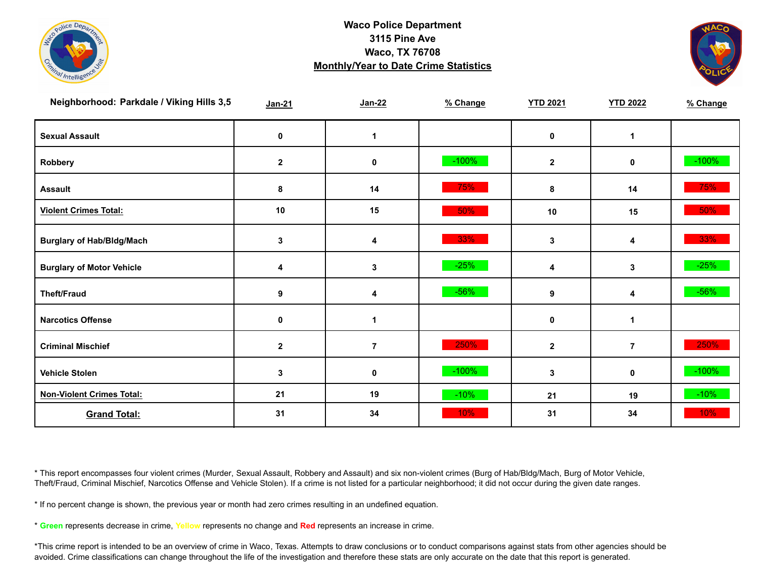**Waco Police Department**
**3115 Pine Ave**
**Waco, TX 76708**
**Monthly/Year to Date Crime Statistics**

| Neighborhood: Parkdale / Viking Hills 3,5 | Jan-21 | Jan-22 | % Change | YTD 2021 | YTD 2022 | % Change |
|---|---|---|---|---|---|---|
| Sexual Assault | 0 | 1 | | 0 | 1 | |
| Robbery | 2 | 0 | -100% | 2 | 0 | -100% |
| Assault | 8 | 14 | 75% | 8 | 14 | 75% |
| Violent Crimes Total: | 10 | 15 | 50% | 10 | 15 | 50% |
| Burglary of Hab/Bldg/Mach | 3 | 4 | 33% | 3 | 4 | 33% |
| Burglary of Motor Vehicle | 4 | 3 | -25% | 4 | 3 | -25% |
| Theft/Fraud | 9 | 4 | -56% | 9 | 4 | -56% |
| Narcotics Offense | 0 | 1 | | 0 | 1 | |
| Criminal Mischief | 2 | 7 | 250% | 2 | 7 | 250% |
| Vehicle Stolen | 3 | 0 | -100% | 3 | 0 | -100% |
| Non-Violent Crimes Total: | 21 | 19 | -10% | 21 | 19 | -10% |
| Grand Total: | 31 | 34 | 10% | 31 | 34 | 10% |

* This report encompasses four violent crimes (Murder, Sexual Assault, Robbery and Assault) and six non-violent crimes (Burg of Hab/Bldg/Mach, Burg of Motor Vehicle, Theft/Fraud, Criminal Mischief, Narcotics Offense and Vehicle Stolen). If a crime is not listed for a particular neighborhood; it did not occur during the given date ranges.

* If no percent change is shown, the previous year or month had zero crimes resulting in an undefined equation.

* **Green** represents decrease in crime, Yellow represents no change and **Red** represents an increase in crime.

*This crime report is intended to be an overview of crime in Waco, Texas. Attempts to draw conclusions or to conduct comparisons against stats from other agencies should be avoided. Crime classifications can change throughout the life of the investigation and therefore these stats are only accurate on the date that this report is generated.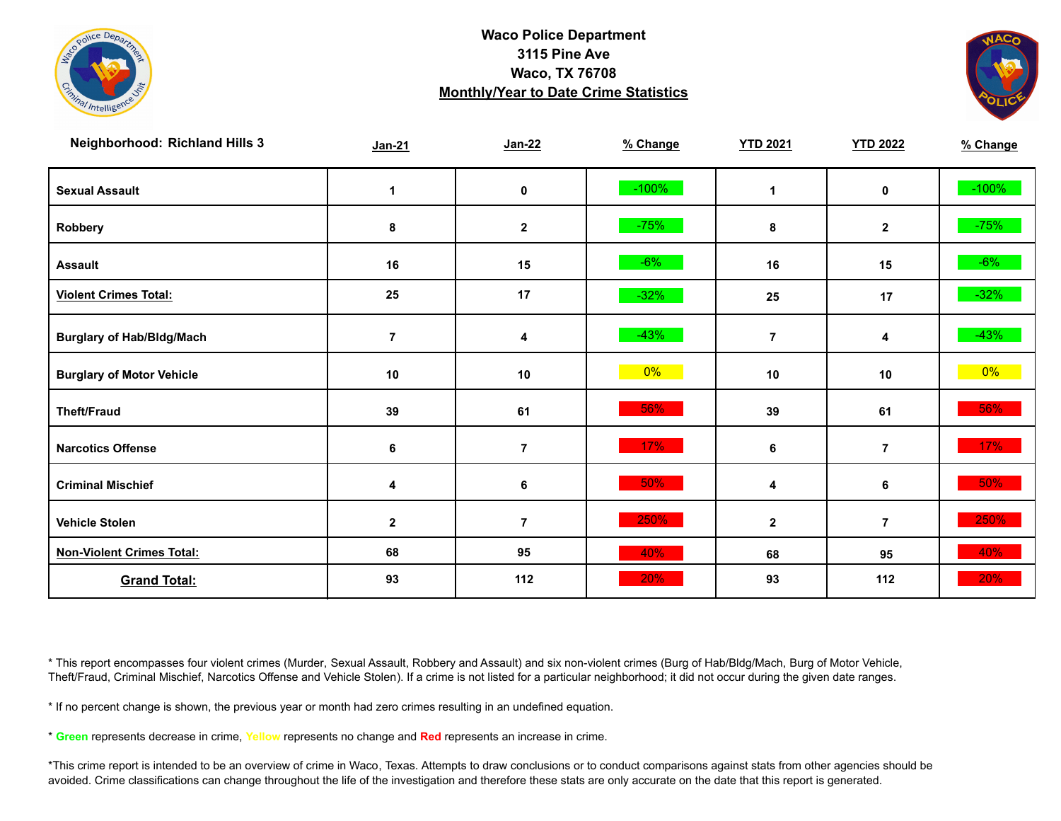**Waco Police Department**
**3115 Pine Ave**
**Waco, TX 76708**
**Monthly/Year to Date Crime Statistics**

| Neighborhood: Richland Hills 3 | Jan-21 | Jan-22 | % Change | YTD 2021 | YTD 2022 | % Change |
|---|---|---|---|---|---|---|
| Sexual Assault | 1 | 0 | -100% | 1 | 0 | -100% |
| Robbery | 8 | 2 | -75% | 8 | 2 | -75% |
| Assault | 16 | 15 | -6% | 16 | 15 | -6% |
| **Violent Crimes Total:** | 25 | 17 | -32% | 25 | 17 | -32% |
| Burglary of Hab/Bldg/Mach | 7 | 4 | -43% | 7 | 4 | -43% |
| Burglary of Motor Vehicle | 10 | 10 | 0% | 10 | 10 | 0% |
| Theft/Fraud | 39 | 61 | 56% | 39 | 61 | 56% |
| Narcotics Offense | 6 | 7 | 17% | 6 | 7 | 17% |
| Criminal Mischief | 4 | 6 | 50% | 4 | 6 | 50% |
| Vehicle Stolen | 2 | 7 | 250% | 2 | 7 | 250% |
| **Non-Violent Crimes Total:** | 68 | 95 | 40% | 68 | 95 | 40% |
| **Grand Total:** | 93 | 112 | 20% | 93 | 112 | 20% |

* This report encompasses four violent crimes (Murder, Sexual Assault, Robbery and Assault) and six non-violent crimes (Burg of Hab/Bldg/Mach, Burg of Motor Vehicle, Theft/Fraud, Criminal Mischief, Narcotics Offense and Vehicle Stolen). If a crime is not listed for a particular neighborhood; it did not occur during the given date ranges.

* If no percent change is shown, the previous year or month had zero crimes resulting in an undefined equation.

* Green represents decrease in crime, Yellow represents no change and Red represents an increase in crime.

*This crime report is intended to be an overview of crime in Waco, Texas. Attempts to draw conclusions or to conduct comparisons against stats from other agencies should be avoided. Crime classifications can change throughout the life of the investigation and therefore these stats are only accurate on the date that this report is generated.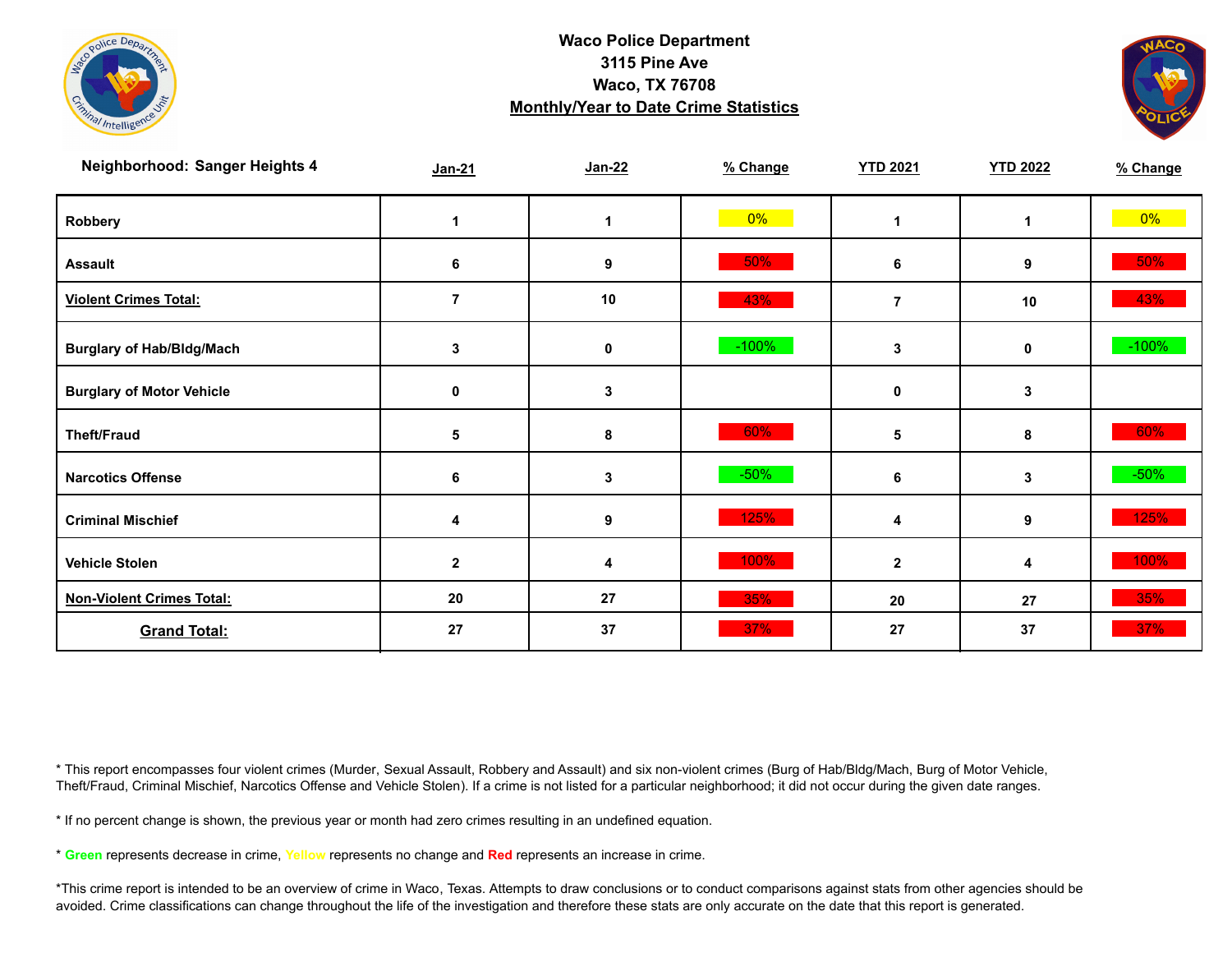**Waco Police Department**
**3115 Pine Ave**
**Waco, TX 76708**
**Monthly/Year to Date Crime Statistics**

| Neighborhood: Sanger Heights 4 | Jan-21 | Jan-22 | % Change | YTD 2021 | YTD 2022 | % Change |
|---|---|---|---|---|---|---|
| Robbery | 1 | 1 | 0% | 1 | 1 | 0% |
| Assault | 6 | 9 | 50% | 6 | 9 | 50% |
| Violent Crimes Total: | 7 | 10 | 43% | 7 | 10 | 43% |
| Burglary of Hab/Bldg/Mach | 3 | 0 | -100% | 3 | 0 | -100% |
| Burglary of Motor Vehicle | 0 | 3 | | 0 | 3 | |
| Theft/Fraud | 5 | 8 | 60% | 5 | 8 | 60% |
| Narcotics Offense | 6 | 3 | -50% | 6 | 3 | -50% |
| Criminal Mischief | 4 | 9 | 125% | 4 | 9 | 125% |
| Vehicle Stolen | 2 | 4 | 100% | 2 | 4 | 100% |
| Non-Violent Crimes Total: | 20 | 27 | 35% | 20 | 27 | 35% |
| Grand Total: | 27 | 37 | 37% | 27 | 37 | 37% |

* This report encompasses four violent crimes (Murder, Sexual Assault, Robbery and Assault) and six non-violent crimes (Burg of Hab/Bldg/Mach, Burg of Motor Vehicle, Theft/Fraud, Criminal Mischief, Narcotics Offense and Vehicle Stolen). If a crime is not listed for a particular neighborhood; it did not occur during the given date ranges.

* If no percent change is shown, the previous year or month had zero crimes resulting in an undefined equation.

* Green represents decrease in crime, Yellow represents no change and Red represents an increase in crime.

*This crime report is intended to be an overview of crime in Waco, Texas. Attempts to draw conclusions or to conduct comparisons against stats from other agencies should be avoided. Crime classifications can change throughout the life of the investigation and therefore these stats are only accurate on the date that this report is generated.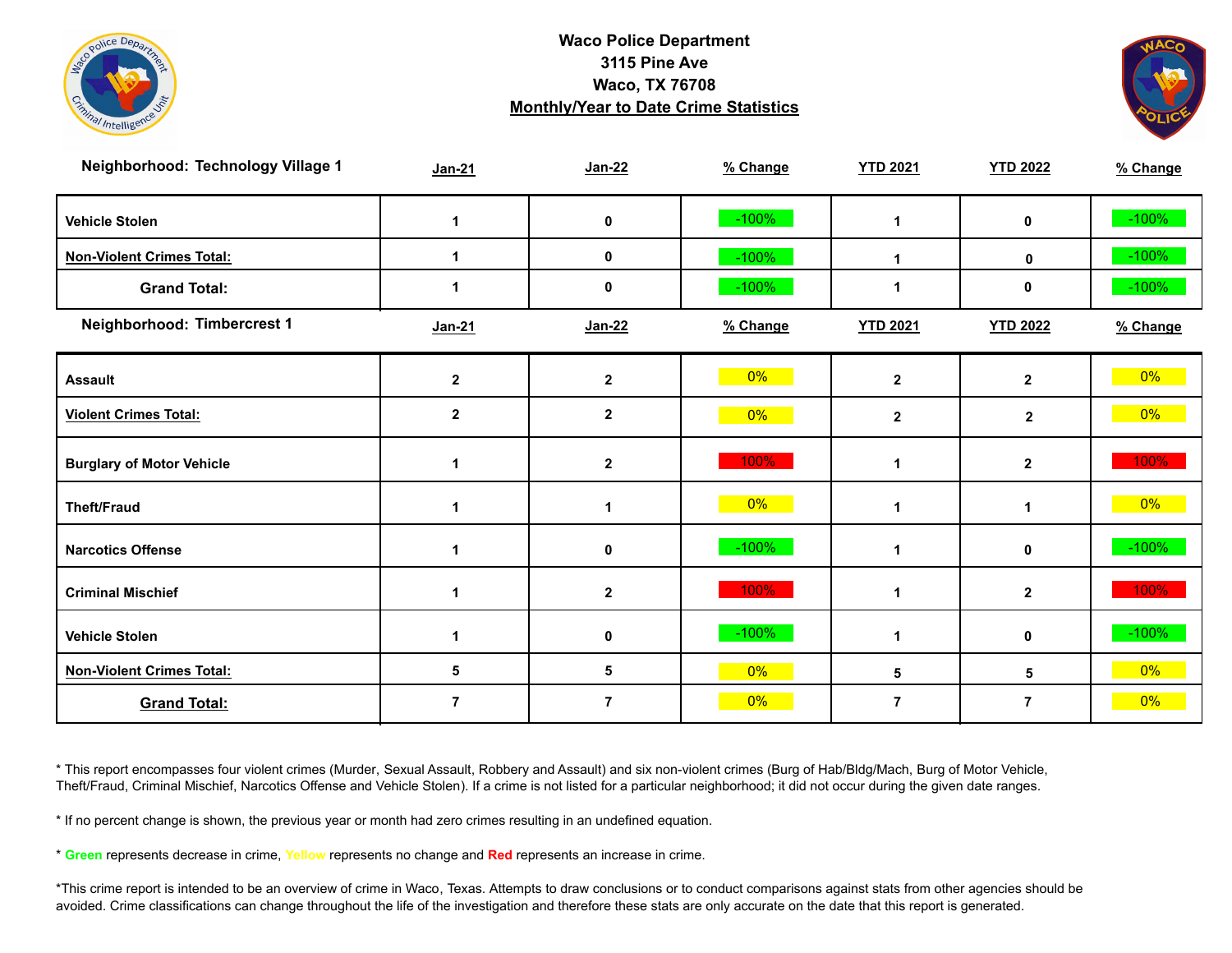**Waco Police Department**
**3115 Pine Ave**
**Waco, TX 76708**
**Monthly/Year to Date Crime Statistics**

| Neighborhood: Technology Village 1 | Jan-21 | Jan-22 | % Change | YTD 2021 | YTD 2022 | % Change |
|---|---|---|---|---|---|---|
| Vehicle Stolen | 1 | 0 | -100% | 1 | 0 | -100% |
| Non-Violent Crimes Total: | 1 | 0 | -100% | 1 | 0 | -100% |
| Grand Total: | 1 | 0 | -100% | 1 | 0 | -100% |

| Neighborhood: Timbercrest 1 | Jan-21 | Jan-22 | % Change | YTD 2021 | YTD 2022 | % Change |
|---|---|---|---|---|---|---|
| Assault | 2 | 2 | 0% | 2 | 2 | 0% |
| Violent Crimes Total: | 2 | 2 | 0% | 2 | 2 | 0% |
| Burglary of Motor Vehicle | 1 | 2 | 100% | 1 | 2 | 100% |
| Theft/Fraud | 1 | 1 | 0% | 1 | 1 | 0% |
| Narcotics Offense | 1 | 0 | -100% | 1 | 0 | -100% |
| Criminal Mischief | 1 | 2 | 100% | 1 | 2 | 100% |
| Vehicle Stolen | 1 | 0 | -100% | 1 | 0 | -100% |
| Non-Violent Crimes Total: | 5 | 5 | 0% | 5 | 5 | 0% |
| Grand Total: | 7 | 7 | 0% | 7 | 7 | 0% |

* This report encompasses four violent crimes (Murder, Sexual Assault, Robbery and Assault) and six non-violent crimes (Burg of Hab/Bldg/Mach, Burg of Motor Vehicle, Theft/Fraud, Criminal Mischief, Narcotics Offense and Vehicle Stolen). If a crime is not listed for a particular neighborhood; it did not occur during the given date ranges.

* If no percent change is shown, the previous year or month had zero crimes resulting in an undefined equation.

* Green represents decrease in crime, Yellow represents no change and Red represents an increase in crime.

*This crime report is intended to be an overview of crime in Waco, Texas. Attempts to draw conclusions or to conduct comparisons against stats from other agencies should be avoided. Crime classifications can change throughout the life of the investigation and therefore these stats are only accurate on the date that this report is generated.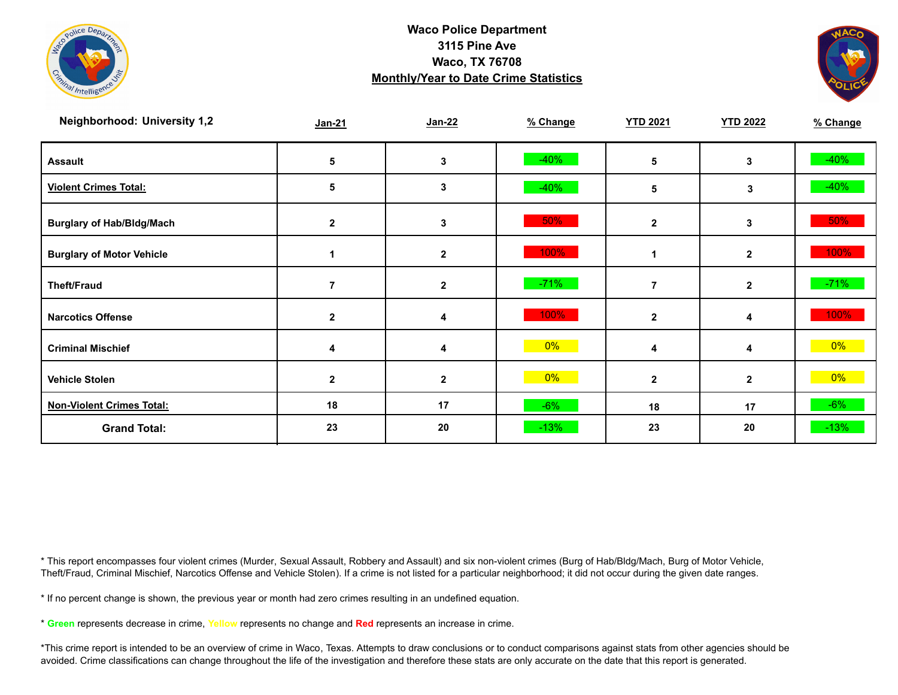**Waco Police Department**
**3115 Pine Ave**
**Waco, TX 76708**
**Monthly/Year to Date Crime Statistics**

| Neighborhood: University 1,2 | Jan-21 | Jan-22 | % Change | YTD 2021 | YTD 2022 | % Change |
|---|---|---|---|---|---|---|
| **Assault** | 5 | 3 | -40% | 5 | 3 | -40% |
| **Violent Crimes Total:** | 5 | 3 | -40% | 5 | 3 | -40% |
| **Burglary of Hab/Bldg/Mach** | 2 | 3 | 50% | 2 | 3 | 50% |
| **Burglary of Motor Vehicle** | 1 | 2 | 100% | 1 | 2 | 100% |
| **Theft/Fraud** | 7 | 2 | -71% | 7 | 2 | -71% |
| **Narcotics Offense** | 2 | 4 | 100% | 2 | 4 | 100% |
| **Criminal Mischief** | 4 | 4 | 0% | 4 | 4 | 0% |
| **Vehicle Stolen** | 2 | 2 | 0% | 2 | 2 | 0% |
| **Non-Violent Crimes Total:** | 18 | 17 | -6% | 18 | 17 | -6% |
| **Grand Total:** | 23 | 20 | -13% | 23 | 20 | -13% |

* This report encompasses four violent crimes (Murder, Sexual Assault, Robbery and Assault) and six non-violent crimes (Burg of Hab/Bldg/Mach, Burg of Motor Vehicle, Theft/Fraud, Criminal Mischief, Narcotics Offense and Vehicle Stolen). If a crime is not listed for a particular neighborhood; it did not occur during the given date ranges.

* If no percent change is shown, the previous year or month had zero crimes resulting in an undefined equation.

* **Green** represents decrease in crime, **Yellow** represents no change and **Red** represents an increase in crime.

*This crime report is intended to be an overview of crime in Waco, Texas. Attempts to draw conclusions or to conduct comparisons against stats from other agencies should be avoided. Crime classifications can change throughout the life of the investigation and therefore these stats are only accurate on the date that this report is generated.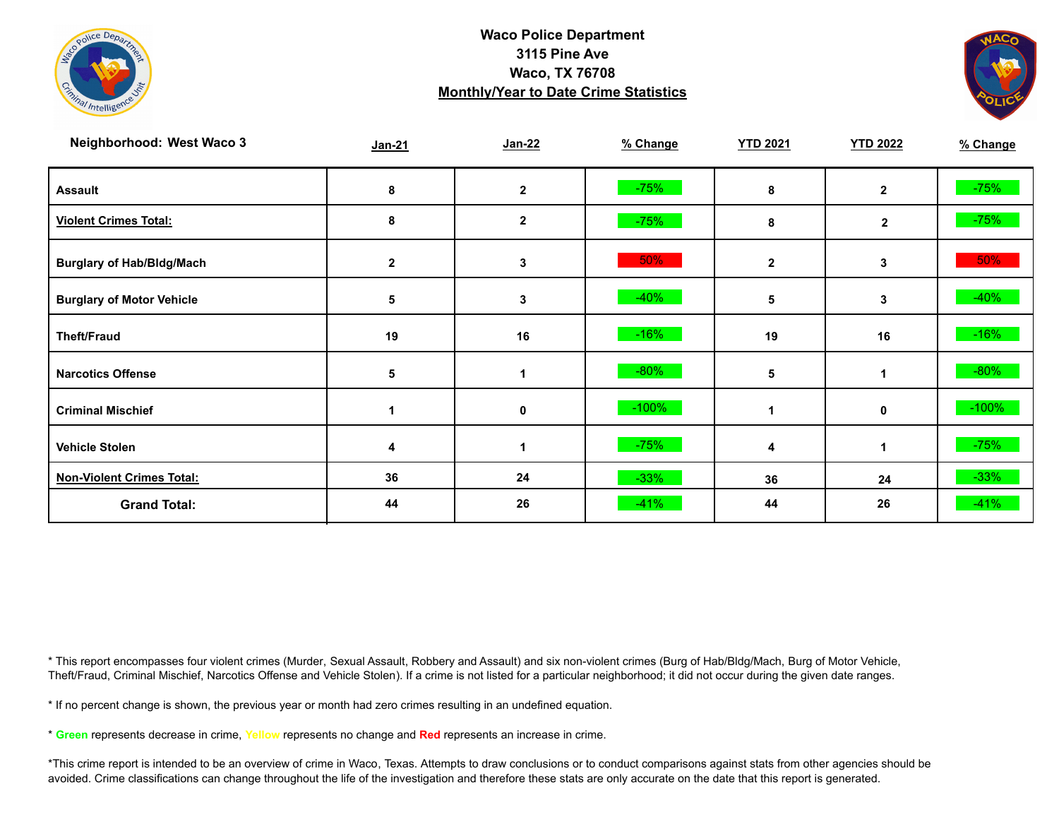**Waco Police Department**
**3115 Pine Ave**
**Waco, TX 76708**
**Monthly/Year to Date Crime Statistics**

| Neighborhood: West Waco 3 | Jan-21 | Jan-22 | % Change | YTD 2021 | YTD 2022 | % Change |
|---|---|---|---|---|---|---|
| **Assault** | 8 | 2 | -75% | 8 | 2 | -75% |
| **Violent Crimes Total:** | 8 | 2 | -75% | 8 | 2 | -75% |
| **Burglary of Hab/Bldg/Mach** | 2 | 3 | 50% | 2 | 3 | 50% |
| **Burglary of Motor Vehicle** | 5 | 3 | -40% | 5 | 3 | -40% |
| **Theft/Fraud** | 19 | 16 | -16% | 19 | 16 | -16% |
| **Narcotics Offense** | 5 | 1 | -80% | 5 | 1 | -80% |
| **Criminal Mischief** | 1 | 0 | -100% | 1 | 0 | -100% |
| **Vehicle Stolen** | 4 | 1 | -75% | 4 | 1 | -75% |
| **Non-Violent Crimes Total:** | 36 | 24 | -33% | 36 | 24 | -33% |
| **Grand Total:** | 44 | 26 | -41% | 44 | 26 | -41% |

* This report encompasses four violent crimes (Murder, Sexual Assault, Robbery and Assault) and six non-violent crimes (Burg of Hab/Bldg/Mach, Burg of Motor Vehicle, Theft/Fraud, Criminal Mischief, Narcotics Offense and Vehicle Stolen). If a crime is not listed for a particular neighborhood; it did not occur during the given date ranges.

* If no percent change is shown, the previous year or month had zero crimes resulting in an undefined equation.

* **Green** represents decrease in crime, Yellow represents no change and **Red** represents an increase in crime.

*This crime report is intended to be an overview of crime in Waco, Texas. Attempts to draw conclusions or to conduct comparisons against stats from other agencies should be avoided. Crime classifications can change throughout the life of the investigation and therefore these stats are only accurate on the date that this report is generated.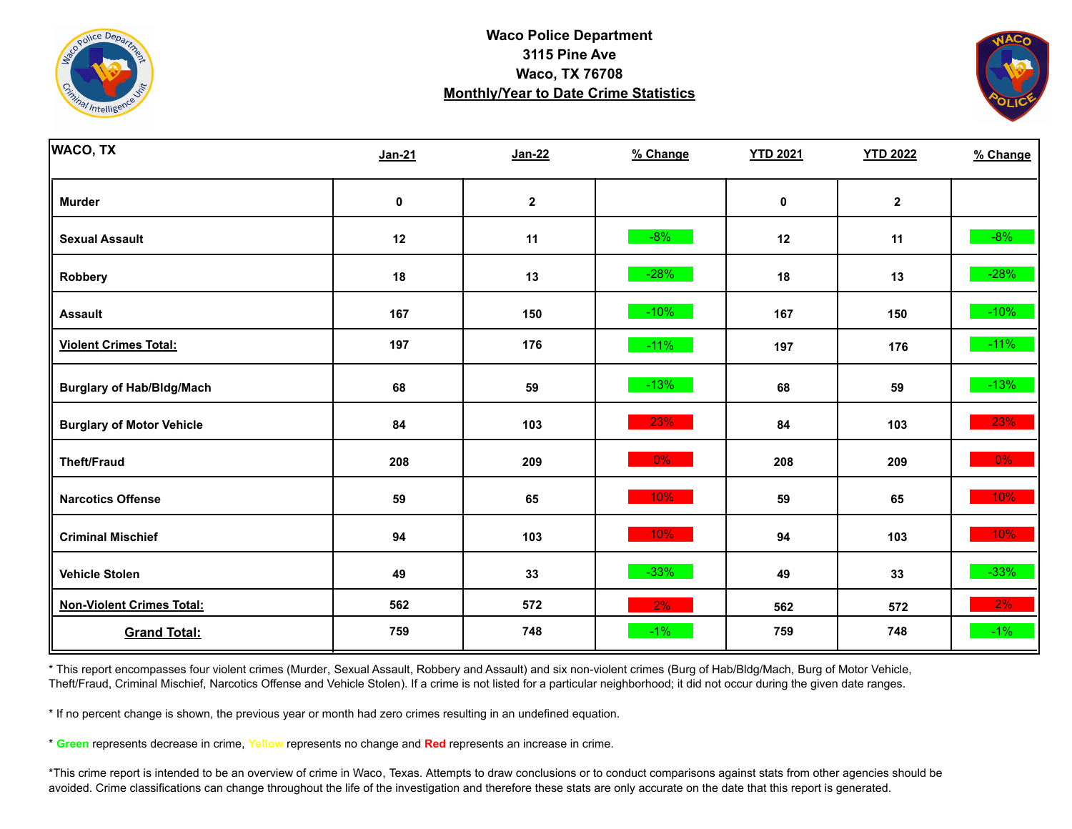**Waco Police Department**
**3115 Pine Ave**
**Waco, TX 76708**
**Monthly/Year to Date Crime Statistics**

| WACO, TX | Jan-21 | Jan-22 | % Change | YTD 2021 | YTD 2022 | % Change |
|---|---|---|---|---|---|---|
| Murder | 0 | 2 | | 0 | 2 | |
| Sexual Assault | 12 | 11 | -8% | 12 | 11 | -8% |
| Robbery | 18 | 13 | -28% | 18 | 13 | -28% |
| Assault | 167 | 150 | -10% | 167 | 150 | -10% |
| **Violent Crimes Total:** | 197 | 176 | -11% | 197 | 176 | -11% |
| Burglary of Hab/Bldg/Mach | 68 | 59 | -13% | 68 | 59 | -13% |
| Burglary of Motor Vehicle | 84 | 103 | 23% | 84 | 103 | 23% |
| Theft/Fraud | 208 | 209 | 0% | 208 | 209 | 0% |
| Narcotics Offense | 59 | 65 | 10% | 59 | 65 | 10% |
| Criminal Mischief | 94 | 103 | 10% | 94 | 103 | 10% |
| Vehicle Stolen | 49 | 33 | -33% | 49 | 33 | -33% |
| **Non-Violent Crimes Total:** | 562 | 572 | 2% | 562 | 572 | 2% |
| **Grand Total:** | 759 | 748 | -1% | 759 | 748 | -1% |

* This report encompasses four violent crimes (Murder, Sexual Assault, Robbery and Assault) and six non-violent crimes (Burg of Hab/Bldg/Mach, Burg of Motor Vehicle, Theft/Fraud, Criminal Mischief, Narcotics Offense and Vehicle Stolen). If a crime is not listed for a particular neighborhood; it did not occur during the given date ranges.

* If no percent change is shown, the previous year or month had zero crimes resulting in an undefined equation.

* **Green** represents decrease in crime, Yellow represents no change and **Red** represents an increase in crime.

*This crime report is intended to be an overview of crime in Waco, Texas. Attempts to draw conclusions or to conduct comparisons against stats from other agencies should be avoided. Crime classifications can change throughout the life of the investigation and therefore these stats are only accurate on the date that this report is generated.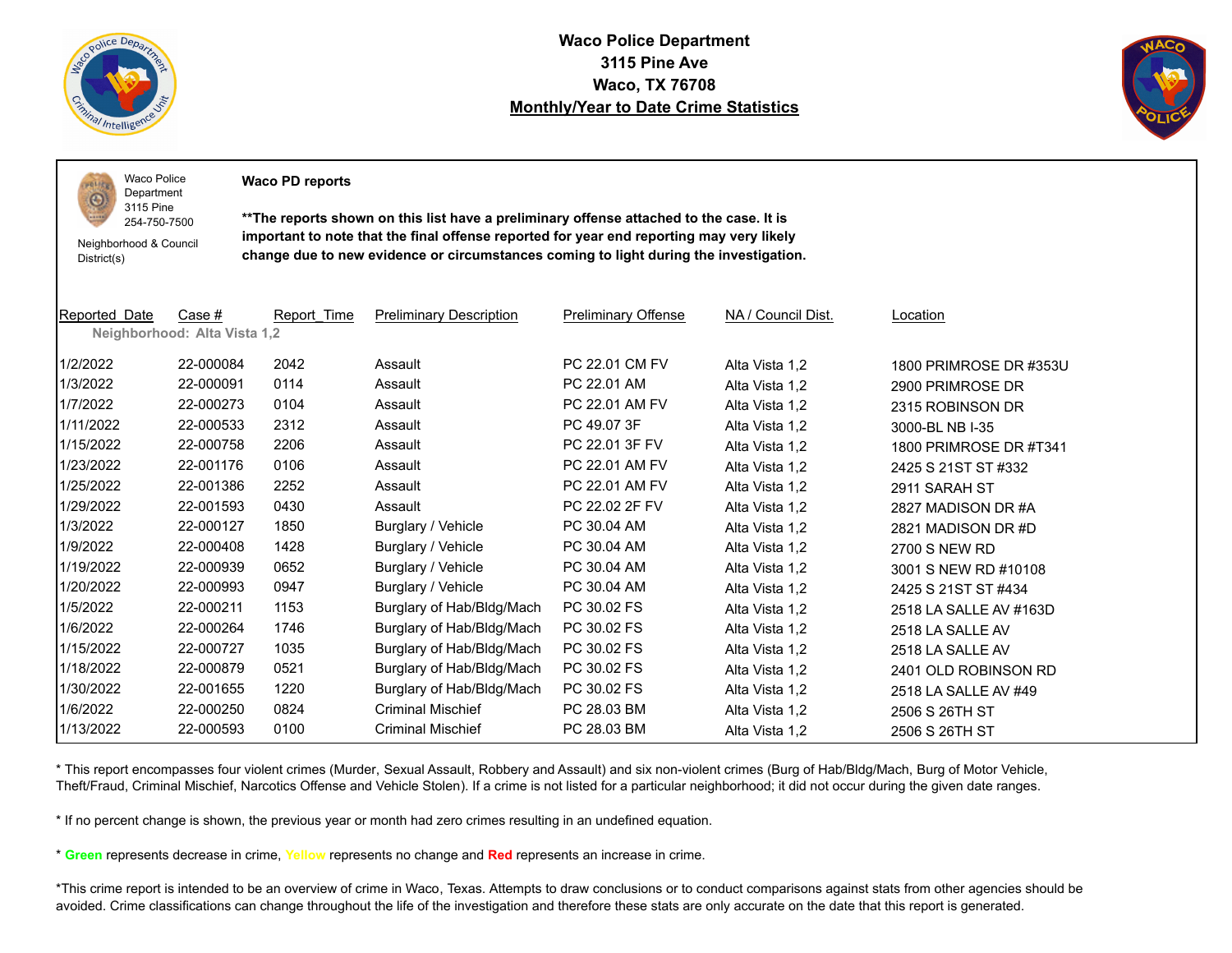**Waco Police Department**
**3115 Pine Ave**
**Waco, TX 76708**
**Monthly/Year to Date Crime Statistics**

Waco Police Department
3115 Pine
254-750-7500

Neighborhood & Council District(s)

**Waco PD reports**

****The reports shown on this list have a preliminary offense attached to the case. It is important to note that the final offense reported for year end reporting may very likely change due to new evidence or circumstances coming to light during the investigation.**

| Reported_Date | Case # | Report_Time | Preliminary Description | Preliminary Offense | NA / Council Dist. | Location |
|---|---|---|---|---|---|---|
| Neighborhood: Alta Vista 1,2 | | | | | | |
| 1/2/2022 | 22-000084 | 2042 | Assault | PC 22.01 CM FV | Alta Vista 1,2 | 1800 PRIMROSE DR #353U |
| 1/3/2022 | 22-000091 | 0114 | Assault | PC 22.01 AM | Alta Vista 1,2 | 2900 PRIMROSE DR |
| 1/7/2022 | 22-000273 | 0104 | Assault | PC 22.01 AM FV | Alta Vista 1,2 | 2315 ROBINSON DR |
| 1/11/2022 | 22-000533 | 2312 | Assault | PC 49.07 3F | Alta Vista 1,2 | 3000-BL NB I-35 |
| 1/15/2022 | 22-000758 | 2206 | Assault | PC 22.01 3F FV | Alta Vista 1,2 | 1800 PRIMROSE DR #T341 |
| 1/23/2022 | 22-001176 | 0106 | Assault | PC 22.01 AM FV | Alta Vista 1,2 | 2425 S 21ST ST #332 |
| 1/25/2022 | 22-001386 | 2252 | Assault | PC 22.01 AM FV | Alta Vista 1,2 | 2911 SARAH ST |
| 1/29/2022 | 22-001593 | 0430 | Assault | PC 22.02 2F FV | Alta Vista 1,2 | 2827 MADISON DR #A |
| 1/3/2022 | 22-000127 | 1850 | Burglary / Vehicle | PC 30.04 AM | Alta Vista 1,2 | 2821 MADISON DR #D |
| 1/9/2022 | 22-000408 | 1428 | Burglary / Vehicle | PC 30.04 AM | Alta Vista 1,2 | 2700 S NEW RD |
| 1/19/2022 | 22-000939 | 0652 | Burglary / Vehicle | PC 30.04 AM | Alta Vista 1,2 | 3001 S NEW RD #10108 |
| 1/20/2022 | 22-000993 | 0947 | Burglary / Vehicle | PC 30.04 AM | Alta Vista 1,2 | 2425 S 21ST ST #434 |
| 1/5/2022 | 22-000211 | 1153 | Burglary of Hab/Bldg/Mach | PC 30.02 FS | Alta Vista 1,2 | 2518 LA SALLE AV #163D |
| 1/6/2022 | 22-000264 | 1746 | Burglary of Hab/Bldg/Mach | PC 30.02 FS | Alta Vista 1,2 | 2518 LA SALLE AV |
| 1/15/2022 | 22-000727 | 1035 | Burglary of Hab/Bldg/Mach | PC 30.02 FS | Alta Vista 1,2 | 2518 LA SALLE AV |
| 1/18/2022 | 22-000879 | 0521 | Burglary of Hab/Bldg/Mach | PC 30.02 FS | Alta Vista 1,2 | 2401 OLD ROBINSON RD |
| 1/30/2022 | 22-001655 | 1220 | Burglary of Hab/Bldg/Mach | PC 30.02 FS | Alta Vista 1,2 | 2518 LA SALLE AV #49 |
| 1/6/2022 | 22-000250 | 0824 | Criminal Mischief | PC 28.03 BM | Alta Vista 1,2 | 2506 S 26TH ST |
| 1/13/2022 | 22-000593 | 0100 | Criminal Mischief | PC 28.03 BM | Alta Vista 1,2 | 2506 S 26TH ST |

* This report encompasses four violent crimes (Murder, Sexual Assault, Robbery and Assault) and six non-violent crimes (Burg of Hab/Bldg/Mach, Burg of Motor Vehicle, Theft/Fraud, Criminal Mischief, Narcotics Offense and Vehicle Stolen). If a crime is not listed for a particular neighborhood; it did not occur during the given date ranges.

* If no percent change is shown, the previous year or month had zero crimes resulting in an undefined equation.

* **Green** represents decrease in crime, **Yellow** represents no change and **Red** represents an increase in crime.

*This crime report is intended to be an overview of crime in Waco, Texas. Attempts to draw conclusions or to conduct comparisons against stats from other agencies should be avoided. Crime classifications can change throughout the life of the investigation and therefore these stats are only accurate on the date that this report is generated.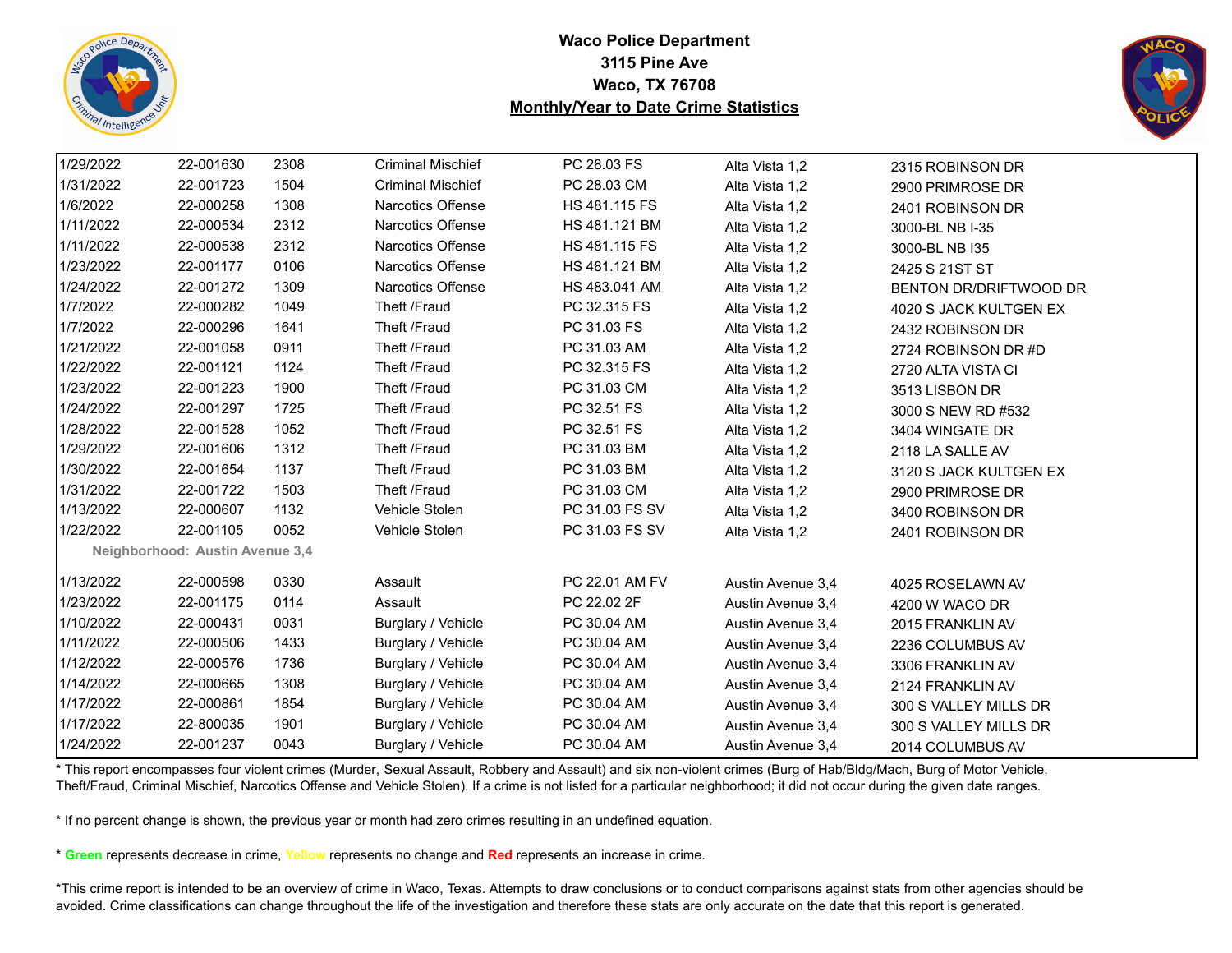# Waco Police Department
## 3115 Pine Ave
## Waco, TX 76708
## Monthly/Year to Date Crime Statistics

| | | | | | | |
|---|---|---|---|---|---|---|
| 1/29/2022 | 22-001630 | 2308 | Criminal Mischief | PC 28.03 FS | Alta Vista 1,2 | 2315 ROBINSON DR |
| 1/31/2022 | 22-001723 | 1504 | Criminal Mischief | PC 28.03 CM | Alta Vista 1,2 | 2900 PRIMROSE DR |
| 1/6/2022 | 22-000258 | 1308 | Narcotics Offense | HS 481.115 FS | Alta Vista 1,2 | 2401 ROBINSON DR |
| 1/11/2022 | 22-000534 | 2312 | Narcotics Offense | HS 481.121 BM | Alta Vista 1,2 | 3000-BL NB I-35 |
| 1/11/2022 | 22-000538 | 2312 | Narcotics Offense | HS 481.115 FS | Alta Vista 1,2 | 3000-BL NB I35 |
| 1/23/2022 | 22-001177 | 0106 | Narcotics Offense | HS 481.121 BM | Alta Vista 1,2 | 2425 S 21ST ST |
| 1/24/2022 | 22-001272 | 1309 | Narcotics Offense | HS 483.041 AM | Alta Vista 1,2 | BENTON DR/DRIFTWOOD DR |
| 1/7/2022 | 22-000282 | 1049 | Theft /Fraud | PC 32.315 FS | Alta Vista 1,2 | 4020 S JACK KULTGEN EX |
| 1/7/2022 | 22-000296 | 1641 | Theft /Fraud | PC 31.03 FS | Alta Vista 1,2 | 2432 ROBINSON DR |
| 1/21/2022 | 22-001058 | 0911 | Theft /Fraud | PC 31.03 AM | Alta Vista 1,2 | 2724 ROBINSON DR #D |
| 1/22/2022 | 22-001121 | 1124 | Theft /Fraud | PC 32.315 FS | Alta Vista 1,2 | 2720 ALTA VISTA CI |
| 1/23/2022 | 22-001223 | 1900 | Theft /Fraud | PC 31.03 CM | Alta Vista 1,2 | 3513 LISBON DR |
| 1/24/2022 | 22-001297 | 1725 | Theft /Fraud | PC 32.51 FS | Alta Vista 1,2 | 3000 S NEW RD #532 |
| 1/28/2022 | 22-001528 | 1052 | Theft /Fraud | PC 32.51 FS | Alta Vista 1,2 | 3404 WINGATE DR |
| 1/29/2022 | 22-001606 | 1312 | Theft /Fraud | PC 31.03 BM | Alta Vista 1,2 | 2118 LA SALLE AV |
| 1/30/2022 | 22-001654 | 1137 | Theft /Fraud | PC 31.03 BM | Alta Vista 1,2 | 3120 S JACK KULTGEN EX |
| 1/31/2022 | 22-001722 | 1503 | Theft /Fraud | PC 31.03 CM | Alta Vista 1,2 | 2900 PRIMROSE DR |
| 1/13/2022 | 22-000607 | 1132 | Vehicle Stolen | PC 31.03 FS SV | Alta Vista 1,2 | 3400 ROBINSON DR |
| 1/22/2022 | 22-001105 | 0052 | Vehicle Stolen | PC 31.03 FS SV | Alta Vista 1,2 | 2401 ROBINSON DR |
| **Neighborhood: Austin Avenue 3,4** | | | | | | |
| 1/13/2022 | 22-000598 | 0330 | Assault | PC 22.01 AM FV | Austin Avenue 3,4 | 4025 ROSELAWN AV |
| 1/23/2022 | 22-001175 | 0114 | Assault | PC 22.02 2F | Austin Avenue 3,4 | 4200 W WACO DR |
| 1/10/2022 | 22-000431 | 0031 | Burglary / Vehicle | PC 30.04 AM | Austin Avenue 3,4 | 2015 FRANKLIN AV |
| 1/11/2022 | 22-000506 | 1433 | Burglary / Vehicle | PC 30.04 AM | Austin Avenue 3,4 | 2236 COLUMBUS AV |
| 1/12/2022 | 22-000576 | 1736 | Burglary / Vehicle | PC 30.04 AM | Austin Avenue 3,4 | 3306 FRANKLIN AV |
| 1/14/2022 | 22-000665 | 1308 | Burglary / Vehicle | PC 30.04 AM | Austin Avenue 3,4 | 2124 FRANKLIN AV |
| 1/17/2022 | 22-000861 | 1854 | Burglary / Vehicle | PC 30.04 AM | Austin Avenue 3,4 | 300 S VALLEY MILLS DR |
| 1/17/2022 | 22-800035 | 1901 | Burglary / Vehicle | PC 30.04 AM | Austin Avenue 3,4 | 300 S VALLEY MILLS DR |
| 1/24/2022 | 22-001237 | 0043 | Burglary / Vehicle | PC 30.04 AM | Austin Avenue 3,4 | 2014 COLUMBUS AV |

* This report encompasses four violent crimes (Murder, Sexual Assault, Robbery and Assault) and six non-violent crimes (Burg of Hab/Bldg/Mach, Burg of Motor Vehicle, Theft/Fraud, Criminal Mischief, Narcotics Offense and Vehicle Stolen). If a crime is not listed for a particular neighborhood; it did not occur during the given date ranges.

* If no percent change is shown, the previous year or month had zero crimes resulting in an undefined equation.

* **Green** represents decrease in crime, **Yellow** represents no change and **Red** represents an increase in crime.

*This crime report is intended to be an overview of crime in Waco, Texas. Attempts to draw conclusions or to conduct comparisons against stats from other agencies should be avoided. Crime classifications can change throughout the life of the investigation and therefore these stats are only accurate on the date that this report is generated.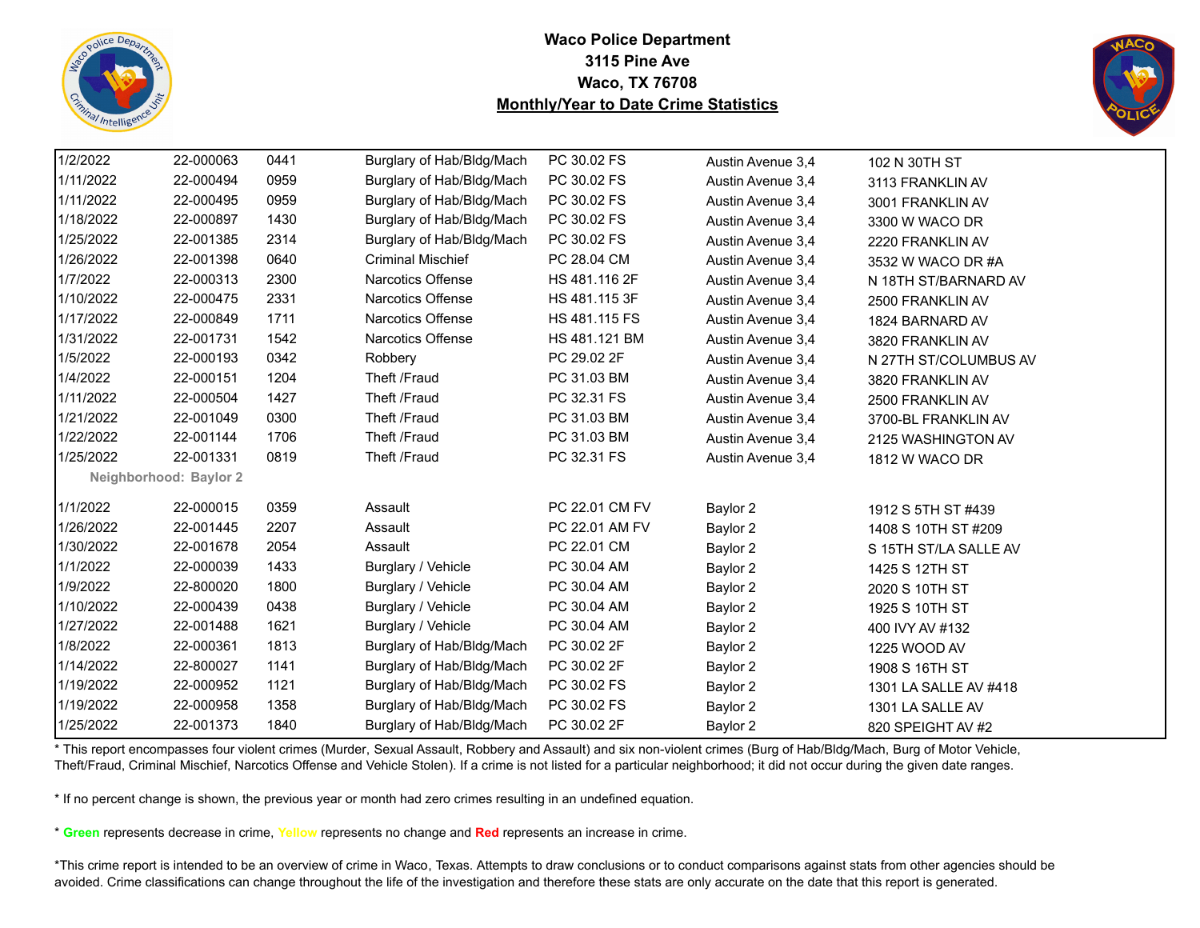**Waco Police Department**
**3115 Pine Ave**
**Waco, TX 76708**
**Monthly/Year to Date Crime Statistics**

| | | | | | | |
|---|---|---|---|---|---|---|
| 1/2/2022 | 22-000063 | 0441 | Burglary of Hab/Bldg/Mach | PC 30.02 FS | Austin Avenue 3,4 | 102 N 30TH ST |
| 1/11/2022 | 22-000494 | 0959 | Burglary of Hab/Bldg/Mach | PC 30.02 FS | Austin Avenue 3,4 | 3113 FRANKLIN AV |
| 1/11/2022 | 22-000495 | 0959 | Burglary of Hab/Bldg/Mach | PC 30.02 FS | Austin Avenue 3,4 | 3001 FRANKLIN AV |
| 1/18/2022 | 22-000897 | 1430 | Burglary of Hab/Bldg/Mach | PC 30.02 FS | Austin Avenue 3,4 | 3300 W WACO DR |
| 1/25/2022 | 22-001385 | 2314 | Burglary of Hab/Bldg/Mach | PC 30.02 FS | Austin Avenue 3,4 | 2220 FRANKLIN AV |
| 1/26/2022 | 22-001398 | 0640 | Criminal Mischief | PC 28.04 CM | Austin Avenue 3,4 | 3532 W WACO DR #A |
| 1/7/2022 | 22-000313 | 2300 | Narcotics Offense | HS 481.116 2F | Austin Avenue 3,4 | N 18TH ST/BARNARD AV |
| 1/10/2022 | 22-000475 | 2331 | Narcotics Offense | HS 481.115 3F | Austin Avenue 3,4 | 2500 FRANKLIN AV |
| 1/17/2022 | 22-000849 | 1711 | Narcotics Offense | HS 481.115 FS | Austin Avenue 3,4 | 1824 BARNARD AV |
| 1/31/2022 | 22-001731 | 1542 | Narcotics Offense | HS 481.121 BM | Austin Avenue 3,4 | 3820 FRANKLIN AV |
| 1/5/2022 | 22-000193 | 0342 | Robbery | PC 29.02 2F | Austin Avenue 3,4 | N 27TH ST/COLUMBUS AV |
| 1/4/2022 | 22-000151 | 1204 | Theft /Fraud | PC 31.03 BM | Austin Avenue 3,4 | 3820 FRANKLIN AV |
| 1/11/2022 | 22-000504 | 1427 | Theft /Fraud | PC 32.31 FS | Austin Avenue 3,4 | 2500 FRANKLIN AV |
| 1/21/2022 | 22-001049 | 0300 | Theft /Fraud | PC 31.03 BM | Austin Avenue 3,4 | 3700-BL FRANKLIN AV |
| 1/22/2022 | 22-001144 | 1706 | Theft /Fraud | PC 31.03 BM | Austin Avenue 3,4 | 2125 WASHINGTON AV |
| 1/25/2022 | 22-001331 | 0819 | Theft /Fraud | PC 32.31 FS | Austin Avenue 3,4 | 1812 W WACO DR |
| **Neighborhood: Baylor 2** | | | | | | |
| 1/1/2022 | 22-000015 | 0359 | Assault | PC 22.01 CM FV | Baylor 2 | 1912 S 5TH ST #439 |
| 1/26/2022 | 22-001445 | 2207 | Assault | PC 22.01 AM FV | Baylor 2 | 1408 S 10TH ST #209 |
| 1/30/2022 | 22-001678 | 2054 | Assault | PC 22.01 CM | Baylor 2 | S 15TH ST/LA SALLE AV |
| 1/1/2022 | 22-000039 | 1433 | Burglary / Vehicle | PC 30.04 AM | Baylor 2 | 1425 S 12TH ST |
| 1/9/2022 | 22-800020 | 1800 | Burglary / Vehicle | PC 30.04 AM | Baylor 2 | 2020 S 10TH ST |
| 1/10/2022 | 22-000439 | 0438 | Burglary / Vehicle | PC 30.04 AM | Baylor 2 | 1925 S 10TH ST |
| 1/27/2022 | 22-001488 | 1621 | Burglary / Vehicle | PC 30.04 AM | Baylor 2 | 400 IVY AV #132 |
| 1/8/2022 | 22-000361 | 1813 | Burglary of Hab/Bldg/Mach | PC 30.02 2F | Baylor 2 | 1225 WOOD AV |
| 1/14/2022 | 22-800027 | 1141 | Burglary of Hab/Bldg/Mach | PC 30.02 2F | Baylor 2 | 1908 S 16TH ST |
| 1/19/2022 | 22-000952 | 1121 | Burglary of Hab/Bldg/Mach | PC 30.02 FS | Baylor 2 | 1301 LA SALLE AV #418 |
| 1/19/2022 | 22-000958 | 1358 | Burglary of Hab/Bldg/Mach | PC 30.02 FS | Baylor 2 | 1301 LA SALLE AV |
| 1/25/2022 | 22-001373 | 1840 | Burglary of Hab/Bldg/Mach | PC 30.02 2F | Baylor 2 | 820 SPEIGHT AV #2 |

* This report encompasses four violent crimes (Murder, Sexual Assault, Robbery and Assault) and six non-violent crimes (Burg of Hab/Bldg/Mach, Burg of Motor Vehicle, Theft/Fraud, Criminal Mischief, Narcotics Offense and Vehicle Stolen). If a crime is not listed for a particular neighborhood; it did not occur during the given date ranges.

* If no percent change is shown, the previous year or month had zero crimes resulting in an undefined equation.

* **Green** represents decrease in crime, **Yellow** represents no change and **Red** represents an increase in crime.

*This crime report is intended to be an overview of crime in Waco, Texas. Attempts to draw conclusions or to conduct comparisons against stats from other agencies should be avoided. Crime classifications can change throughout the life of the investigation and therefore these stats are only accurate on the date that this report is generated.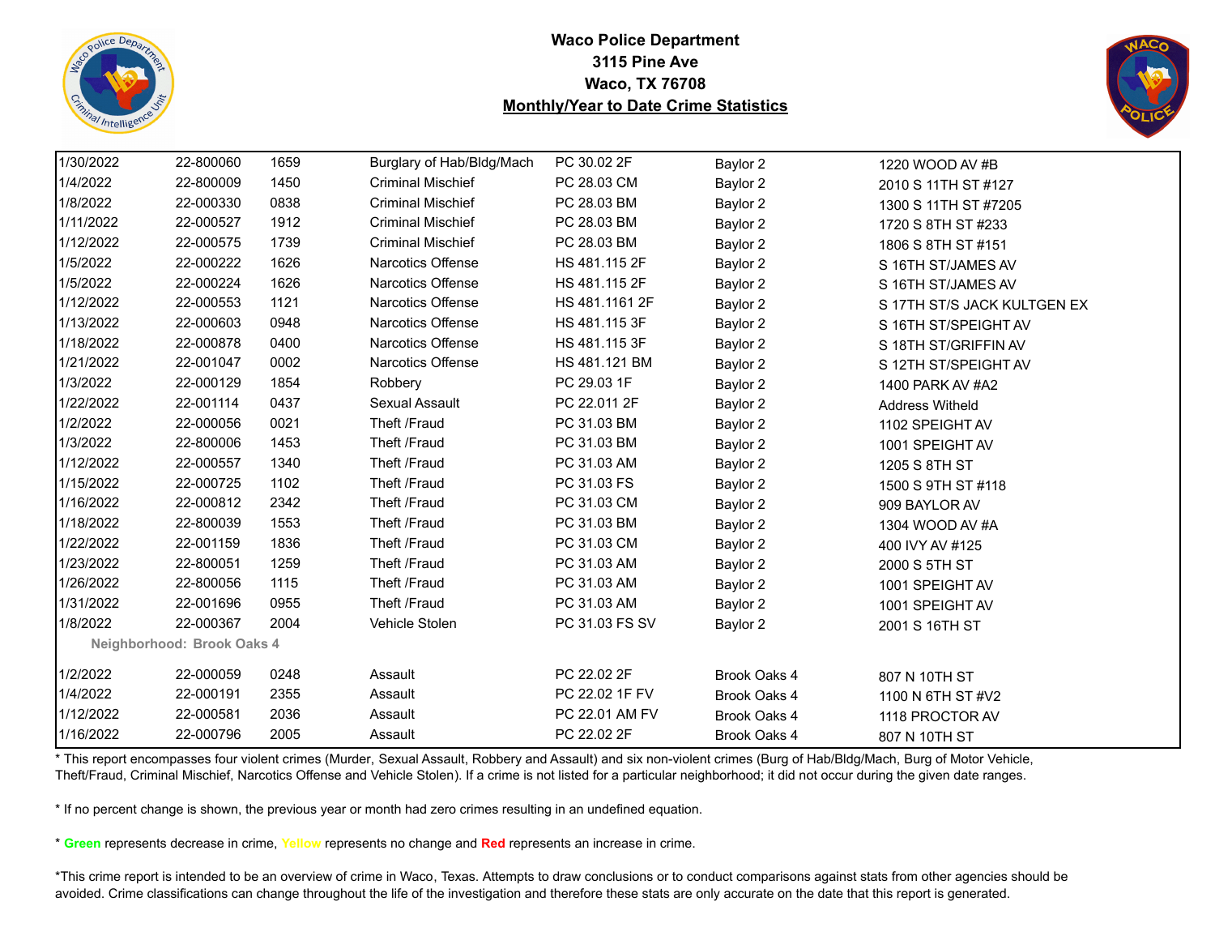**Waco Police Department**
**3115 Pine Ave**
**Waco, TX 76708**
**Monthly/Year to Date Crime Statistics**

| | | | | | | |
|---|---|---|---|---|---|---|
| 1/30/2022 | 22-800060 | 1659 | Burglary of Hab/Bldg/Mach | PC 30.02 2F | Baylor 2 | 1220 WOOD AV #B |
| 1/4/2022 | 22-800009 | 1450 | Criminal Mischief | PC 28.03 CM | Baylor 2 | 2010 S 11TH ST #127 |
| 1/8/2022 | 22-000330 | 0838 | Criminal Mischief | PC 28.03 BM | Baylor 2 | 1300 S 11TH ST #7205 |
| 1/11/2022 | 22-000527 | 1912 | Criminal Mischief | PC 28.03 BM | Baylor 2 | 1720 S 8TH ST #233 |
| 1/12/2022 | 22-000575 | 1739 | Criminal Mischief | PC 28.03 BM | Baylor 2 | 1806 S 8TH ST #151 |
| 1/5/2022 | 22-000222 | 1626 | Narcotics Offense | HS 481.115 2F | Baylor 2 | S 16TH ST/JAMES AV |
| 1/5/2022 | 22-000224 | 1626 | Narcotics Offense | HS 481.115 2F | Baylor 2 | S 16TH ST/JAMES AV |
| 1/12/2022 | 22-000553 | 1121 | Narcotics Offense | HS 481.1161 2F | Baylor 2 | S 17TH ST/S JACK KULTGEN EX |
| 1/13/2022 | 22-000603 | 0948 | Narcotics Offense | HS 481.115 3F | Baylor 2 | S 16TH ST/SPEIGHT AV |
| 1/18/2022 | 22-000878 | 0400 | Narcotics Offense | HS 481.115 3F | Baylor 2 | S 18TH ST/GRIFFIN AV |
| 1/21/2022 | 22-001047 | 0002 | Narcotics Offense | HS 481.121 BM | Baylor 2 | S 12TH ST/SPEIGHT AV |
| 1/3/2022 | 22-000129 | 1854 | Robbery | PC 29.03 1F | Baylor 2 | 1400 PARK AV #A2 |
| 1/22/2022 | 22-001114 | 0437 | Sexual Assault | PC 22.011 2F | Baylor 2 | Address Witheld |
| 1/2/2022 | 22-000056 | 0021 | Theft /Fraud | PC 31.03 BM | Baylor 2 | 1102 SPEIGHT AV |
| 1/3/2022 | 22-800006 | 1453 | Theft /Fraud | PC 31.03 BM | Baylor 2 | 1001 SPEIGHT AV |
| 1/12/2022 | 22-000557 | 1340 | Theft /Fraud | PC 31.03 AM | Baylor 2 | 1205 S 8TH ST |
| 1/15/2022 | 22-000725 | 1102 | Theft /Fraud | PC 31.03 FS | Baylor 2 | 1500 S 9TH ST #118 |
| 1/16/2022 | 22-000812 | 2342 | Theft /Fraud | PC 31.03 CM | Baylor 2 | 909 BAYLOR AV |
| 1/18/2022 | 22-800039 | 1553 | Theft /Fraud | PC 31.03 BM | Baylor 2 | 1304 WOOD AV #A |
| 1/22/2022 | 22-001159 | 1836 | Theft /Fraud | PC 31.03 CM | Baylor 2 | 400 IVY AV #125 |
| 1/23/2022 | 22-800051 | 1259 | Theft /Fraud | PC 31.03 AM | Baylor 2 | 2000 S 5TH ST |
| 1/26/2022 | 22-800056 | 1115 | Theft /Fraud | PC 31.03 AM | Baylor 2 | 1001 SPEIGHT AV |
| 1/31/2022 | 22-001696 | 0955 | Theft /Fraud | PC 31.03 AM | Baylor 2 | 1001 SPEIGHT AV |
| 1/8/2022 | 22-000367 | 2004 | Vehicle Stolen | PC 31.03 FS SV | Baylor 2 | 2001 S 16TH ST |
| **Neighborhood: Brook Oaks 4** | | | | | | |
| 1/2/2022 | 22-000059 | 0248 | Assault | PC 22.02 2F | Brook Oaks 4 | 807 N 10TH ST |
| 1/4/2022 | 22-000191 | 2355 | Assault | PC 22.02 1F FV | Brook Oaks 4 | 1100 N 6TH ST #V2 |
| 1/12/2022 | 22-000581 | 2036 | Assault | PC 22.01 AM FV | Brook Oaks 4 | 1118 PROCTOR AV |
| 1/16/2022 | 22-000796 | 2005 | Assault | PC 22.02 2F | Brook Oaks 4 | 807 N 10TH ST |

* This report encompasses four violent crimes (Murder, Sexual Assault, Robbery and Assault) and six non-violent crimes (Burg of Hab/Bldg/Mach, Burg of Motor Vehicle, Theft/Fraud, Criminal Mischief, Narcotics Offense and Vehicle Stolen). If a crime is not listed for a particular neighborhood; it did not occur during the given date ranges.

* If no percent change is shown, the previous year or month had zero crimes resulting in an undefined equation.

* **Green** represents decrease in crime, **Yellow** represents no change and **Red** represents an increase in crime.

*This crime report is intended to be an overview of crime in Waco, Texas. Attempts to draw conclusions or to conduct comparisons against stats from other agencies should be avoided. Crime classifications can change throughout the life of the investigation and therefore these stats are only accurate on the date that this report is generated.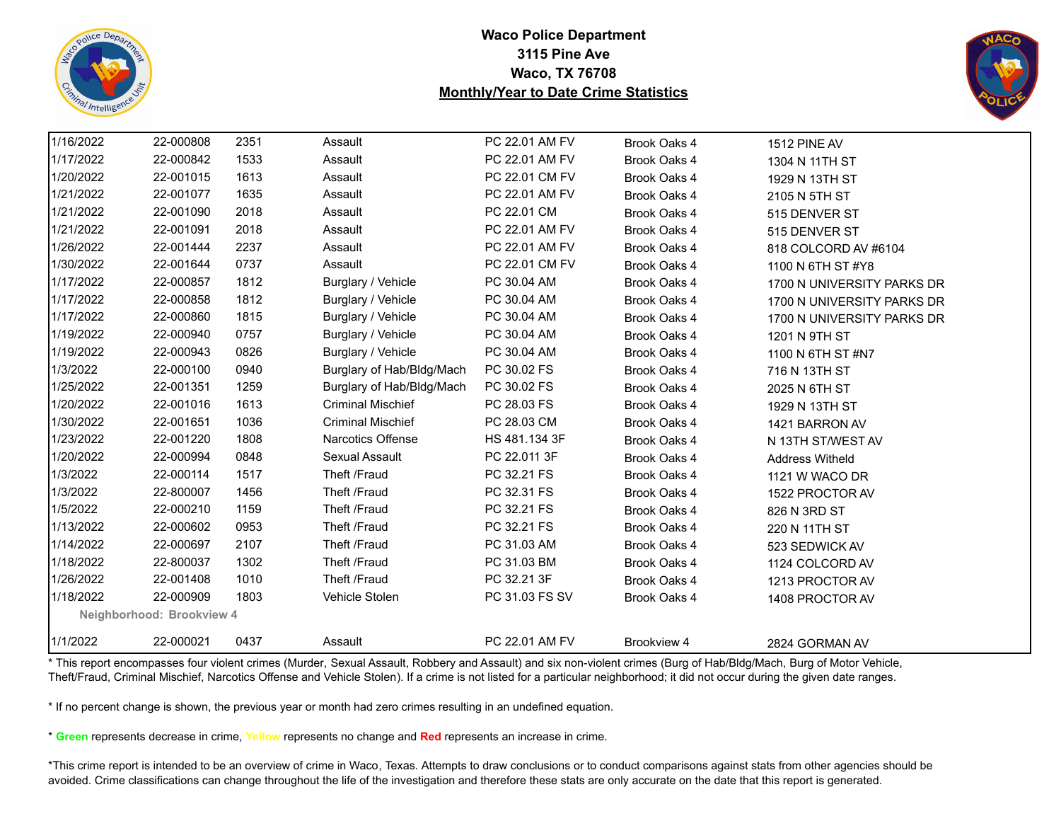**Waco Police Department**
**3115 Pine Ave**
**Waco, TX 76708**
**Monthly/Year to Date Crime Statistics**

| | | | | | | |
|---|---|---|---|---|---|---|
| 1/16/2022 | 22-000808 | 2351 | Assault | PC 22.01 AM FV | Brook Oaks 4 | 1512 PINE AV |
| 1/17/2022 | 22-000842 | 1533 | Assault | PC 22.01 AM FV | Brook Oaks 4 | 1304 N 11TH ST |
| 1/20/2022 | 22-001015 | 1613 | Assault | PC 22.01 CM FV | Brook Oaks 4 | 1929 N 13TH ST |
| 1/21/2022 | 22-001077 | 1635 | Assault | PC 22.01 AM FV | Brook Oaks 4 | 2105 N 5TH ST |
| 1/21/2022 | 22-001090 | 2018 | Assault | PC 22.01 CM | Brook Oaks 4 | 515 DENVER ST |
| 1/21/2022 | 22-001091 | 2018 | Assault | PC 22.01 AM FV | Brook Oaks 4 | 515 DENVER ST |
| 1/26/2022 | 22-001444 | 2237 | Assault | PC 22.01 AM FV | Brook Oaks 4 | 818 COLCORD AV #6104 |
| 1/30/2022 | 22-001644 | 0737 | Assault | PC 22.01 CM FV | Brook Oaks 4 | 1100 N 6TH ST #Y8 |
| 1/17/2022 | 22-000857 | 1812 | Burglary / Vehicle | PC 30.04 AM | Brook Oaks 4 | 1700 N UNIVERSITY PARKS DR |
| 1/17/2022 | 22-000858 | 1812 | Burglary / Vehicle | PC 30.04 AM | Brook Oaks 4 | 1700 N UNIVERSITY PARKS DR |
| 1/17/2022 | 22-000860 | 1815 | Burglary / Vehicle | PC 30.04 AM | Brook Oaks 4 | 1700 N UNIVERSITY PARKS DR |
| 1/19/2022 | 22-000940 | 0757 | Burglary / Vehicle | PC 30.04 AM | Brook Oaks 4 | 1201 N 9TH ST |
| 1/19/2022 | 22-000943 | 0826 | Burglary / Vehicle | PC 30.04 AM | Brook Oaks 4 | 1100 N 6TH ST #N7 |
| 1/3/2022 | 22-000100 | 0940 | Burglary of Hab/Bldg/Mach | PC 30.02 FS | Brook Oaks 4 | 716 N 13TH ST |
| 1/25/2022 | 22-001351 | 1259 | Burglary of Hab/Bldg/Mach | PC 30.02 FS | Brook Oaks 4 | 2025 N 6TH ST |
| 1/20/2022 | 22-001016 | 1613 | Criminal Mischief | PC 28.03 FS | Brook Oaks 4 | 1929 N 13TH ST |
| 1/30/2022 | 22-001651 | 1036 | Criminal Mischief | PC 28.03 CM | Brook Oaks 4 | 1421 BARRON AV |
| 1/23/2022 | 22-001220 | 1808 | Narcotics Offense | HS 481.134 3F | Brook Oaks 4 | N 13TH ST/WEST AV |
| 1/20/2022 | 22-000994 | 0848 | Sexual Assault | PC 22.011 3F | Brook Oaks 4 | Address Witheld |
| 1/3/2022 | 22-000114 | 1517 | Theft /Fraud | PC 32.21 FS | Brook Oaks 4 | 1121 W WACO DR |
| 1/3/2022 | 22-800007 | 1456 | Theft /Fraud | PC 32.31 FS | Brook Oaks 4 | 1522 PROCTOR AV |
| 1/5/2022 | 22-000210 | 1159 | Theft /Fraud | PC 32.21 FS | Brook Oaks 4 | 826 N 3RD ST |
| 1/13/2022 | 22-000602 | 0953 | Theft /Fraud | PC 32.21 FS | Brook Oaks 4 | 220 N 11TH ST |
| 1/14/2022 | 22-000697 | 2107 | Theft /Fraud | PC 31.03 AM | Brook Oaks 4 | 523 SEDWICK AV |
| 1/18/2022 | 22-800037 | 1302 | Theft /Fraud | PC 31.03 BM | Brook Oaks 4 | 1124 COLCORD AV |
| 1/26/2022 | 22-001408 | 1010 | Theft /Fraud | PC 32.21 3F | Brook Oaks 4 | 1213 PROCTOR AV |
| 1/18/2022 | 22-000909 | 1803 | Vehicle Stolen | PC 31.03 FS SV | Brook Oaks 4 | 1408 PROCTOR AV |
| **Neighborhood: Brookview 4** | | | | | | |
| 1/1/2022 | 22-000021 | 0437 | Assault | PC 22.01 AM FV | Brookview 4 | 2824 GORMAN AV |

\* This report encompasses four violent crimes (Murder, Sexual Assault, Robbery and Assault) and six non-violent crimes (Burg of Hab/Bldg/Mach, Burg of Motor Vehicle, Theft/Fraud, Criminal Mischief, Narcotics Offense and Vehicle Stolen). If a crime is not listed for a particular neighborhood; it did not occur during the given date ranges.

\* If no percent change is shown, the previous year or month had zero crimes resulting in an undefined equation.

\* **Green** represents decrease in crime, **Yellow** represents no change and **Red** represents an increase in crime.

\*This crime report is intended to be an overview of crime in Waco, Texas. Attempts to draw conclusions or to conduct comparisons against stats from other agencies should be avoided. Crime classifications can change throughout the life of the investigation and therefore these stats are only accurate on the date that this report is generated.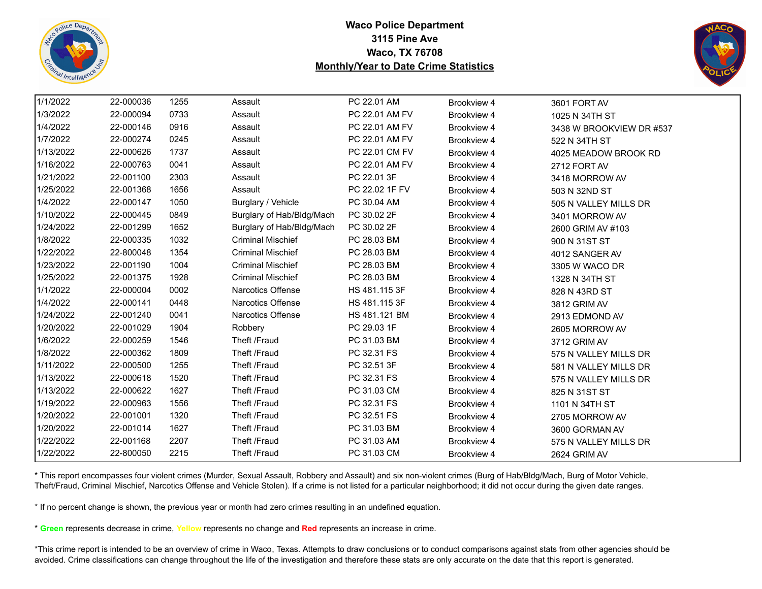**Waco Police Department**
**3115 Pine Ave**
**Waco, TX 76708**
**Monthly/Year to Date Crime Statistics**

| | | | | | | |
|---|---|---|---|---|---|---|
| 1/1/2022 | 22-000036 | 1255 | Assault | PC 22.01 AM | Brookview 4 | 3601 FORT AV |
| 1/3/2022 | 22-000094 | 0733 | Assault | PC 22.01 AM FV | Brookview 4 | 1025 N 34TH ST |
| 1/4/2022 | 22-000146 | 0916 | Assault | PC 22.01 AM FV | Brookview 4 | 3438 W BROOKVIEW DR #537 |
| 1/7/2022 | 22-000274 | 0245 | Assault | PC 22.01 AM FV | Brookview 4 | 522 N 34TH ST |
| 1/13/2022 | 22-000626 | 1737 | Assault | PC 22.01 CM FV | Brookview 4 | 4025 MEADOW BROOK RD |
| 1/16/2022 | 22-000763 | 0041 | Assault | PC 22.01 AM FV | Brookview 4 | 2712 FORT AV |
| 1/21/2022 | 22-001100 | 2303 | Assault | PC 22.01 3F | Brookview 4 | 3418 MORROW AV |
| 1/25/2022 | 22-001368 | 1656 | Assault | PC 22.02 1F FV | Brookview 4 | 503 N 32ND ST |
| 1/4/2022 | 22-000147 | 1050 | Burglary / Vehicle | PC 30.04 AM | Brookview 4 | 505 N VALLEY MILLS DR |
| 1/10/2022 | 22-000445 | 0849 | Burglary of Hab/Bldg/Mach | PC 30.02 2F | Brookview 4 | 3401 MORROW AV |
| 1/24/2022 | 22-001299 | 1652 | Burglary of Hab/Bldg/Mach | PC 30.02 2F | Brookview 4 | 2600 GRIM AV #103 |
| 1/8/2022 | 22-000335 | 1032 | Criminal Mischief | PC 28.03 BM | Brookview 4 | 900 N 31ST ST |
| 1/22/2022 | 22-800048 | 1354 | Criminal Mischief | PC 28.03 BM | Brookview 4 | 4012 SANGER AV |
| 1/23/2022 | 22-001190 | 1004 | Criminal Mischief | PC 28.03 BM | Brookview 4 | 3305 W WACO DR |
| 1/25/2022 | 22-001375 | 1928 | Criminal Mischief | PC 28.03 BM | Brookview 4 | 1328 N 34TH ST |
| 1/1/2022 | 22-000004 | 0002 | Narcotics Offense | HS 481.115 3F | Brookview 4 | 828 N 43RD ST |
| 1/4/2022 | 22-000141 | 0448 | Narcotics Offense | HS 481.115 3F | Brookview 4 | 3812 GRIM AV |
| 1/24/2022 | 22-001240 | 0041 | Narcotics Offense | HS 481.121 BM | Brookview 4 | 2913 EDMOND AV |
| 1/20/2022 | 22-001029 | 1904 | Robbery | PC 29.03 1F | Brookview 4 | 2605 MORROW AV |
| 1/6/2022 | 22-000259 | 1546 | Theft /Fraud | PC 31.03 BM | Brookview 4 | 3712 GRIM AV |
| 1/8/2022 | 22-000362 | 1809 | Theft /Fraud | PC 32.31 FS | Brookview 4 | 575 N VALLEY MILLS DR |
| 1/11/2022 | 22-000500 | 1255 | Theft /Fraud | PC 32.51 3F | Brookview 4 | 581 N VALLEY MILLS DR |
| 1/13/2022 | 22-000618 | 1520 | Theft /Fraud | PC 32.31 FS | Brookview 4 | 575 N VALLEY MILLS DR |
| 1/13/2022 | 22-000622 | 1627 | Theft /Fraud | PC 31.03 CM | Brookview 4 | 825 N 31ST ST |
| 1/19/2022 | 22-000963 | 1556 | Theft /Fraud | PC 32.31 FS | Brookview 4 | 1101 N 34TH ST |
| 1/20/2022 | 22-001001 | 1320 | Theft /Fraud | PC 32.51 FS | Brookview 4 | 2705 MORROW AV |
| 1/20/2022 | 22-001014 | 1627 | Theft /Fraud | PC 31.03 BM | Brookview 4 | 3600 GORMAN AV |
| 1/22/2022 | 22-001168 | 2207 | Theft /Fraud | PC 31.03 AM | Brookview 4 | 575 N VALLEY MILLS DR |
| 1/22/2022 | 22-800050 | 2215 | Theft /Fraud | PC 31.03 CM | Brookview 4 | 2624 GRIM AV |

* This report encompasses four violent crimes (Murder, Sexual Assault, Robbery and Assault) and six non-violent crimes (Burg of Hab/Bldg/Mach, Burg of Motor Vehicle, Theft/Fraud, Criminal Mischief, Narcotics Offense and Vehicle Stolen). If a crime is not listed for a particular neighborhood; it did not occur during the given date ranges.

* If no percent change is shown, the previous year or month had zero crimes resulting in an undefined equation.

* **Green** represents decrease in crime, **Yellow** represents no change and **Red** represents an increase in crime.

*This crime report is intended to be an overview of crime in Waco, Texas. Attempts to draw conclusions or to conduct comparisons against stats from other agencies should be avoided. Crime classifications can change throughout the life of the investigation and therefore these stats are only accurate on the date that this report is generated.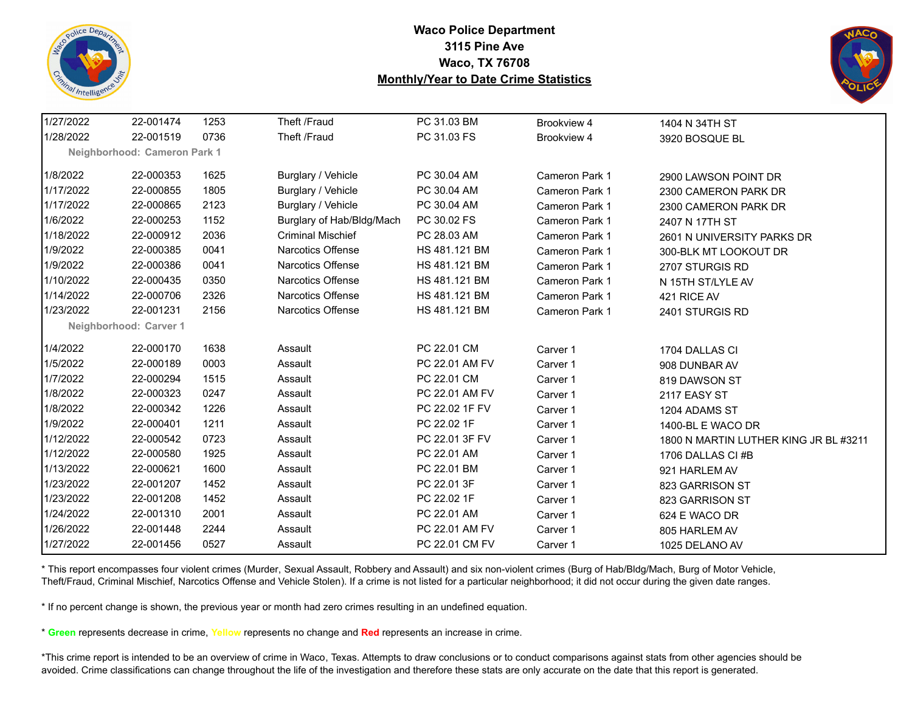**Waco Police Department**
**3115 Pine Ave**
**Waco, TX 76708**
**Monthly/Year to Date Crime Statistics**

| | | | | | | |
|---|---|---|---|---|---|---|
| 1/27/2022 | 22-001474 | 1253 | Theft /Fraud | PC 31.03 BM | Brookview 4 | 1404 N 34TH ST |
| 1/28/2022 | 22-001519 | 0736 | Theft /Fraud | PC 31.03 FS | Brookview 4 | 3920 BOSQUE BL |
| **Neighborhood: Cameron Park 1** | | | | | | |
| 1/8/2022 | 22-000353 | 1625 | Burglary / Vehicle | PC 30.04 AM | Cameron Park 1 | 2900 LAWSON POINT DR |
| 1/17/2022 | 22-000855 | 1805 | Burglary / Vehicle | PC 30.04 AM | Cameron Park 1 | 2300 CAMERON PARK DR |
| 1/17/2022 | 22-000865 | 2123 | Burglary / Vehicle | PC 30.04 AM | Cameron Park 1 | 2300 CAMERON PARK DR |
| 1/6/2022 | 22-000253 | 1152 | Burglary of Hab/Bldg/Mach | PC 30.02 FS | Cameron Park 1 | 2407 N 17TH ST |
| 1/18/2022 | 22-000912 | 2036 | Criminal Mischief | PC 28.03 AM | Cameron Park 1 | 2601 N UNIVERSITY PARKS DR |
| 1/9/2022 | 22-000385 | 0041 | Narcotics Offense | HS 481.121 BM | Cameron Park 1 | 300-BLK MT LOOKOUT DR |
| 1/9/2022 | 22-000386 | 0041 | Narcotics Offense | HS 481.121 BM | Cameron Park 1 | 2707 STURGIS RD |
| 1/10/2022 | 22-000435 | 0350 | Narcotics Offense | HS 481.121 BM | Cameron Park 1 | N 15TH ST/LYLE AV |
| 1/14/2022 | 22-000706 | 2326 | Narcotics Offense | HS 481.121 BM | Cameron Park 1 | 421 RICE AV |
| 1/23/2022 | 22-001231 | 2156 | Narcotics Offense | HS 481.121 BM | Cameron Park 1 | 2401 STURGIS RD |
| **Neighborhood: Carver 1** | | | | | | |
| 1/4/2022 | 22-000170 | 1638 | Assault | PC 22.01 CM | Carver 1 | 1704 DALLAS CI |
| 1/5/2022 | 22-000189 | 0003 | Assault | PC 22.01 AM FV | Carver 1 | 908 DUNBAR AV |
| 1/7/2022 | 22-000294 | 1515 | Assault | PC 22.01 CM | Carver 1 | 819 DAWSON ST |
| 1/8/2022 | 22-000323 | 0247 | Assault | PC 22.01 AM FV | Carver 1 | 2117 EASY ST |
| 1/8/2022 | 22-000342 | 1226 | Assault | PC 22.02 1F FV | Carver 1 | 1204 ADAMS ST |
| 1/9/2022 | 22-000401 | 1211 | Assault | PC 22.02 1F | Carver 1 | 1400-BL E WACO DR |
| 1/12/2022 | 22-000542 | 0723 | Assault | PC 22.01 3F FV | Carver 1 | 1800 N MARTIN LUTHER KING JR BL #3211 |
| 1/12/2022 | 22-000580 | 1925 | Assault | PC 22.01 AM | Carver 1 | 1706 DALLAS CI #B |
| 1/13/2022 | 22-000621 | 1600 | Assault | PC 22.01 BM | Carver 1 | 921 HARLEM AV |
| 1/23/2022 | 22-001207 | 1452 | Assault | PC 22.01 3F | Carver 1 | 823 GARRISON ST |
| 1/23/2022 | 22-001208 | 1452 | Assault | PC 22.02 1F | Carver 1 | 823 GARRISON ST |
| 1/24/2022 | 22-001310 | 2001 | Assault | PC 22.01 AM | Carver 1 | 624 E WACO DR |
| 1/26/2022 | 22-001448 | 2244 | Assault | PC 22.01 AM FV | Carver 1 | 805 HARLEM AV |
| 1/27/2022 | 22-001456 | 0527 | Assault | PC 22.01 CM FV | Carver 1 | 1025 DELANO AV |

* This report encompasses four violent crimes (Murder, Sexual Assault, Robbery and Assault) and six non-violent crimes (Burg of Hab/Bldg/Mach, Burg of Motor Vehicle, Theft/Fraud, Criminal Mischief, Narcotics Offense and Vehicle Stolen). If a crime is not listed for a particular neighborhood; it did not occur during the given date ranges.

* If no percent change is shown, the previous year or month had zero crimes resulting in an undefined equation.

* **Green** represents decrease in crime, **Yellow** represents no change and **Red** represents an increase in crime.

*This crime report is intended to be an overview of crime in Waco, Texas. Attempts to draw conclusions or to conduct comparisons against stats from other agencies should be avoided. Crime classifications can change throughout the life of the investigation and therefore these stats are only accurate on the date that this report is generated.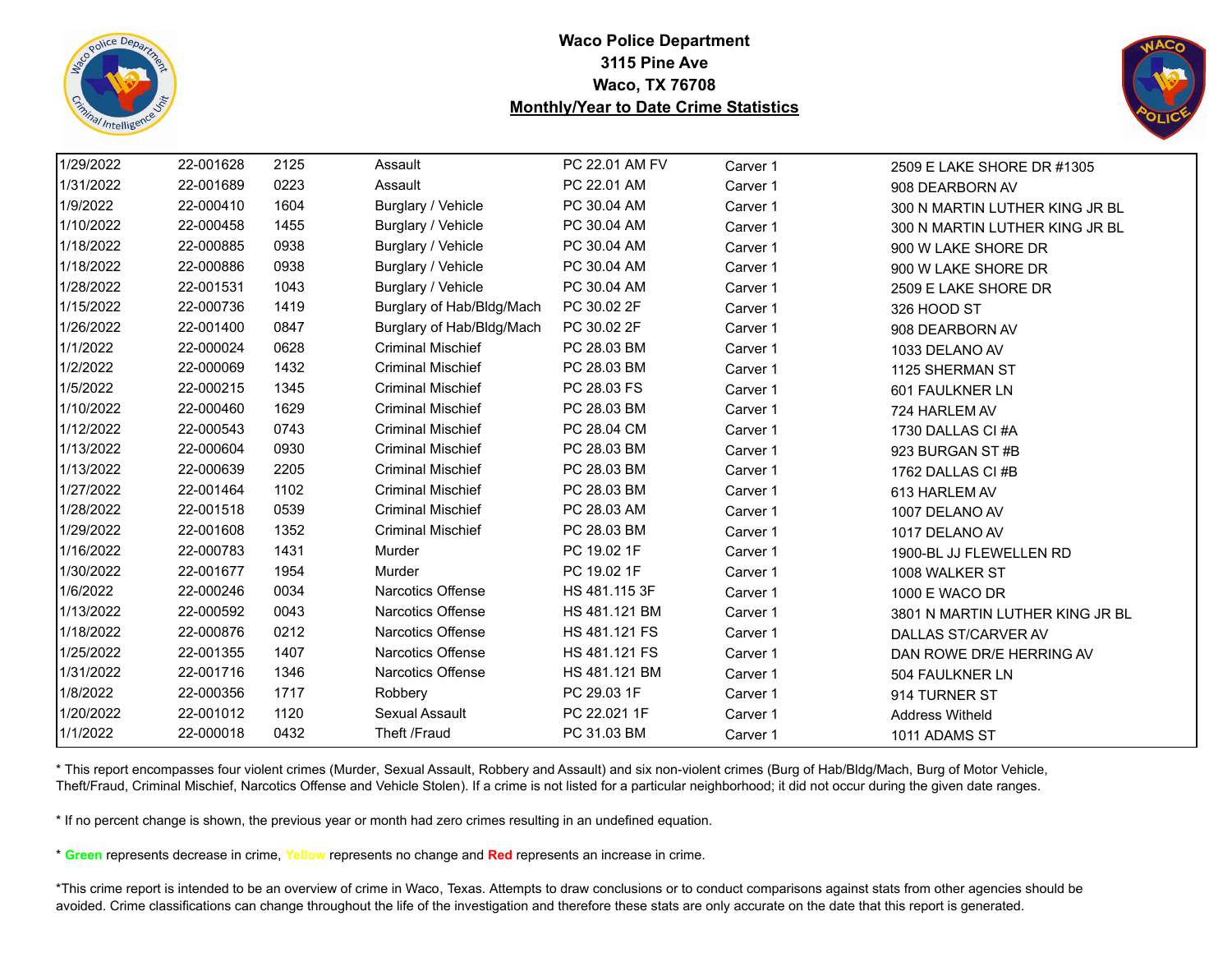**Waco Police Department**
**3115 Pine Ave**
**Waco, TX 76708**
**Monthly/Year to Date Crime Statistics**

| | | | | | | |
|---|---|---|---|---|---|---|
| 1/29/2022 | 22-001628 | 2125 | Assault | PC 22.01 AM FV | Carver 1 | 2509 E LAKE SHORE DR #1305 |
| 1/31/2022 | 22-001689 | 0223 | Assault | PC 22.01 AM | Carver 1 | 908 DEARBORN AV |
| 1/9/2022 | 22-000410 | 1604 | Burglary / Vehicle | PC 30.04 AM | Carver 1 | 300 N MARTIN LUTHER KING JR BL |
| 1/10/2022 | 22-000458 | 1455 | Burglary / Vehicle | PC 30.04 AM | Carver 1 | 300 N MARTIN LUTHER KING JR BL |
| 1/18/2022 | 22-000885 | 0938 | Burglary / Vehicle | PC 30.04 AM | Carver 1 | 900 W LAKE SHORE DR |
| 1/18/2022 | 22-000886 | 0938 | Burglary / Vehicle | PC 30.04 AM | Carver 1 | 900 W LAKE SHORE DR |
| 1/28/2022 | 22-001531 | 1043 | Burglary / Vehicle | PC 30.04 AM | Carver 1 | 2509 E LAKE SHORE DR |
| 1/15/2022 | 22-000736 | 1419 | Burglary of Hab/Bldg/Mach | PC 30.02 2F | Carver 1 | 326 HOOD ST |
| 1/26/2022 | 22-001400 | 0847 | Burglary of Hab/Bldg/Mach | PC 30.02 2F | Carver 1 | 908 DEARBORN AV |
| 1/1/2022 | 22-000024 | 0628 | Criminal Mischief | PC 28.03 BM | Carver 1 | 1033 DELANO AV |
| 1/2/2022 | 22-000069 | 1432 | Criminal Mischief | PC 28.03 BM | Carver 1 | 1125 SHERMAN ST |
| 1/5/2022 | 22-000215 | 1345 | Criminal Mischief | PC 28.03 FS | Carver 1 | 601 FAULKNER LN |
| 1/10/2022 | 22-000460 | 1629 | Criminal Mischief | PC 28.03 BM | Carver 1 | 724 HARLEM AV |
| 1/12/2022 | 22-000543 | 0743 | Criminal Mischief | PC 28.04 CM | Carver 1 | 1730 DALLAS CI #A |
| 1/13/2022 | 22-000604 | 0930 | Criminal Mischief | PC 28.03 BM | Carver 1 | 923 BURGAN ST #B |
| 1/13/2022 | 22-000639 | 2205 | Criminal Mischief | PC 28.03 BM | Carver 1 | 1762 DALLAS CI #B |
| 1/27/2022 | 22-001464 | 1102 | Criminal Mischief | PC 28.03 BM | Carver 1 | 613 HARLEM AV |
| 1/28/2022 | 22-001518 | 0539 | Criminal Mischief | PC 28.03 AM | Carver 1 | 1007 DELANO AV |
| 1/29/2022 | 22-001608 | 1352 | Criminal Mischief | PC 28.03 BM | Carver 1 | 1017 DELANO AV |
| 1/16/2022 | 22-000783 | 1431 | Murder | PC 19.02 1F | Carver 1 | 1900-BL JJ FLEWELLEN RD |
| 1/30/2022 | 22-001677 | 1954 | Murder | PC 19.02 1F | Carver 1 | 1008 WALKER ST |
| 1/6/2022 | 22-000246 | 0034 | Narcotics Offense | HS 481.115 3F | Carver 1 | 1000 E WACO DR |
| 1/13/2022 | 22-000592 | 0043 | Narcotics Offense | HS 481.121 BM | Carver 1 | 3801 N MARTIN LUTHER KING JR BL |
| 1/18/2022 | 22-000876 | 0212 | Narcotics Offense | HS 481.121 FS | Carver 1 | DALLAS ST/CARVER AV |
| 1/25/2022 | 22-001355 | 1407 | Narcotics Offense | HS 481.121 FS | Carver 1 | DAN ROWE DR/E HERRING AV |
| 1/31/2022 | 22-001716 | 1346 | Narcotics Offense | HS 481.121 BM | Carver 1 | 504 FAULKNER LN |
| 1/8/2022 | 22-000356 | 1717 | Robbery | PC 29.03 1F | Carver 1 | 914 TURNER ST |
| 1/20/2022 | 22-001012 | 1120 | Sexual Assault | PC 22.021 1F | Carver 1 | Address Witheld |
| 1/1/2022 | 22-000018 | 0432 | Theft /Fraud | PC 31.03 BM | Carver 1 | 1011 ADAMS ST |

* This report encompasses four violent crimes (Murder, Sexual Assault, Robbery and Assault) and six non-violent crimes (Burg of Hab/Bldg/Mach, Burg of Motor Vehicle, Theft/Fraud, Criminal Mischief, Narcotics Offense and Vehicle Stolen). If a crime is not listed for a particular neighborhood; it did not occur during the given date ranges.

* If no percent change is shown, the previous year or month had zero crimes resulting in an undefined equation.

* **Green** represents decrease in crime, **Yellow** represents no change and **Red** represents an increase in crime.

*This crime report is intended to be an overview of crime in Waco, Texas. Attempts to draw conclusions or to conduct comparisons against stats from other agencies should be avoided. Crime classifications can change throughout the life of the investigation and therefore these stats are only accurate on the date that this report is generated.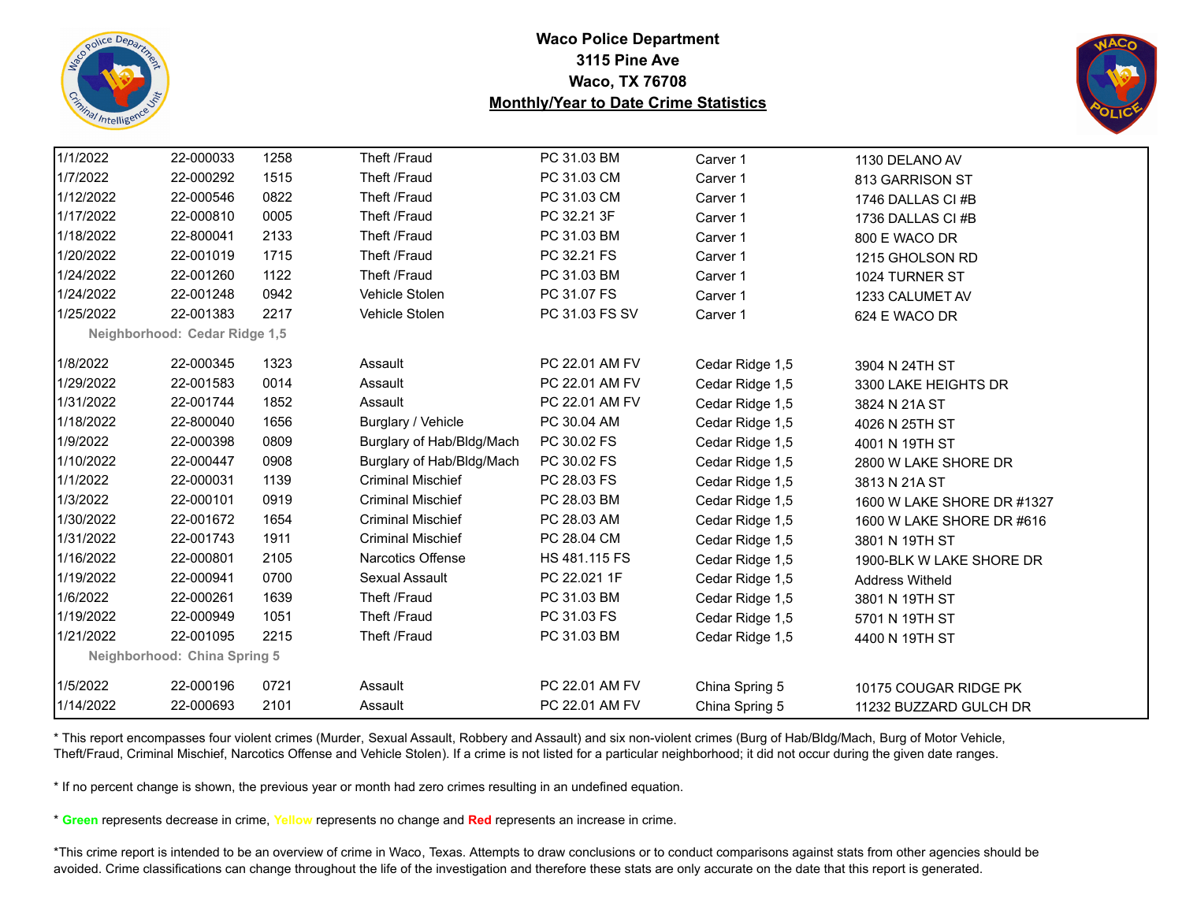# Waco Police Department
**3115 Pine Ave**
**Waco, TX 76708**
**Monthly/Year to Date Crime Statistics**

| | | | | | | |
|---|---|---|---|---|---|---|
| 1/1/2022 | 22-000033 | 1258 | Theft /Fraud | PC 31.03 BM | Carver 1 | 1130 DELANO AV |
| 1/7/2022 | 22-000292 | 1515 | Theft /Fraud | PC 31.03 CM | Carver 1 | 813 GARRISON ST |
| 1/12/2022 | 22-000546 | 0822 | Theft /Fraud | PC 31.03 CM | Carver 1 | 1746 DALLAS CI #B |
| 1/17/2022 | 22-000810 | 0005 | Theft /Fraud | PC 32.21 3F | Carver 1 | 1736 DALLAS CI #B |
| 1/18/2022 | 22-800041 | 2133 | Theft /Fraud | PC 31.03 BM | Carver 1 | 800 E WACO DR |
| 1/20/2022 | 22-001019 | 1715 | Theft /Fraud | PC 32.21 FS | Carver 1 | 1215 GHOLSON RD |
| 1/24/2022 | 22-001260 | 1122 | Theft /Fraud | PC 31.03 BM | Carver 1 | 1024 TURNER ST |
| 1/24/2022 | 22-001248 | 0942 | Vehicle Stolen | PC 31.07 FS | Carver 1 | 1233 CALUMET AV |
| 1/25/2022 | 22-001383 | 2217 | Vehicle Stolen | PC 31.03 FS SV | Carver 1 | 624 E WACO DR |
| **Neighborhood: Cedar Ridge 1,5** | | | | | | |
| 1/8/2022 | 22-000345 | 1323 | Assault | PC 22.01 AM FV | Cedar Ridge 1,5 | 3904 N 24TH ST |
| 1/29/2022 | 22-001583 | 0014 | Assault | PC 22.01 AM FV | Cedar Ridge 1,5 | 3300 LAKE HEIGHTS DR |
| 1/31/2022 | 22-001744 | 1852 | Assault | PC 22.01 AM FV | Cedar Ridge 1,5 | 3824 N 21A ST |
| 1/18/2022 | 22-800040 | 1656 | Burglary / Vehicle | PC 30.04 AM | Cedar Ridge 1,5 | 4026 N 25TH ST |
| 1/9/2022 | 22-000398 | 0809 | Burglary of Hab/Bldg/Mach | PC 30.02 FS | Cedar Ridge 1,5 | 4001 N 19TH ST |
| 1/10/2022 | 22-000447 | 0908 | Burglary of Hab/Bldg/Mach | PC 30.02 FS | Cedar Ridge 1,5 | 2800 W LAKE SHORE DR |
| 1/1/2022 | 22-000031 | 1139 | Criminal Mischief | PC 28.03 FS | Cedar Ridge 1,5 | 3813 N 21A ST |
| 1/3/2022 | 22-000101 | 0919 | Criminal Mischief | PC 28.03 BM | Cedar Ridge 1,5 | 1600 W LAKE SHORE DR #1327 |
| 1/30/2022 | 22-001672 | 1654 | Criminal Mischief | PC 28.03 AM | Cedar Ridge 1,5 | 1600 W LAKE SHORE DR #616 |
| 1/31/2022 | 22-001743 | 1911 | Criminal Mischief | PC 28.04 CM | Cedar Ridge 1,5 | 3801 N 19TH ST |
| 1/16/2022 | 22-000801 | 2105 | Narcotics Offense | HS 481.115 FS | Cedar Ridge 1,5 | 1900-BLK W LAKE SHORE DR |
| 1/19/2022 | 22-000941 | 0700 | Sexual Assault | PC 22.021 1F | Cedar Ridge 1,5 | Address Witheld |
| 1/6/2022 | 22-000261 | 1639 | Theft /Fraud | PC 31.03 BM | Cedar Ridge 1,5 | 3801 N 19TH ST |
| 1/19/2022 | 22-000949 | 1051 | Theft /Fraud | PC 31.03 FS | Cedar Ridge 1,5 | 5701 N 19TH ST |
| 1/21/2022 | 22-001095 | 2215 | Theft /Fraud | PC 31.03 BM | Cedar Ridge 1,5 | 4400 N 19TH ST |
| **Neighborhood: China Spring 5** | | | | | | |
| 1/5/2022 | 22-000196 | 0721 | Assault | PC 22.01 AM FV | China Spring 5 | 10175 COUGAR RIDGE PK |
| 1/14/2022 | 22-000693 | 2101 | Assault | PC 22.01 AM FV | China Spring 5 | 11232 BUZZARD GULCH DR |

* This report encompasses four violent crimes (Murder, Sexual Assault, Robbery and Assault) and six non-violent crimes (Burg of Hab/Bldg/Mach, Burg of Motor Vehicle, Theft/Fraud, Criminal Mischief, Narcotics Offense and Vehicle Stolen). If a crime is not listed for a particular neighborhood; it did not occur during the given date ranges.

* If no percent change is shown, the previous year or month had zero crimes resulting in an undefined equation.

* **Green** represents decrease in crime, **Yellow** represents no change and **Red** represents an increase in crime.

*This crime report is intended to be an overview of crime in Waco, Texas. Attempts to draw conclusions or to conduct comparisons against stats from other agencies should be avoided. Crime classifications can change throughout the life of the investigation and therefore these stats are only accurate on the date that this report is generated.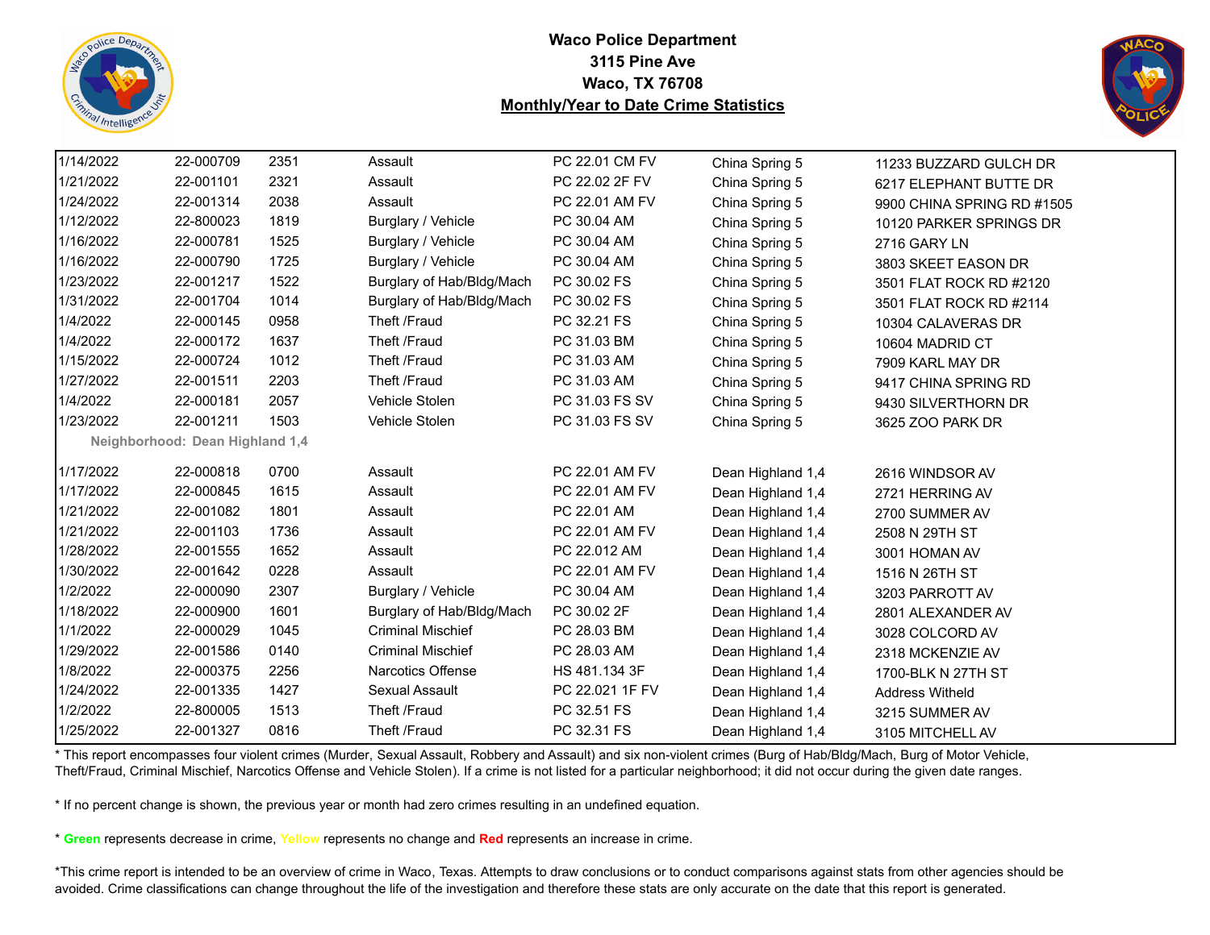# Waco Police Department
# 3115 Pine Ave
# Waco, TX 76708
## Monthly/Year to Date Crime Statistics

| | | | | | | |
|---|---|---|---|---|---|---|
| 1/14/2022 | 22-000709 | 2351 | Assault | PC 22.01 CM FV | China Spring 5 | 11233 BUZZARD GULCH DR |
| 1/21/2022 | 22-001101 | 2321 | Assault | PC 22.02 2F FV | China Spring 5 | 6217 ELEPHANT BUTTE DR |
| 1/24/2022 | 22-001314 | 2038 | Assault | PC 22.01 AM FV | China Spring 5 | 9900 CHINA SPRING RD #1505 |
| 1/12/2022 | 22-800023 | 1819 | Burglary / Vehicle | PC 30.04 AM | China Spring 5 | 10120 PARKER SPRINGS DR |
| 1/16/2022 | 22-000781 | 1525 | Burglary / Vehicle | PC 30.04 AM | China Spring 5 | 2716 GARY LN |
| 1/16/2022 | 22-000790 | 1725 | Burglary / Vehicle | PC 30.04 AM | China Spring 5 | 3803 SKEET EASON DR |
| 1/23/2022 | 22-001217 | 1522 | Burglary of Hab/Bldg/Mach | PC 30.02 FS | China Spring 5 | 3501 FLAT ROCK RD #2120 |
| 1/31/2022 | 22-001704 | 1014 | Burglary of Hab/Bldg/Mach | PC 30.02 FS | China Spring 5 | 3501 FLAT ROCK RD #2114 |
| 1/4/2022 | 22-000145 | 0958 | Theft /Fraud | PC 32.21 FS | China Spring 5 | 10304 CALAVERAS DR |
| 1/4/2022 | 22-000172 | 1637 | Theft /Fraud | PC 31.03 BM | China Spring 5 | 10604 MADRID CT |
| 1/15/2022 | 22-000724 | 1012 | Theft /Fraud | PC 31.03 AM | China Spring 5 | 7909 KARL MAY DR |
| 1/27/2022 | 22-001511 | 2203 | Theft /Fraud | PC 31.03 AM | China Spring 5 | 9417 CHINA SPRING RD |
| 1/4/2022 | 22-000181 | 2057 | Vehicle Stolen | PC 31.03 FS SV | China Spring 5 | 9430 SILVERTHORN DR |
| 1/23/2022 | 22-001211 | 1503 | Vehicle Stolen | PC 31.03 FS SV | China Spring 5 | 3625 ZOO PARK DR |
| **Neighborhood: Dean Highland 1,4** | | | | | | |
| 1/17/2022 | 22-000818 | 0700 | Assault | PC 22.01 AM FV | Dean Highland 1,4 | 2616 WINDSOR AV |
| 1/17/2022 | 22-000845 | 1615 | Assault | PC 22.01 AM FV | Dean Highland 1,4 | 2721 HERRING AV |
| 1/21/2022 | 22-001082 | 1801 | Assault | PC 22.01 AM | Dean Highland 1,4 | 2700 SUMMER AV |
| 1/21/2022 | 22-001103 | 1736 | Assault | PC 22.01 AM FV | Dean Highland 1,4 | 2508 N 29TH ST |
| 1/28/2022 | 22-001555 | 1652 | Assault | PC 22.012 AM | Dean Highland 1,4 | 3001 HOMAN AV |
| 1/30/2022 | 22-001642 | 0228 | Assault | PC 22.01 AM FV | Dean Highland 1,4 | 1516 N 26TH ST |
| 1/2/2022 | 22-000090 | 2307 | Burglary / Vehicle | PC 30.04 AM | Dean Highland 1,4 | 3203 PARROTT AV |
| 1/18/2022 | 22-000900 | 1601 | Burglary of Hab/Bldg/Mach | PC 30.02 2F | Dean Highland 1,4 | 2801 ALEXANDER AV |
| 1/1/2022 | 22-000029 | 1045 | Criminal Mischief | PC 28.03 BM | Dean Highland 1,4 | 3028 COLCORD AV |
| 1/29/2022 | 22-001586 | 0140 | Criminal Mischief | PC 28.03 AM | Dean Highland 1,4 | 2318 MCKENZIE AV |
| 1/8/2022 | 22-000375 | 2256 | Narcotics Offense | HS 481.134 3F | Dean Highland 1,4 | 1700-BLK N 27TH ST |
| 1/24/2022 | 22-001335 | 1427 | Sexual Assault | PC 22.021 1F FV | Dean Highland 1,4 | Address Witheld |
| 1/2/2022 | 22-800005 | 1513 | Theft /Fraud | PC 32.51 FS | Dean Highland 1,4 | 3215 SUMMER AV |
| 1/25/2022 | 22-001327 | 0816 | Theft /Fraud | PC 32.31 FS | Dean Highland 1,4 | 3105 MITCHELL AV |

* This report encompasses four violent crimes (Murder, Sexual Assault, Robbery and Assault) and six non-violent crimes (Burg of Hab/Bldg/Mach, Burg of Motor Vehicle, Theft/Fraud, Criminal Mischief, Narcotics Offense and Vehicle Stolen). If a crime is not listed for a particular neighborhood; it did not occur during the given date ranges.

* If no percent change is shown, the previous year or month had zero crimes resulting in an undefined equation.

* **Green** represents decrease in crime, **Yellow** represents no change and **Red** represents an increase in crime.

*This crime report is intended to be an overview of crime in Waco, Texas. Attempts to draw conclusions or to conduct comparisons against stats from other agencies should be avoided. Crime classifications can change throughout the life of the investigation and therefore these stats are only accurate on the date that this report is generated.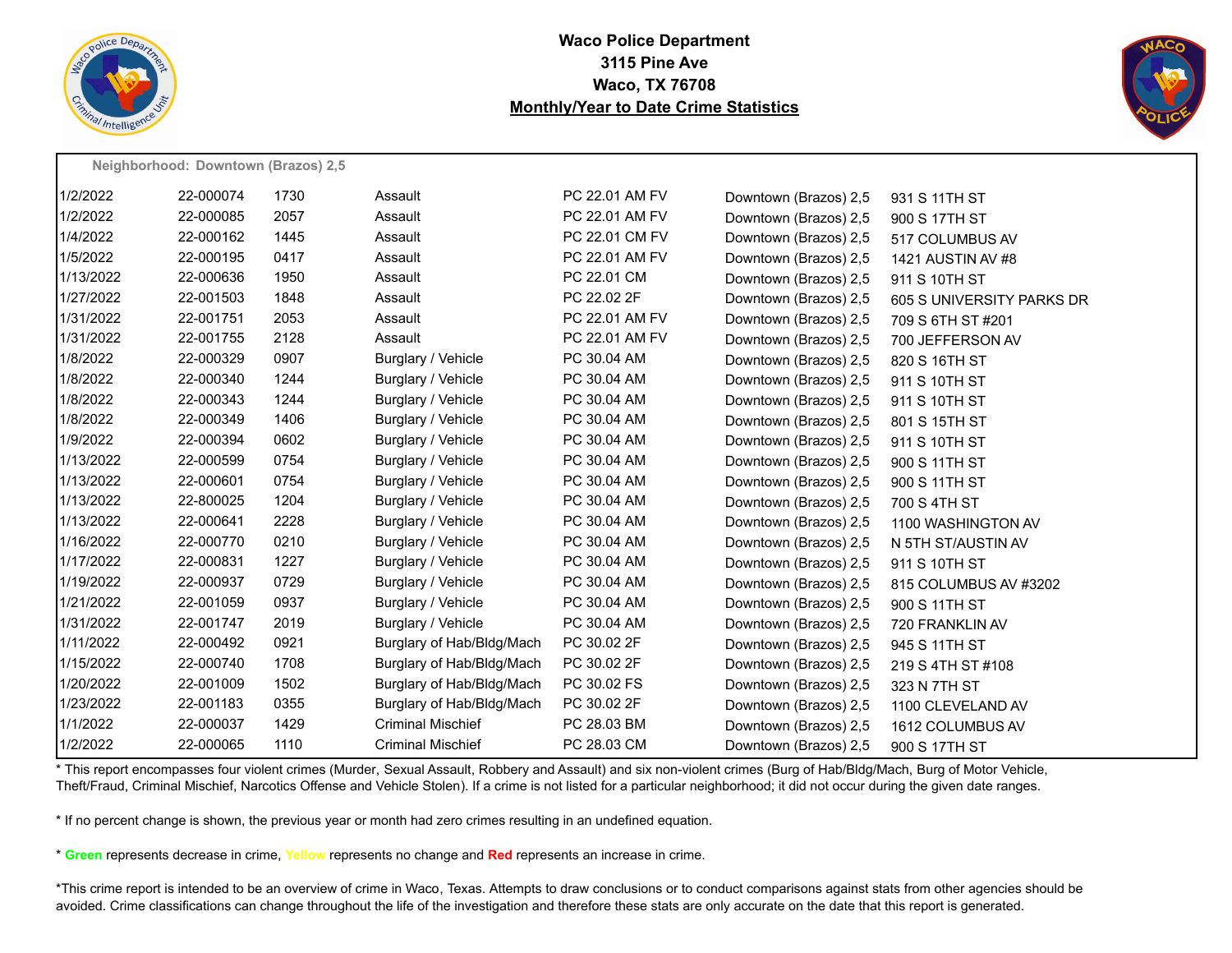**Waco Police Department**
**3115 Pine Ave**
**Waco, TX 76708**
**Monthly/Year to Date Crime Statistics**

**Neighborhood: Downtown (Brazos) 2,5**

| | | | | | | |
|---|---|---|---|---|---|---|
| 1/2/2022 | 22-000074 | 1730 | Assault | PC 22.01 AM FV | Downtown (Brazos) 2,5 | 931 S 11TH ST |
| 1/2/2022 | 22-000085 | 2057 | Assault | PC 22.01 AM FV | Downtown (Brazos) 2,5 | 900 S 17TH ST |
| 1/4/2022 | 22-000162 | 1445 | Assault | PC 22.01 CM FV | Downtown (Brazos) 2,5 | 517 COLUMBUS AV |
| 1/5/2022 | 22-000195 | 0417 | Assault | PC 22.01 AM FV | Downtown (Brazos) 2,5 | 1421 AUSTIN AV #8 |
| 1/13/2022 | 22-000636 | 1950 | Assault | PC 22.01 CM | Downtown (Brazos) 2,5 | 911 S 10TH ST |
| 1/27/2022 | 22-001503 | 1848 | Assault | PC 22.02 2F | Downtown (Brazos) 2,5 | 605 S UNIVERSITY PARKS DR |
| 1/31/2022 | 22-001751 | 2053 | Assault | PC 22.01 AM FV | Downtown (Brazos) 2,5 | 709 S 6TH ST #201 |
| 1/31/2022 | 22-001755 | 2128 | Assault | PC 22.01 AM FV | Downtown (Brazos) 2,5 | 700 JEFFERSON AV |
| 1/8/2022 | 22-000329 | 0907 | Burglary / Vehicle | PC 30.04 AM | Downtown (Brazos) 2,5 | 820 S 16TH ST |
| 1/8/2022 | 22-000340 | 1244 | Burglary / Vehicle | PC 30.04 AM | Downtown (Brazos) 2,5 | 911 S 10TH ST |
| 1/8/2022 | 22-000343 | 1244 | Burglary / Vehicle | PC 30.04 AM | Downtown (Brazos) 2,5 | 911 S 10TH ST |
| 1/8/2022 | 22-000349 | 1406 | Burglary / Vehicle | PC 30.04 AM | Downtown (Brazos) 2,5 | 801 S 15TH ST |
| 1/9/2022 | 22-000394 | 0602 | Burglary / Vehicle | PC 30.04 AM | Downtown (Brazos) 2,5 | 911 S 10TH ST |
| 1/13/2022 | 22-000599 | 0754 | Burglary / Vehicle | PC 30.04 AM | Downtown (Brazos) 2,5 | 900 S 11TH ST |
| 1/13/2022 | 22-000601 | 0754 | Burglary / Vehicle | PC 30.04 AM | Downtown (Brazos) 2,5 | 900 S 11TH ST |
| 1/13/2022 | 22-800025 | 1204 | Burglary / Vehicle | PC 30.04 AM | Downtown (Brazos) 2,5 | 700 S 4TH ST |
| 1/13/2022 | 22-000641 | 2228 | Burglary / Vehicle | PC 30.04 AM | Downtown (Brazos) 2,5 | 1100 WASHINGTON AV |
| 1/16/2022 | 22-000770 | 0210 | Burglary / Vehicle | PC 30.04 AM | Downtown (Brazos) 2,5 | N 5TH ST/AUSTIN AV |
| 1/17/2022 | 22-000831 | 1227 | Burglary / Vehicle | PC 30.04 AM | Downtown (Brazos) 2,5 | 911 S 10TH ST |
| 1/19/2022 | 22-000937 | 0729 | Burglary / Vehicle | PC 30.04 AM | Downtown (Brazos) 2,5 | 815 COLUMBUS AV #3202 |
| 1/21/2022 | 22-001059 | 0937 | Burglary / Vehicle | PC 30.04 AM | Downtown (Brazos) 2,5 | 900 S 11TH ST |
| 1/31/2022 | 22-001747 | 2019 | Burglary / Vehicle | PC 30.04 AM | Downtown (Brazos) 2,5 | 720 FRANKLIN AV |
| 1/11/2022 | 22-000492 | 0921 | Burglary of Hab/Bldg/Mach | PC 30.02 2F | Downtown (Brazos) 2,5 | 945 S 11TH ST |
| 1/15/2022 | 22-000740 | 1708 | Burglary of Hab/Bldg/Mach | PC 30.02 2F | Downtown (Brazos) 2,5 | 219 S 4TH ST #108 |
| 1/20/2022 | 22-001009 | 1502 | Burglary of Hab/Bldg/Mach | PC 30.02 FS | Downtown (Brazos) 2,5 | 323 N 7TH ST |
| 1/23/2022 | 22-001183 | 0355 | Burglary of Hab/Bldg/Mach | PC 30.02 2F | Downtown (Brazos) 2,5 | 1100 CLEVELAND AV |
| 1/1/2022 | 22-000037 | 1429 | Criminal Mischief | PC 28.03 BM | Downtown (Brazos) 2,5 | 1612 COLUMBUS AV |
| 1/2/2022 | 22-000065 | 1110 | Criminal Mischief | PC 28.03 CM | Downtown (Brazos) 2,5 | 900 S 17TH ST |

* This report encompasses four violent crimes (Murder, Sexual Assault, Robbery and Assault) and six non-violent crimes (Burg of Hab/Bldg/Mach, Burg of Motor Vehicle, Theft/Fraud, Criminal Mischief, Narcotics Offense and Vehicle Stolen). If a crime is not listed for a particular neighborhood; it did not occur during the given date ranges.

* If no percent change is shown, the previous year or month had zero crimes resulting in an undefined equation.

* **Green** represents decrease in crime, Yellow represents no change and **Red** represents an increase in crime.

*This crime report is intended to be an overview of crime in Waco, Texas. Attempts to draw conclusions or to conduct comparisons against stats from other agencies should be avoided. Crime classifications can change throughout the life of the investigation and therefore these stats are only accurate on the date that this report is generated.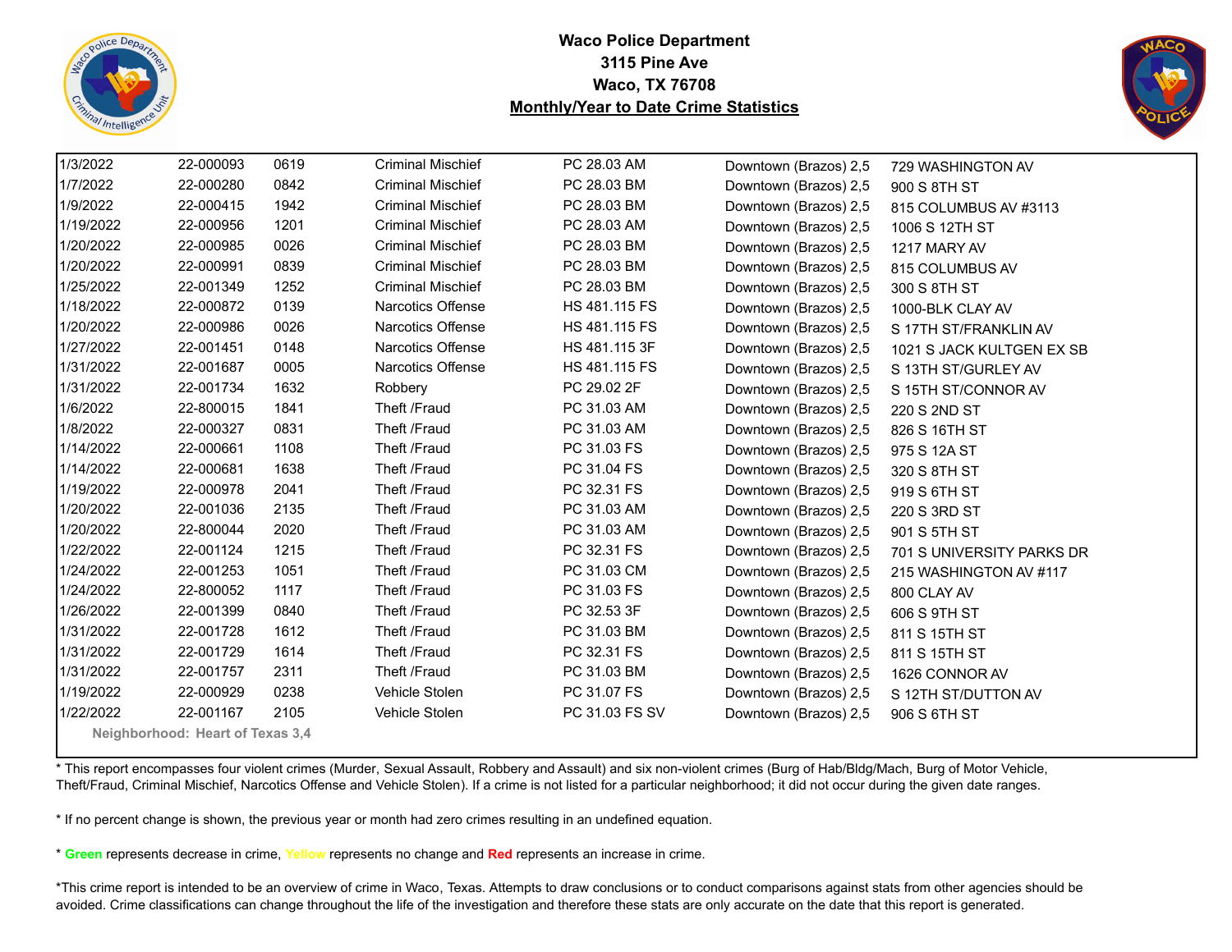**Waco Police Department**
**3115 Pine Ave**
**Waco, TX 76708**
**Monthly/Year to Date Crime Statistics**

| | | | | | | |
|---|---|---|---|---|---|---|
| 1/3/2022 | 22-000093 | 0619 | Criminal Mischief | PC 28.03 AM | Downtown (Brazos) 2,5 | 729 WASHINGTON AV |
| 1/7/2022 | 22-000280 | 0842 | Criminal Mischief | PC 28.03 BM | Downtown (Brazos) 2,5 | 900 S 8TH ST |
| 1/9/2022 | 22-000415 | 1942 | Criminal Mischief | PC 28.03 BM | Downtown (Brazos) 2,5 | 815 COLUMBUS AV #3113 |
| 1/19/2022 | 22-000956 | 1201 | Criminal Mischief | PC 28.03 AM | Downtown (Brazos) 2,5 | 1006 S 12TH ST |
| 1/20/2022 | 22-000985 | 0026 | Criminal Mischief | PC 28.03 BM | Downtown (Brazos) 2,5 | 1217 MARY AV |
| 1/20/2022 | 22-000991 | 0839 | Criminal Mischief | PC 28.03 BM | Downtown (Brazos) 2,5 | 815 COLUMBUS AV |
| 1/25/2022 | 22-001349 | 1252 | Criminal Mischief | PC 28.03 BM | Downtown (Brazos) 2,5 | 300 S 8TH ST |
| 1/18/2022 | 22-000872 | 0139 | Narcotics Offense | HS 481.115 FS | Downtown (Brazos) 2,5 | 1000-BLK CLAY AV |
| 1/20/2022 | 22-000986 | 0026 | Narcotics Offense | HS 481.115 FS | Downtown (Brazos) 2,5 | S 17TH ST/FRANKLIN AV |
| 1/27/2022 | 22-001451 | 0148 | Narcotics Offense | HS 481.115 3F | Downtown (Brazos) 2,5 | 1021 S JACK KULTGEN EX SB |
| 1/31/2022 | 22-001687 | 0005 | Narcotics Offense | HS 481.115 FS | Downtown (Brazos) 2,5 | S 13TH ST/GURLEY AV |
| 1/31/2022 | 22-001734 | 1632 | Robbery | PC 29.02 2F | Downtown (Brazos) 2,5 | S 15TH ST/CONNOR AV |
| 1/6/2022 | 22-800015 | 1841 | Theft /Fraud | PC 31.03 AM | Downtown (Brazos) 2,5 | 220 S 2ND ST |
| 1/8/2022 | 22-000327 | 0831 | Theft /Fraud | PC 31.03 AM | Downtown (Brazos) 2,5 | 826 S 16TH ST |
| 1/14/2022 | 22-000661 | 1108 | Theft /Fraud | PC 31.03 FS | Downtown (Brazos) 2,5 | 975 S 12A ST |
| 1/14/2022 | 22-000681 | 1638 | Theft /Fraud | PC 31.04 FS | Downtown (Brazos) 2,5 | 320 S 8TH ST |
| 1/19/2022 | 22-000978 | 2041 | Theft /Fraud | PC 32.31 FS | Downtown (Brazos) 2,5 | 919 S 6TH ST |
| 1/20/2022 | 22-001036 | 2135 | Theft /Fraud | PC 31.03 AM | Downtown (Brazos) 2,5 | 220 S 3RD ST |
| 1/20/2022 | 22-800044 | 2020 | Theft /Fraud | PC 31.03 AM | Downtown (Brazos) 2,5 | 901 S 5TH ST |
| 1/22/2022 | 22-001124 | 1215 | Theft /Fraud | PC 32.31 FS | Downtown (Brazos) 2,5 | 701 S UNIVERSITY PARKS DR |
| 1/24/2022 | 22-001253 | 1051 | Theft /Fraud | PC 31.03 CM | Downtown (Brazos) 2,5 | 215 WASHINGTON AV #117 |
| 1/24/2022 | 22-800052 | 1117 | Theft /Fraud | PC 31.03 FS | Downtown (Brazos) 2,5 | 800 CLAY AV |
| 1/26/2022 | 22-001399 | 0840 | Theft /Fraud | PC 32.53 3F | Downtown (Brazos) 2,5 | 606 S 9TH ST |
| 1/31/2022 | 22-001728 | 1612 | Theft /Fraud | PC 31.03 BM | Downtown (Brazos) 2,5 | 811 S 15TH ST |
| 1/31/2022 | 22-001729 | 1614 | Theft /Fraud | PC 32.31 FS | Downtown (Brazos) 2,5 | 811 S 15TH ST |
| 1/31/2022 | 22-001757 | 2311 | Theft /Fraud | PC 31.03 BM | Downtown (Brazos) 2,5 | 1626 CONNOR AV |
| 1/19/2022 | 22-000929 | 0238 | Vehicle Stolen | PC 31.07 FS | Downtown (Brazos) 2,5 | S 12TH ST/DUTTON AV |
| 1/22/2022 | 22-001167 | 2105 | Vehicle Stolen | PC 31.03 FS SV | Downtown (Brazos) 2,5 | 906 S 6TH ST |

Neighborhood: Heart of Texas 3,4

* This report encompasses four violent crimes (Murder, Sexual Assault, Robbery and Assault) and six non-violent crimes (Burg of Hab/Bldg/Mach, Burg of Motor Vehicle, Theft/Fraud, Criminal Mischief, Narcotics Offense and Vehicle Stolen). If a crime is not listed for a particular neighborhood; it did not occur during the given date ranges.

* If no percent change is shown, the previous year or month had zero crimes resulting in an undefined equation.

* **Green** represents decrease in crime, **Yellow** represents no change and **Red** represents an increase in crime.

*This crime report is intended to be an overview of crime in Waco, Texas. Attempts to draw conclusions or to conduct comparisons against stats from other agencies should be avoided. Crime classifications can change throughout the life of the investigation and therefore these stats are only accurate on the date that this report is generated.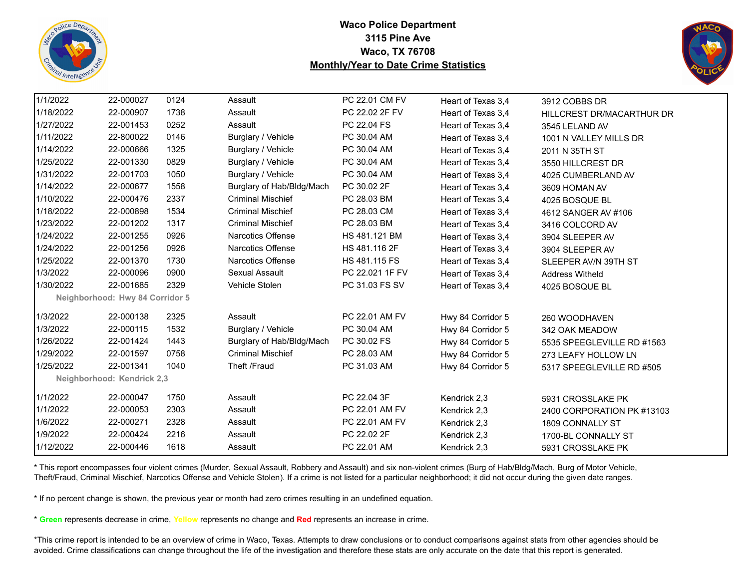# Waco Police Department
## 3115 Pine Ave
## Waco, TX 76708
## Monthly/Year to Date Crime Statistics

| | | | | | | |
|---|---|---|---|---|---|---|
| 1/1/2022 | 22-000027 | 0124 | Assault | PC 22.01 CM FV | Heart of Texas 3,4 | 3912 COBBS DR |
| 1/18/2022 | 22-000907 | 1738 | Assault | PC 22.02 2F FV | Heart of Texas 3,4 | HILLCREST DR/MACARTHUR DR |
| 1/27/2022 | 22-001453 | 0252 | Assault | PC 22.04 FS | Heart of Texas 3,4 | 3545 LELAND AV |
| 1/11/2022 | 22-800022 | 0146 | Burglary / Vehicle | PC 30.04 AM | Heart of Texas 3,4 | 1001 N VALLEY MILLS DR |
| 1/14/2022 | 22-000666 | 1325 | Burglary / Vehicle | PC 30.04 AM | Heart of Texas 3,4 | 2011 N 35TH ST |
| 1/25/2022 | 22-001330 | 0829 | Burglary / Vehicle | PC 30.04 AM | Heart of Texas 3,4 | 3550 HILLCREST DR |
| 1/31/2022 | 22-001703 | 1050 | Burglary / Vehicle | PC 30.04 AM | Heart of Texas 3,4 | 4025 CUMBERLAND AV |
| 1/14/2022 | 22-000677 | 1558 | Burglary of Hab/Bldg/Mach | PC 30.02 2F | Heart of Texas 3,4 | 3609 HOMAN AV |
| 1/10/2022 | 22-000476 | 2337 | Criminal Mischief | PC 28.03 BM | Heart of Texas 3,4 | 4025 BOSQUE BL |
| 1/18/2022 | 22-000898 | 1534 | Criminal Mischief | PC 28.03 CM | Heart of Texas 3,4 | 4612 SANGER AV #106 |
| 1/23/2022 | 22-001202 | 1317 | Criminal Mischief | PC 28.03 BM | Heart of Texas 3,4 | 3416 COLCORD AV |
| 1/24/2022 | 22-001255 | 0926 | Narcotics Offense | HS 481.121 BM | Heart of Texas 3,4 | 3904 SLEEPER AV |
| 1/24/2022 | 22-001256 | 0926 | Narcotics Offense | HS 481.116 2F | Heart of Texas 3,4 | 3904 SLEEPER AV |
| 1/25/2022 | 22-001370 | 1730 | Narcotics Offense | HS 481.115 FS | Heart of Texas 3,4 | SLEEPER AV/N 39TH ST |
| 1/3/2022 | 22-000096 | 0900 | Sexual Assault | PC 22.021 1F FV | Heart of Texas 3,4 | Address Witheld |
| 1/30/2022 | 22-001685 | 2329 | Vehicle Stolen | PC 31.03 FS SV | Heart of Texas 3,4 | 4025 BOSQUE BL |
| **Neighborhood: Hwy 84 Corridor 5** | | | | | | |
| 1/3/2022 | 22-000138 | 2325 | Assault | PC 22.01 AM FV | Hwy 84 Corridor 5 | 260 WOODHAVEN |
| 1/3/2022 | 22-000115 | 1532 | Burglary / Vehicle | PC 30.04 AM | Hwy 84 Corridor 5 | 342 OAK MEADOW |
| 1/26/2022 | 22-001424 | 1443 | Burglary of Hab/Bldg/Mach | PC 30.02 FS | Hwy 84 Corridor 5 | 5535 SPEEGLEVILLE RD #1563 |
| 1/29/2022 | 22-001597 | 0758 | Criminal Mischief | PC 28.03 AM | Hwy 84 Corridor 5 | 273 LEAFY HOLLOW LN |
| 1/25/2022 | 22-001341 | 1040 | Theft /Fraud | PC 31.03 AM | Hwy 84 Corridor 5 | 5317 SPEEGLEVILLE RD #505 |
| **Neighborhood: Kendrick 2,3** | | | | | | |
| 1/1/2022 | 22-000047 | 1750 | Assault | PC 22.04 3F | Kendrick 2,3 | 5931 CROSSLAKE PK |
| 1/1/2022 | 22-000053 | 2303 | Assault | PC 22.01 AM FV | Kendrick 2,3 | 2400 CORPORATION PK #13103 |
| 1/6/2022 | 22-000271 | 2328 | Assault | PC 22.01 AM FV | Kendrick 2,3 | 1809 CONNALLY ST |
| 1/9/2022 | 22-000424 | 2216 | Assault | PC 22.02 2F | Kendrick 2,3 | 1700-BL CONNALLY ST |
| 1/12/2022 | 22-000446 | 1618 | Assault | PC 22.01 AM | Kendrick 2,3 | 5931 CROSSLAKE PK |

* This report encompasses four violent crimes (Murder, Sexual Assault, Robbery and Assault) and six non-violent crimes (Burg of Hab/Bldg/Mach, Burg of Motor Vehicle, Theft/Fraud, Criminal Mischief, Narcotics Offense and Vehicle Stolen). If a crime is not listed for a particular neighborhood; it did not occur during the given date ranges.

* If no percent change is shown, the previous year or month had zero crimes resulting in an undefined equation.

* **Green** represents decrease in crime, **Yellow** represents no change and **Red** represents an increase in crime.

*This crime report is intended to be an overview of crime in Waco, Texas. Attempts to draw conclusions or to conduct comparisons against stats from other agencies should be avoided. Crime classifications can change throughout the life of the investigation and therefore these stats are only accurate on the date that this report is generated.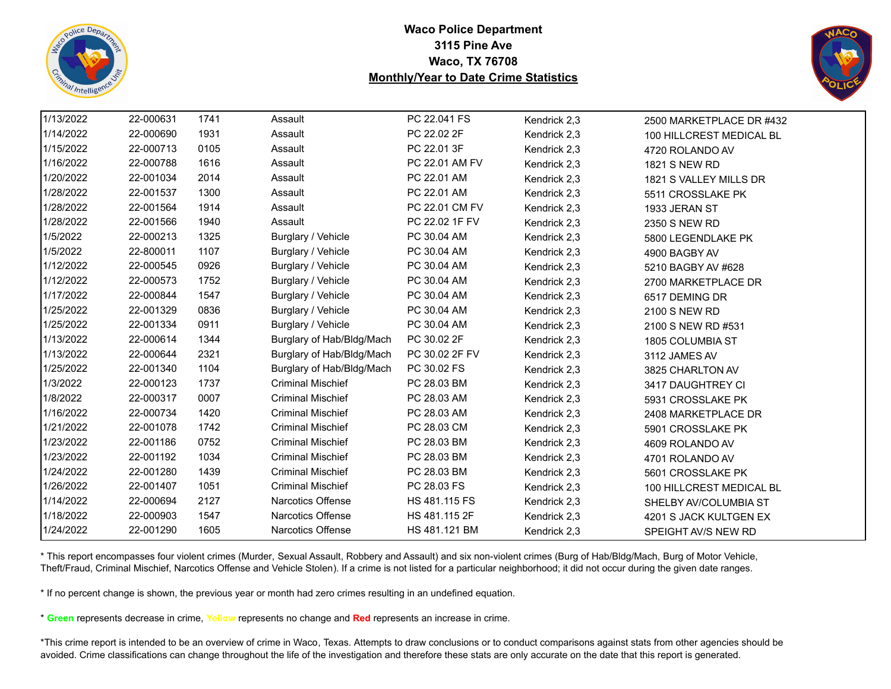**Waco Police Department**
**3115 Pine Ave**
**Waco, TX 76708**
**Monthly/Year to Date Crime Statistics**

| | | | | | | |
|---|---|---|---|---|---|---|
| 1/13/2022 | 22-000631 | 1741 | Assault | PC 22.041 FS | Kendrick 2,3 | 2500 MARKETPLACE DR #432 |
| 1/14/2022 | 22-000690 | 1931 | Assault | PC 22.02 2F | Kendrick 2,3 | 100 HILLCREST MEDICAL BL |
| 1/15/2022 | 22-000713 | 0105 | Assault | PC 22.01 3F | Kendrick 2,3 | 4720 ROLANDO AV |
| 1/16/2022 | 22-000788 | 1616 | Assault | PC 22.01 AM FV | Kendrick 2,3 | 1821 S NEW RD |
| 1/20/2022 | 22-001034 | 2014 | Assault | PC 22.01 AM | Kendrick 2,3 | 1821 S VALLEY MILLS DR |
| 1/28/2022 | 22-001537 | 1300 | Assault | PC 22.01 AM | Kendrick 2,3 | 5511 CROSSLAKE PK |
| 1/28/2022 | 22-001564 | 1914 | Assault | PC 22.01 CM FV | Kendrick 2,3 | 1933 JERAN ST |
| 1/28/2022 | 22-001566 | 1940 | Assault | PC 22.02 1F FV | Kendrick 2,3 | 2350 S NEW RD |
| 1/5/2022 | 22-000213 | 1325 | Burglary / Vehicle | PC 30.04 AM | Kendrick 2,3 | 5800 LEGENDLAKE PK |
| 1/5/2022 | 22-800011 | 1107 | Burglary / Vehicle | PC 30.04 AM | Kendrick 2,3 | 4900 BAGBY AV |
| 1/12/2022 | 22-000545 | 0926 | Burglary / Vehicle | PC 30.04 AM | Kendrick 2,3 | 5210 BAGBY AV #628 |
| 1/12/2022 | 22-000573 | 1752 | Burglary / Vehicle | PC 30.04 AM | Kendrick 2,3 | 2700 MARKETPLACE DR |
| 1/17/2022 | 22-000844 | 1547 | Burglary / Vehicle | PC 30.04 AM | Kendrick 2,3 | 6517 DEMING DR |
| 1/25/2022 | 22-001329 | 0836 | Burglary / Vehicle | PC 30.04 AM | Kendrick 2,3 | 2100 S NEW RD |
| 1/25/2022 | 22-001334 | 0911 | Burglary / Vehicle | PC 30.04 AM | Kendrick 2,3 | 2100 S NEW RD #531 |
| 1/13/2022 | 22-000614 | 1344 | Burglary of Hab/Bldg/Mach | PC 30.02 2F | Kendrick 2,3 | 1805 COLUMBIA ST |
| 1/13/2022 | 22-000644 | 2321 | Burglary of Hab/Bldg/Mach | PC 30.02 2F FV | Kendrick 2,3 | 3112 JAMES AV |
| 1/25/2022 | 22-001340 | 1104 | Burglary of Hab/Bldg/Mach | PC 30.02 FS | Kendrick 2,3 | 3825 CHARLTON AV |
| 1/3/2022 | 22-000123 | 1737 | Criminal Mischief | PC 28.03 BM | Kendrick 2,3 | 3417 DAUGHTREY CI |
| 1/8/2022 | 22-000317 | 0007 | Criminal Mischief | PC 28.03 AM | Kendrick 2,3 | 5931 CROSSLAKE PK |
| 1/16/2022 | 22-000734 | 1420 | Criminal Mischief | PC 28.03 AM | Kendrick 2,3 | 2408 MARKETPLACE DR |
| 1/21/2022 | 22-001078 | 1742 | Criminal Mischief | PC 28.03 CM | Kendrick 2,3 | 5901 CROSSLAKE PK |
| 1/23/2022 | 22-001186 | 0752 | Criminal Mischief | PC 28.03 BM | Kendrick 2,3 | 4609 ROLANDO AV |
| 1/23/2022 | 22-001192 | 1034 | Criminal Mischief | PC 28.03 BM | Kendrick 2,3 | 4701 ROLANDO AV |
| 1/24/2022 | 22-001280 | 1439 | Criminal Mischief | PC 28.03 BM | Kendrick 2,3 | 5601 CROSSLAKE PK |
| 1/26/2022 | 22-001407 | 1051 | Criminal Mischief | PC 28.03 FS | Kendrick 2,3 | 100 HILLCREST MEDICAL BL |
| 1/14/2022 | 22-000694 | 2127 | Narcotics Offense | HS 481.115 FS | Kendrick 2,3 | SHELBY AV/COLUMBIA ST |
| 1/18/2022 | 22-000903 | 1547 | Narcotics Offense | HS 481.115 2F | Kendrick 2,3 | 4201 S JACK KULTGEN EX |
| 1/24/2022 | 22-001290 | 1605 | Narcotics Offense | HS 481.121 BM | Kendrick 2,3 | SPEIGHT AV/S NEW RD |

* This report encompasses four violent crimes (Murder, Sexual Assault, Robbery and Assault) and six non-violent crimes (Burg of Hab/Bldg/Mach, Burg of Motor Vehicle, Theft/Fraud, Criminal Mischief, Narcotics Offense and Vehicle Stolen). If a crime is not listed for a particular neighborhood; it did not occur during the given date ranges.

* If no percent change is shown, the previous year or month had zero crimes resulting in an undefined equation.

* **Green** represents decrease in crime, **Yellow** represents no change and **Red** represents an increase in crime.

*This crime report is intended to be an overview of crime in Waco, Texas. Attempts to draw conclusions or to conduct comparisons against stats from other agencies should be avoided. Crime classifications can change throughout the life of the investigation and therefore these stats are only accurate on the date that this report is generated.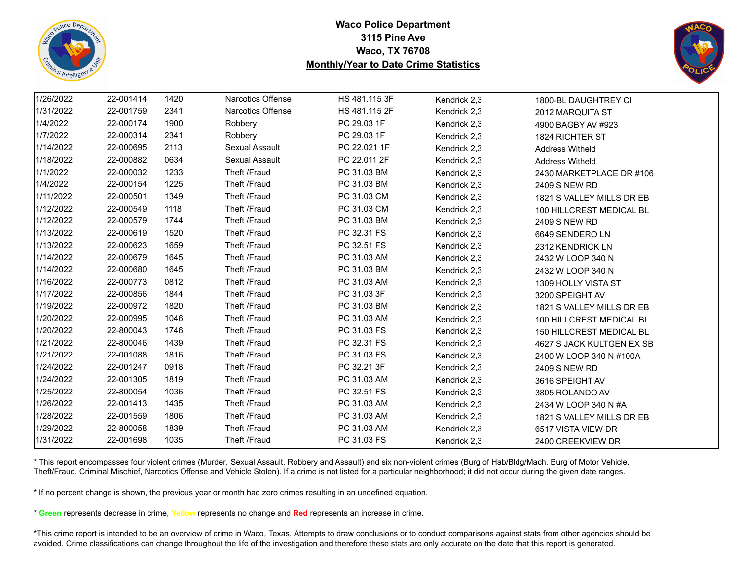**Waco Police Department**
**3115 Pine Ave**
**Waco, TX 76708**
**Monthly/Year to Date Crime Statistics**

| | | | | | | |
|---|---|---|---|---|---|---|
| 1/26/2022 | 22-001414 | 1420 | Narcotics Offense | HS 481.115 3F | Kendrick 2,3 | 1800-BL DAUGHTREY CI |
| 1/31/2022 | 22-001759 | 2341 | Narcotics Offense | HS 481.115 2F | Kendrick 2,3 | 2012 MARQUITA ST |
| 1/4/2022 | 22-000174 | 1900 | Robbery | PC 29.03 1F | Kendrick 2,3 | 4900 BAGBY AV #923 |
| 1/7/2022 | 22-000314 | 2341 | Robbery | PC 29.03 1F | Kendrick 2,3 | 1824 RICHTER ST |
| 1/14/2022 | 22-000695 | 2113 | Sexual Assault | PC 22.021 1F | Kendrick 2,3 | Address Witheld |
| 1/18/2022 | 22-000882 | 0634 | Sexual Assault | PC 22.011 2F | Kendrick 2,3 | Address Witheld |
| 1/1/2022 | 22-000032 | 1233 | Theft /Fraud | PC 31.03 BM | Kendrick 2,3 | 2430 MARKETPLACE DR #106 |
| 1/4/2022 | 22-000154 | 1225 | Theft /Fraud | PC 31.03 BM | Kendrick 2,3 | 2409 S NEW RD |
| 1/11/2022 | 22-000501 | 1349 | Theft /Fraud | PC 31.03 CM | Kendrick 2,3 | 1821 S VALLEY MILLS DR EB |
| 1/12/2022 | 22-000549 | 1118 | Theft /Fraud | PC 31.03 CM | Kendrick 2,3 | 100 HILLCREST MEDICAL BL |
| 1/12/2022 | 22-000579 | 1744 | Theft /Fraud | PC 31.03 BM | Kendrick 2,3 | 2409 S NEW RD |
| 1/13/2022 | 22-000619 | 1520 | Theft /Fraud | PC 32.31 FS | Kendrick 2,3 | 6649 SENDERO LN |
| 1/13/2022 | 22-000623 | 1659 | Theft /Fraud | PC 32.51 FS | Kendrick 2,3 | 2312 KENDRICK LN |
| 1/14/2022 | 22-000679 | 1645 | Theft /Fraud | PC 31.03 AM | Kendrick 2,3 | 2432 W LOOP 340 N |
| 1/14/2022 | 22-000680 | 1645 | Theft /Fraud | PC 31.03 BM | Kendrick 2,3 | 2432 W LOOP 340 N |
| 1/16/2022 | 22-000773 | 0812 | Theft /Fraud | PC 31.03 AM | Kendrick 2,3 | 1309 HOLLY VISTA ST |
| 1/17/2022 | 22-000856 | 1844 | Theft /Fraud | PC 31.03 3F | Kendrick 2,3 | 3200 SPEIGHT AV |
| 1/19/2022 | 22-000972 | 1820 | Theft /Fraud | PC 31.03 BM | Kendrick 2,3 | 1821 S VALLEY MILLS DR EB |
| 1/20/2022 | 22-000995 | 1046 | Theft /Fraud | PC 31.03 AM | Kendrick 2,3 | 100 HILLCREST MEDICAL BL |
| 1/20/2022 | 22-800043 | 1746 | Theft /Fraud | PC 31.03 FS | Kendrick 2,3 | 150 HILLCREST MEDICAL BL |
| 1/21/2022 | 22-800046 | 1439 | Theft /Fraud | PC 32.31 FS | Kendrick 2,3 | 4627 S JACK KULTGEN EX SB |
| 1/21/2022 | 22-001088 | 1816 | Theft /Fraud | PC 31.03 FS | Kendrick 2,3 | 2400 W LOOP 340 N #100A |
| 1/24/2022 | 22-001247 | 0918 | Theft /Fraud | PC 32.21 3F | Kendrick 2,3 | 2409 S NEW RD |
| 1/24/2022 | 22-001305 | 1819 | Theft /Fraud | PC 31.03 AM | Kendrick 2,3 | 3616 SPEIGHT AV |
| 1/25/2022 | 22-800054 | 1036 | Theft /Fraud | PC 32.51 FS | Kendrick 2,3 | 3805 ROLANDO AV |
| 1/26/2022 | 22-001413 | 1435 | Theft /Fraud | PC 31.03 AM | Kendrick 2,3 | 2434 W LOOP 340 N #A |
| 1/28/2022 | 22-001559 | 1806 | Theft /Fraud | PC 31.03 AM | Kendrick 2,3 | 1821 S VALLEY MILLS DR EB |
| 1/29/2022 | 22-800058 | 1839 | Theft /Fraud | PC 31.03 AM | Kendrick 2,3 | 6517 VISTA VIEW DR |
| 1/31/2022 | 22-001698 | 1035 | Theft /Fraud | PC 31.03 FS | Kendrick 2,3 | 2400 CREEKVIEW DR |

* This report encompasses four violent crimes (Murder, Sexual Assault, Robbery and Assault) and six non-violent crimes (Burg of Hab/Bldg/Mach, Burg of Motor Vehicle, Theft/Fraud, Criminal Mischief, Narcotics Offense and Vehicle Stolen). If a crime is not listed for a particular neighborhood; it did not occur during the given date ranges.

* If no percent change is shown, the previous year or month had zero crimes resulting in an undefined equation.

* **Green** represents decrease in crime, **Yellow** represents no change and **Red** represents an increase in crime.

*This crime report is intended to be an overview of crime in Waco, Texas. Attempts to draw conclusions or to conduct comparisons against stats from other agencies should be avoided. Crime classifications can change throughout the life of the investigation and therefore these stats are only accurate on the date that this report is generated.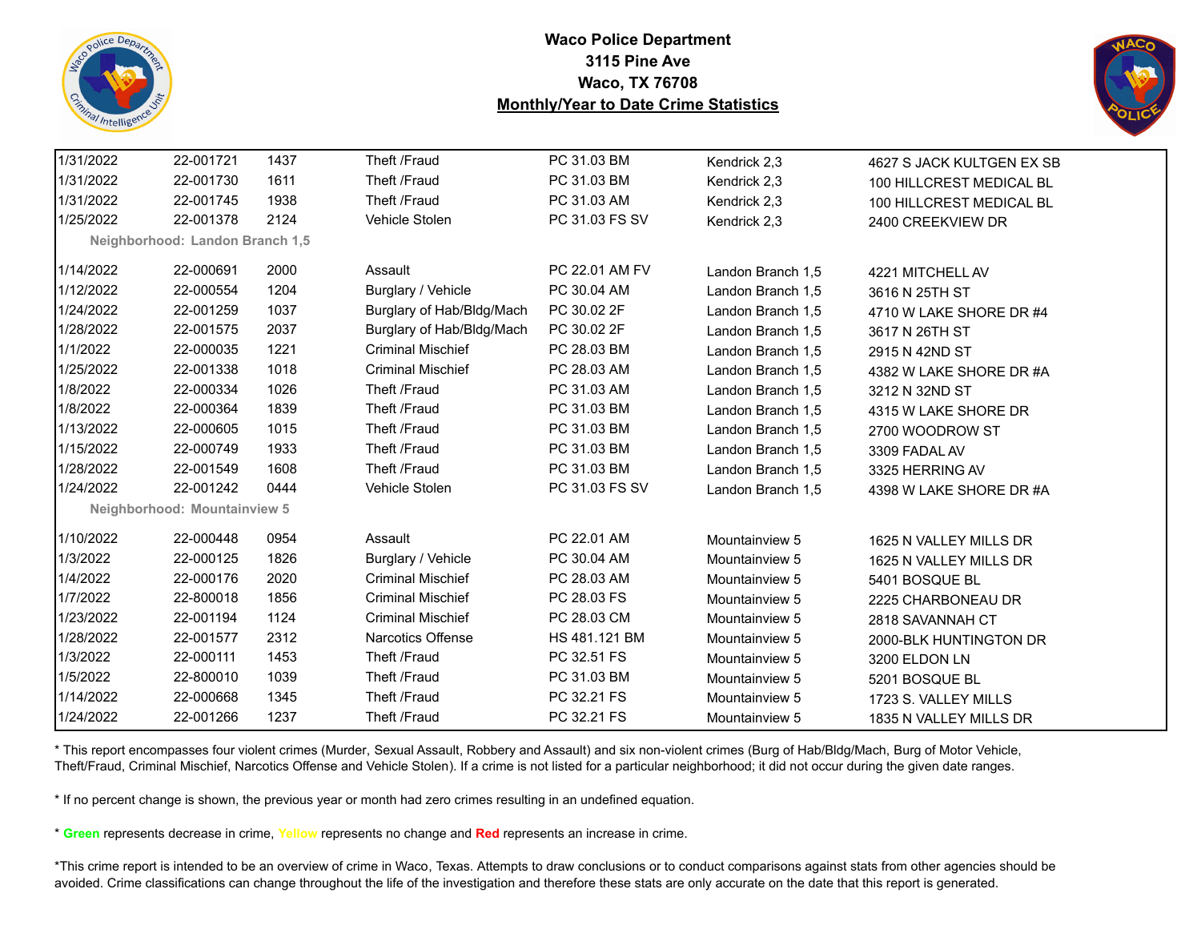**Waco Police Department**
**3115 Pine Ave**
**Waco, TX 76708**
**Monthly/Year to Date Crime Statistics**

| | | | | | | |
|---|---|---|---|---|---|---|
| 1/31/2022 | 22-001721 | 1437 | Theft /Fraud | PC 31.03 BM | Kendrick 2,3 | 4627 S JACK KULTGEN EX SB |
| 1/31/2022 | 22-001730 | 1611 | Theft /Fraud | PC 31.03 BM | Kendrick 2,3 | 100 HILLCREST MEDICAL BL |
| 1/31/2022 | 22-001745 | 1938 | Theft /Fraud | PC 31.03 AM | Kendrick 2,3 | 100 HILLCREST MEDICAL BL |
| 1/25/2022 | 22-001378 | 2124 | Vehicle Stolen | PC 31.03 FS SV | Kendrick 2,3 | 2400 CREEKVIEW DR |
| **Neighborhood: Landon Branch 1,5** | | | | | | |
| 1/14/2022 | 22-000691 | 2000 | Assault | PC 22.01 AM FV | Landon Branch 1,5 | 4221 MITCHELL AV |
| 1/12/2022 | 22-000554 | 1204 | Burglary / Vehicle | PC 30.04 AM | Landon Branch 1,5 | 3616 N 25TH ST |
| 1/24/2022 | 22-001259 | 1037 | Burglary of Hab/Bldg/Mach | PC 30.02 2F | Landon Branch 1,5 | 4710 W LAKE SHORE DR #4 |
| 1/28/2022 | 22-001575 | 2037 | Burglary of Hab/Bldg/Mach | PC 30.02 2F | Landon Branch 1,5 | 3617 N 26TH ST |
| 1/1/2022 | 22-000035 | 1221 | Criminal Mischief | PC 28.03 BM | Landon Branch 1,5 | 2915 N 42ND ST |
| 1/25/2022 | 22-001338 | 1018 | Criminal Mischief | PC 28.03 AM | Landon Branch 1,5 | 4382 W LAKE SHORE DR #A |
| 1/8/2022 | 22-000334 | 1026 | Theft /Fraud | PC 31.03 AM | Landon Branch 1,5 | 3212 N 32ND ST |
| 1/8/2022 | 22-000364 | 1839 | Theft /Fraud | PC 31.03 BM | Landon Branch 1,5 | 4315 W LAKE SHORE DR |
| 1/13/2022 | 22-000605 | 1015 | Theft /Fraud | PC 31.03 BM | Landon Branch 1,5 | 2700 WOODROW ST |
| 1/15/2022 | 22-000749 | 1933 | Theft /Fraud | PC 31.03 BM | Landon Branch 1,5 | 3309 FADAL AV |
| 1/28/2022 | 22-001549 | 1608 | Theft /Fraud | PC 31.03 BM | Landon Branch 1,5 | 3325 HERRING AV |
| 1/24/2022 | 22-001242 | 0444 | Vehicle Stolen | PC 31.03 FS SV | Landon Branch 1,5 | 4398 W LAKE SHORE DR #A |
| **Neighborhood: Mountainview 5** | | | | | | |
| 1/10/2022 | 22-000448 | 0954 | Assault | PC 22.01 AM | Mountainview 5 | 1625 N VALLEY MILLS DR |
| 1/3/2022 | 22-000125 | 1826 | Burglary / Vehicle | PC 30.04 AM | Mountainview 5 | 1625 N VALLEY MILLS DR |
| 1/4/2022 | 22-000176 | 2020 | Criminal Mischief | PC 28.03 AM | Mountainview 5 | 5401 BOSQUE BL |
| 1/7/2022 | 22-800018 | 1856 | Criminal Mischief | PC 28.03 FS | Mountainview 5 | 2225 CHARBONEAU DR |
| 1/23/2022 | 22-001194 | 1124 | Criminal Mischief | PC 28.03 CM | Mountainview 5 | 2818 SAVANNAH CT |
| 1/28/2022 | 22-001577 | 2312 | Narcotics Offense | HS 481.121 BM | Mountainview 5 | 2000-BLK HUNTINGTON DR |
| 1/3/2022 | 22-000111 | 1453 | Theft /Fraud | PC 32.51 FS | Mountainview 5 | 3200 ELDON LN |
| 1/5/2022 | 22-800010 | 1039 | Theft /Fraud | PC 31.03 BM | Mountainview 5 | 5201 BOSQUE BL |
| 1/14/2022 | 22-000668 | 1345 | Theft /Fraud | PC 32.21 FS | Mountainview 5 | 1723 S. VALLEY MILLS |
| 1/24/2022 | 22-001266 | 1237 | Theft /Fraud | PC 32.21 FS | Mountainview 5 | 1835 N VALLEY MILLS DR |

* This report encompasses four violent crimes (Murder, Sexual Assault, Robbery and Assault) and six non-violent crimes (Burg of Hab/Bldg/Mach, Burg of Motor Vehicle, Theft/Fraud, Criminal Mischief, Narcotics Offense and Vehicle Stolen). If a crime is not listed for a particular neighborhood; it did not occur during the given date ranges.

* If no percent change is shown, the previous year or month had zero crimes resulting in an undefined equation.

* **Green** represents decrease in crime, **Yellow** represents no change and **Red** represents an increase in crime.

*This crime report is intended to be an overview of crime in Waco, Texas. Attempts to draw conclusions or to conduct comparisons against stats from other agencies should be avoided. Crime classifications can change throughout the life of the investigation and therefore these stats are only accurate on the date that this report is generated.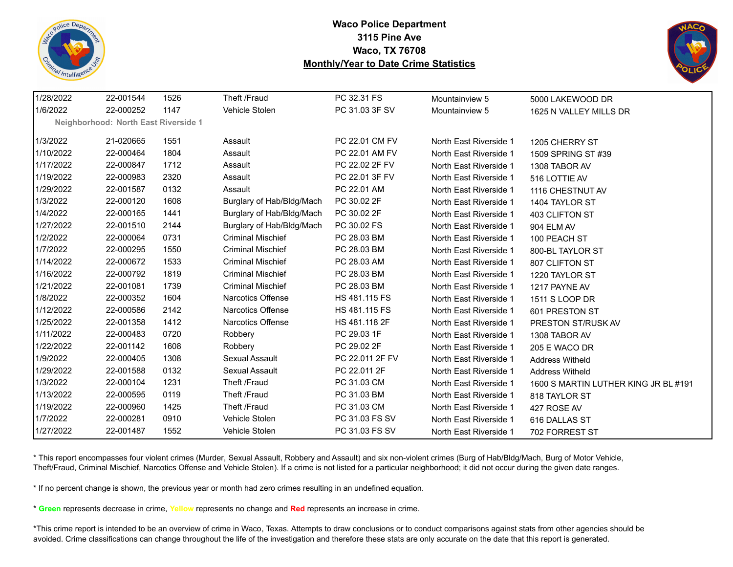**Waco Police Department**
**3115 Pine Ave**
**Waco, TX 76708**
**Monthly/Year to Date Crime Statistics**

| | | | | | | |
|---|---|---|---|---|---|---|
| 1/28/2022 | 22-001544 | 1526 | Theft /Fraud | PC 32.31 FS | Mountainview 5 | 5000 LAKEWOOD DR |
| 1/6/2022 | 22-000252 | 1147 | Vehicle Stolen | PC 31.03 3F SV | Mountainview 5 | 1625 N VALLEY MILLS DR |
| **Neighborhood: North East Riverside 1** | | | | | | |
| 1/3/2022 | 21-020665 | 1551 | Assault | PC 22.01 CM FV | North East Riverside 1 | 1205 CHERRY ST |
| 1/10/2022 | 22-000464 | 1804 | Assault | PC 22.01 AM FV | North East Riverside 1 | 1509 SPRING ST #39 |
| 1/17/2022 | 22-000847 | 1712 | Assault | PC 22.02 2F FV | North East Riverside 1 | 1308 TABOR AV |
| 1/19/2022 | 22-000983 | 2320 | Assault | PC 22.01 3F FV | North East Riverside 1 | 516 LOTTIE AV |
| 1/29/2022 | 22-001587 | 0132 | Assault | PC 22.01 AM | North East Riverside 1 | 1116 CHESTNUT AV |
| 1/3/2022 | 22-000120 | 1608 | Burglary of Hab/Bldg/Mach | PC 30.02 2F | North East Riverside 1 | 1404 TAYLOR ST |
| 1/4/2022 | 22-000165 | 1441 | Burglary of Hab/Bldg/Mach | PC 30.02 2F | North East Riverside 1 | 403 CLIFTON ST |
| 1/27/2022 | 22-001510 | 2144 | Burglary of Hab/Bldg/Mach | PC 30.02 FS | North East Riverside 1 | 904 ELM AV |
| 1/2/2022 | 22-000064 | 0731 | Criminal Mischief | PC 28.03 BM | North East Riverside 1 | 100 PEACH ST |
| 1/7/2022 | 22-000295 | 1550 | Criminal Mischief | PC 28.03 BM | North East Riverside 1 | 800-BL TAYLOR ST |
| 1/14/2022 | 22-000672 | 1533 | Criminal Mischief | PC 28.03 AM | North East Riverside 1 | 807 CLIFTON ST |
| 1/16/2022 | 22-000792 | 1819 | Criminal Mischief | PC 28.03 BM | North East Riverside 1 | 1220 TAYLOR ST |
| 1/21/2022 | 22-001081 | 1739 | Criminal Mischief | PC 28.03 BM | North East Riverside 1 | 1217 PAYNE AV |
| 1/8/2022 | 22-000352 | 1604 | Narcotics Offense | HS 481.115 FS | North East Riverside 1 | 1511 S LOOP DR |
| 1/12/2022 | 22-000586 | 2142 | Narcotics Offense | HS 481.115 FS | North East Riverside 1 | 601 PRESTON ST |
| 1/25/2022 | 22-001358 | 1412 | Narcotics Offense | HS 481.118 2F | North East Riverside 1 | PRESTON ST/RUSK AV |
| 1/11/2022 | 22-000483 | 0720 | Robbery | PC 29.03 1F | North East Riverside 1 | 1308 TABOR AV |
| 1/22/2022 | 22-001142 | 1608 | Robbery | PC 29.02 2F | North East Riverside 1 | 205 E WACO DR |
| 1/9/2022 | 22-000405 | 1308 | Sexual Assault | PC 22.011 2F FV | North East Riverside 1 | Address Witheld |
| 1/29/2022 | 22-001588 | 0132 | Sexual Assault | PC 22.011 2F | North East Riverside 1 | Address Witheld |
| 1/3/2022 | 22-000104 | 1231 | Theft /Fraud | PC 31.03 CM | North East Riverside 1 | 1600 S MARTIN LUTHER KING JR BL #191 |
| 1/13/2022 | 22-000595 | 0119 | Theft /Fraud | PC 31.03 BM | North East Riverside 1 | 818 TAYLOR ST |
| 1/19/2022 | 22-000960 | 1425 | Theft /Fraud | PC 31.03 CM | North East Riverside 1 | 427 ROSE AV |
| 1/7/2022 | 22-000281 | 0910 | Vehicle Stolen | PC 31.03 FS SV | North East Riverside 1 | 616 DALLAS ST |
| 1/27/2022 | 22-001487 | 1552 | Vehicle Stolen | PC 31.03 FS SV | North East Riverside 1 | 702 FORREST ST |

* This report encompasses four violent crimes (Murder, Sexual Assault, Robbery and Assault) and six non-violent crimes (Burg of Hab/Bldg/Mach, Burg of Motor Vehicle, Theft/Fraud, Criminal Mischief, Narcotics Offense and Vehicle Stolen). If a crime is not listed for a particular neighborhood; it did not occur during the given date ranges.

* If no percent change is shown, the previous year or month had zero crimes resulting in an undefined equation.

* **Green** represents decrease in crime, **Yellow** represents no change and **Red** represents an increase in crime.

*This crime report is intended to be an overview of crime in Waco, Texas. Attempts to draw conclusions or to conduct comparisons against stats from other agencies should be avoided. Crime classifications can change throughout the life of the investigation and therefore these stats are only accurate on the date that this report is generated.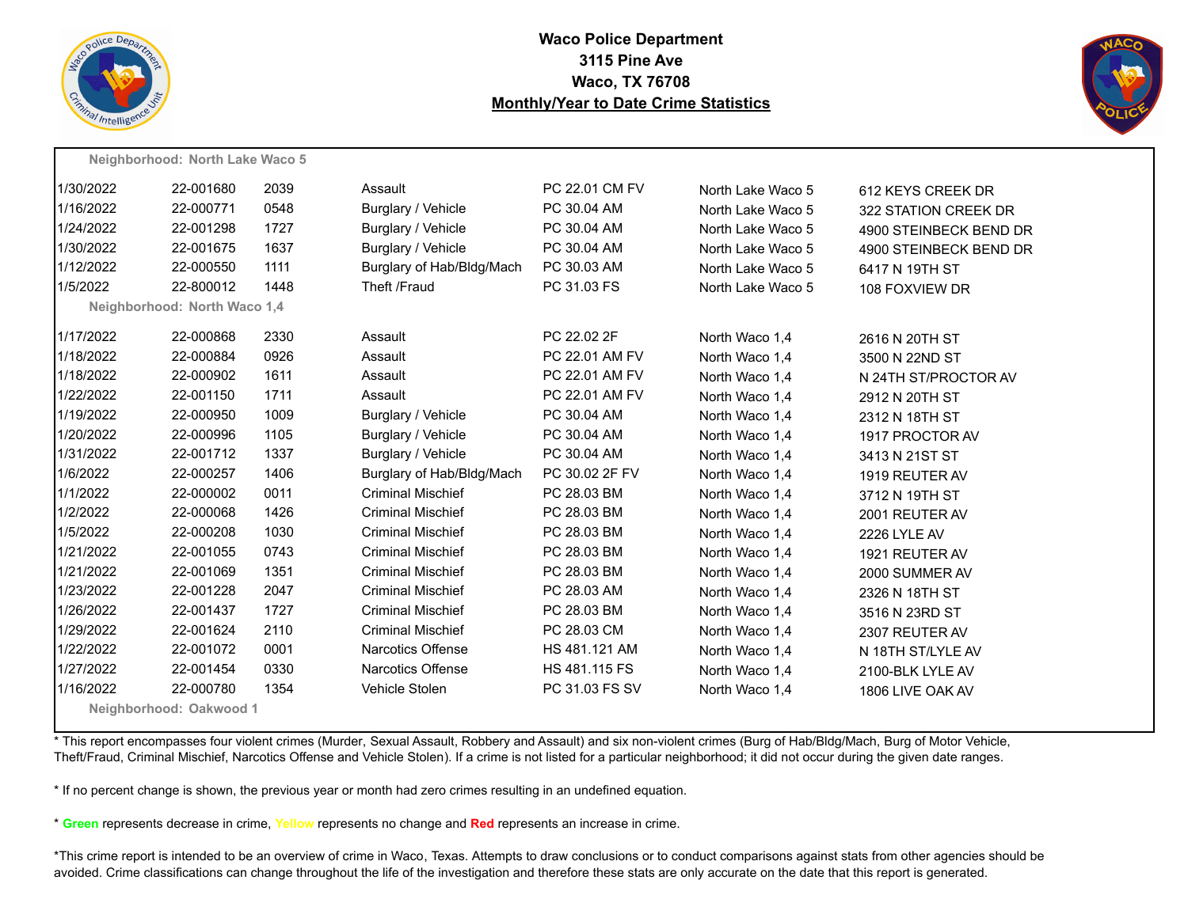# Waco Police Department
**3115 Pine Ave**
**Waco, TX 76708**
**Monthly/Year to Date Crime Statistics**

**Neighborhood: North Lake Waco 5**

| Date | Case # | Time | Offense | Statute | Neighborhood | Address |
|---|---|---|---|---|---|---|
| 1/30/2022 | 22-001680 | 2039 | Assault | PC 22.01 CM FV | North Lake Waco 5 | 612 KEYS CREEK DR |
| 1/16/2022 | 22-000771 | 0548 | Burglary / Vehicle | PC 30.04 AM | North Lake Waco 5 | 322 STATION CREEK DR |
| 1/24/2022 | 22-001298 | 1727 | Burglary / Vehicle | PC 30.04 AM | North Lake Waco 5 | 4900 STEINBECK BEND DR |
| 1/30/2022 | 22-001675 | 1637 | Burglary / Vehicle | PC 30.04 AM | North Lake Waco 5 | 4900 STEINBECK BEND DR |
| 1/12/2022 | 22-000550 | 1111 | Burglary of Hab/Bldg/Mach | PC 30.03 AM | North Lake Waco 5 | 6417 N 19TH ST |
| 1/5/2022 | 22-800012 | 1448 | Theft /Fraud | PC 31.03 FS | North Lake Waco 5 | 108 FOXVIEW DR |

**Neighborhood: North Waco 1,4**

| Date | Case # | Time | Offense | Statute | Neighborhood | Address |
|---|---|---|---|---|---|---|
| 1/17/2022 | 22-000868 | 2330 | Assault | PC 22.02 2F | North Waco 1,4 | 2616 N 20TH ST |
| 1/18/2022 | 22-000884 | 0926 | Assault | PC 22.01 AM FV | North Waco 1,4 | 3500 N 22ND ST |
| 1/18/2022 | 22-000902 | 1611 | Assault | PC 22.01 AM FV | North Waco 1,4 | N 24TH ST/PROCTOR AV |
| 1/22/2022 | 22-001150 | 1711 | Assault | PC 22.01 AM FV | North Waco 1,4 | 2912 N 20TH ST |
| 1/19/2022 | 22-000950 | 1009 | Burglary / Vehicle | PC 30.04 AM | North Waco 1,4 | 2312 N 18TH ST |
| 1/20/2022 | 22-000996 | 1105 | Burglary / Vehicle | PC 30.04 AM | North Waco 1,4 | 1917 PROCTOR AV |
| 1/31/2022 | 22-001712 | 1337 | Burglary / Vehicle | PC 30.04 AM | North Waco 1,4 | 3413 N 21ST ST |
| 1/6/2022 | 22-000257 | 1406 | Burglary of Hab/Bldg/Mach | PC 30.02 2F FV | North Waco 1,4 | 1919 REUTER AV |
| 1/1/2022 | 22-000002 | 0011 | Criminal Mischief | PC 28.03 BM | North Waco 1,4 | 3712 N 19TH ST |
| 1/2/2022 | 22-000068 | 1426 | Criminal Mischief | PC 28.03 BM | North Waco 1,4 | 2001 REUTER AV |
| 1/5/2022 | 22-000208 | 1030 | Criminal Mischief | PC 28.03 BM | North Waco 1,4 | 2226 LYLE AV |
| 1/21/2022 | 22-001055 | 0743 | Criminal Mischief | PC 28.03 BM | North Waco 1,4 | 1921 REUTER AV |
| 1/21/2022 | 22-001069 | 1351 | Criminal Mischief | PC 28.03 BM | North Waco 1,4 | 2000 SUMMER AV |
| 1/23/2022 | 22-001228 | 2047 | Criminal Mischief | PC 28.03 AM | North Waco 1,4 | 2326 N 18TH ST |
| 1/26/2022 | 22-001437 | 1727 | Criminal Mischief | PC 28.03 BM | North Waco 1,4 | 3516 N 23RD ST |
| 1/29/2022 | 22-001624 | 2110 | Criminal Mischief | PC 28.03 CM | North Waco 1,4 | 2307 REUTER AV |
| 1/22/2022 | 22-001072 | 0001 | Narcotics Offense | HS 481.121 AM | North Waco 1,4 | N 18TH ST/LYLE AV |
| 1/27/2022 | 22-001454 | 0330 | Narcotics Offense | HS 481.115 FS | North Waco 1,4 | 2100-BLK LYLE AV |
| 1/16/2022 | 22-000780 | 1354 | Vehicle Stolen | PC 31.03 FS SV | North Waco 1,4 | 1806 LIVE OAK AV |

**Neighborhood: Oakwood 1**

* This report encompasses four violent crimes (Murder, Sexual Assault, Robbery and Assault) and six non-violent crimes (Burg of Hab/Bldg/Mach, Burg of Motor Vehicle, Theft/Fraud, Criminal Mischief, Narcotics Offense and Vehicle Stolen). If a crime is not listed for a particular neighborhood; it did not occur during the given date ranges.

* If no percent change is shown, the previous year or month had zero crimes resulting in an undefined equation.

* **Green** represents decrease in crime, **Yellow** represents no change and **Red** represents an increase in crime.

*This crime report is intended to be an overview of crime in Waco, Texas. Attempts to draw conclusions or to conduct comparisons against stats from other agencies should be avoided. Crime classifications can change throughout the life of the investigation and therefore these stats are only accurate on the date that this report is generated.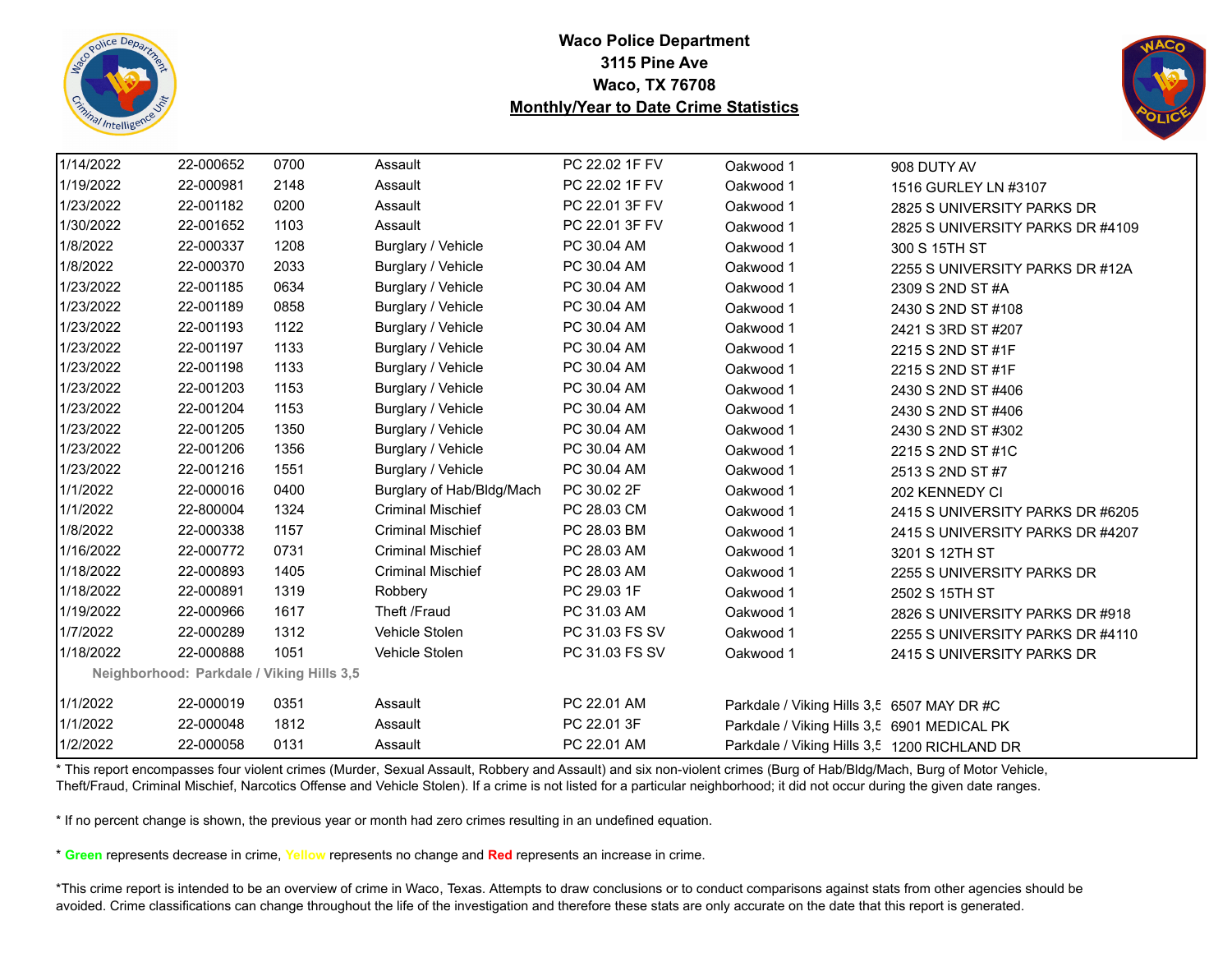**Waco Police Department**
**3115 Pine Ave**
**Waco, TX 76708**
**Monthly/Year to Date Crime Statistics**

| | | | | | | |
|---|---|---|---|---|---|---|
| 1/14/2022 | 22-000652 | 0700 | Assault | PC 22.02 1F FV | Oakwood 1 | 908 DUTY AV |
| 1/19/2022 | 22-000981 | 2148 | Assault | PC 22.02 1F FV | Oakwood 1 | 1516 GURLEY LN #3107 |
| 1/23/2022 | 22-001182 | 0200 | Assault | PC 22.01 3F FV | Oakwood 1 | 2825 S UNIVERSITY PARKS DR |
| 1/30/2022 | 22-001652 | 1103 | Assault | PC 22.01 3F FV | Oakwood 1 | 2825 S UNIVERSITY PARKS DR #4109 |
| 1/8/2022 | 22-000337 | 1208 | Burglary / Vehicle | PC 30.04 AM | Oakwood 1 | 300 S 15TH ST |
| 1/8/2022 | 22-000370 | 2033 | Burglary / Vehicle | PC 30.04 AM | Oakwood 1 | 2255 S UNIVERSITY PARKS DR #12A |
| 1/23/2022 | 22-001185 | 0634 | Burglary / Vehicle | PC 30.04 AM | Oakwood 1 | 2309 S 2ND ST #A |
| 1/23/2022 | 22-001189 | 0858 | Burglary / Vehicle | PC 30.04 AM | Oakwood 1 | 2430 S 2ND ST #108 |
| 1/23/2022 | 22-001193 | 1122 | Burglary / Vehicle | PC 30.04 AM | Oakwood 1 | 2421 S 3RD ST #207 |
| 1/23/2022 | 22-001197 | 1133 | Burglary / Vehicle | PC 30.04 AM | Oakwood 1 | 2215 S 2ND ST #1F |
| 1/23/2022 | 22-001198 | 1133 | Burglary / Vehicle | PC 30.04 AM | Oakwood 1 | 2215 S 2ND ST #1F |
| 1/23/2022 | 22-001203 | 1153 | Burglary / Vehicle | PC 30.04 AM | Oakwood 1 | 2430 S 2ND ST #406 |
| 1/23/2022 | 22-001204 | 1153 | Burglary / Vehicle | PC 30.04 AM | Oakwood 1 | 2430 S 2ND ST #406 |
| 1/23/2022 | 22-001205 | 1350 | Burglary / Vehicle | PC 30.04 AM | Oakwood 1 | 2430 S 2ND ST #302 |
| 1/23/2022 | 22-001206 | 1356 | Burglary / Vehicle | PC 30.04 AM | Oakwood 1 | 2215 S 2ND ST #1C |
| 1/23/2022 | 22-001216 | 1551 | Burglary / Vehicle | PC 30.04 AM | Oakwood 1 | 2513 S 2ND ST #7 |
| 1/1/2022 | 22-000016 | 0400 | Burglary of Hab/Bldg/Mach | PC 30.02 2F | Oakwood 1 | 202 KENNEDY CI |
| 1/1/2022 | 22-800004 | 1324 | Criminal Mischief | PC 28.03 CM | Oakwood 1 | 2415 S UNIVERSITY PARKS DR #6205 |
| 1/8/2022 | 22-000338 | 1157 | Criminal Mischief | PC 28.03 BM | Oakwood 1 | 2415 S UNIVERSITY PARKS DR #4207 |
| 1/16/2022 | 22-000772 | 0731 | Criminal Mischief | PC 28.03 AM | Oakwood 1 | 3201 S 12TH ST |
| 1/18/2022 | 22-000893 | 1405 | Criminal Mischief | PC 28.03 AM | Oakwood 1 | 2255 S UNIVERSITY PARKS DR |
| 1/18/2022 | 22-000891 | 1319 | Robbery | PC 29.03 1F | Oakwood 1 | 2502 S 15TH ST |
| 1/19/2022 | 22-000966 | 1617 | Theft /Fraud | PC 31.03 AM | Oakwood 1 | 2826 S UNIVERSITY PARKS DR #918 |
| 1/7/2022 | 22-000289 | 1312 | Vehicle Stolen | PC 31.03 FS SV | Oakwood 1 | 2255 S UNIVERSITY PARKS DR #4110 |
| 1/18/2022 | 22-000888 | 1051 | Vehicle Stolen | PC 31.03 FS SV | Oakwood 1 | 2415 S UNIVERSITY PARKS DR |
| **Neighborhood: Parkdale / Viking Hills 3,5** | | | | | | |
| 1/1/2022 | 22-000019 | 0351 | Assault | PC 22.01 AM | Parkdale / Viking Hills 3,5 | 6507 MAY DR #C |
| 1/1/2022 | 22-000048 | 1812 | Assault | PC 22.01 3F | Parkdale / Viking Hills 3,5 | 6901 MEDICAL PK |
| 1/2/2022 | 22-000058 | 0131 | Assault | PC 22.01 AM | Parkdale / Viking Hills 3,5 | 1200 RICHLAND DR |

* This report encompasses four violent crimes (Murder, Sexual Assault, Robbery and Assault) and six non-violent crimes (Burg of Hab/Bldg/Mach, Burg of Motor Vehicle, Theft/Fraud, Criminal Mischief, Narcotics Offense and Vehicle Stolen). If a crime is not listed for a particular neighborhood; it did not occur during the given date ranges.

* If no percent change is shown, the previous year or month had zero crimes resulting in an undefined equation.

* **Green** represents decrease in crime, **Yellow** represents no change and **Red** represents an increase in crime.

*This crime report is intended to be an overview of crime in Waco, Texas. Attempts to draw conclusions or to conduct comparisons against stats from other agencies should be avoided. Crime classifications can change throughout the life of the investigation and therefore these stats are only accurate on the date that this report is generated.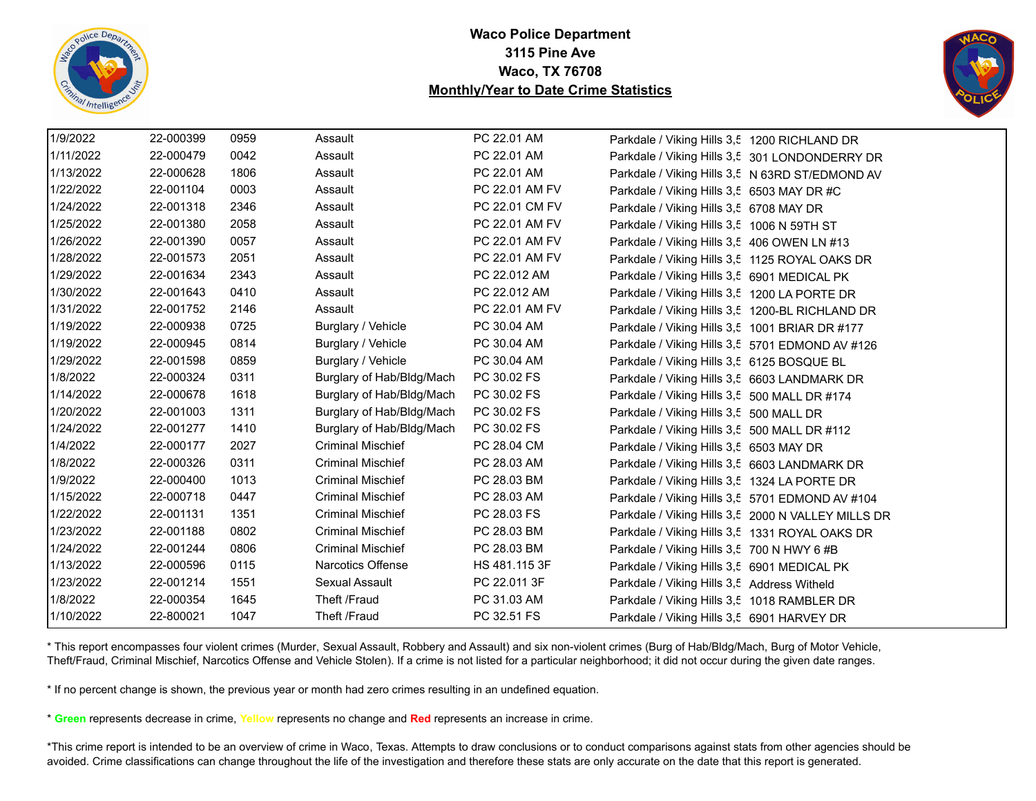**Waco Police Department**
**3115 Pine Ave**
**Waco, TX 76708**
**Monthly/Year to Date Crime Statistics**

| | | | | | | |
|---|---|---|---|---|---|---|
| 1/9/2022 | 22-000399 | 0959 | Assault | PC 22.01 AM | Parkdale / Viking Hills 3,5 | 1200 RICHLAND DR |
| 1/11/2022 | 22-000479 | 0042 | Assault | PC 22.01 AM | Parkdale / Viking Hills 3,5 | 301 LONDONDERRY DR |
| 1/13/2022 | 22-000628 | 1806 | Assault | PC 22.01 AM | Parkdale / Viking Hills 3,5 | N 63RD ST/EDMOND AV |
| 1/22/2022 | 22-001104 | 0003 | Assault | PC 22.01 AM FV | Parkdale / Viking Hills 3,5 | 6503 MAY DR #C |
| 1/24/2022 | 22-001318 | 2346 | Assault | PC 22.01 CM FV | Parkdale / Viking Hills 3,5 | 6708 MAY DR |
| 1/25/2022 | 22-001380 | 2058 | Assault | PC 22.01 AM FV | Parkdale / Viking Hills 3,5 | 1006 N 59TH ST |
| 1/26/2022 | 22-001390 | 0057 | Assault | PC 22.01 AM FV | Parkdale / Viking Hills 3,5 | 406 OWEN LN #13 |
| 1/28/2022 | 22-001573 | 2051 | Assault | PC 22.01 AM FV | Parkdale / Viking Hills 3,5 | 1125 ROYAL OAKS DR |
| 1/29/2022 | 22-001634 | 2343 | Assault | PC 22.012 AM | Parkdale / Viking Hills 3,5 | 6901 MEDICAL PK |
| 1/30/2022 | 22-001643 | 0410 | Assault | PC 22.012 AM | Parkdale / Viking Hills 3,5 | 1200 LA PORTE DR |
| 1/31/2022 | 22-001752 | 2146 | Assault | PC 22.01 AM FV | Parkdale / Viking Hills 3,5 | 1200-BL RICHLAND DR |
| 1/19/2022 | 22-000938 | 0725 | Burglary / Vehicle | PC 30.04 AM | Parkdale / Viking Hills 3,5 | 1001 BRIAR DR #177 |
| 1/19/2022 | 22-000945 | 0814 | Burglary / Vehicle | PC 30.04 AM | Parkdale / Viking Hills 3,5 | 5701 EDMOND AV #126 |
| 1/29/2022 | 22-001598 | 0859 | Burglary / Vehicle | PC 30.04 AM | Parkdale / Viking Hills 3,5 | 6125 BOSQUE BL |
| 1/8/2022 | 22-000324 | 0311 | Burglary of Hab/Bldg/Mach | PC 30.02 FS | Parkdale / Viking Hills 3,5 | 6603 LANDMARK DR |
| 1/14/2022 | 22-000678 | 1618 | Burglary of Hab/Bldg/Mach | PC 30.02 FS | Parkdale / Viking Hills 3,5 | 500 MALL DR #174 |
| 1/20/2022 | 22-001003 | 1311 | Burglary of Hab/Bldg/Mach | PC 30.02 FS | Parkdale / Viking Hills 3,5 | 500 MALL DR |
| 1/24/2022 | 22-001277 | 1410 | Burglary of Hab/Bldg/Mach | PC 30.02 FS | Parkdale / Viking Hills 3,5 | 500 MALL DR #112 |
| 1/4/2022 | 22-000177 | 2027 | Criminal Mischief | PC 28.04 CM | Parkdale / Viking Hills 3,5 | 6503 MAY DR |
| 1/8/2022 | 22-000326 | 0311 | Criminal Mischief | PC 28.03 AM | Parkdale / Viking Hills 3,5 | 6603 LANDMARK DR |
| 1/9/2022 | 22-000400 | 1013 | Criminal Mischief | PC 28.03 BM | Parkdale / Viking Hills 3,5 | 1324 LA PORTE DR |
| 1/15/2022 | 22-000718 | 0447 | Criminal Mischief | PC 28.03 AM | Parkdale / Viking Hills 3,5 | 5701 EDMOND AV #104 |
| 1/22/2022 | 22-001131 | 1351 | Criminal Mischief | PC 28.03 FS | Parkdale / Viking Hills 3,5 | 2000 N VALLEY MILLS DR |
| 1/23/2022 | 22-001188 | 0802 | Criminal Mischief | PC 28.03 BM | Parkdale / Viking Hills 3,5 | 1331 ROYAL OAKS DR |
| 1/24/2022 | 22-001244 | 0806 | Criminal Mischief | PC 28.03 BM | Parkdale / Viking Hills 3,5 | 700 N HWY 6 #B |
| 1/13/2022 | 22-000596 | 0115 | Narcotics Offense | HS 481.115 3F | Parkdale / Viking Hills 3,5 | 6901 MEDICAL PK |
| 1/23/2022 | 22-001214 | 1551 | Sexual Assault | PC 22.011 3F | Parkdale / Viking Hills 3,5 | Address Witheld |
| 1/8/2022 | 22-000354 | 1645 | Theft /Fraud | PC 31.03 AM | Parkdale / Viking Hills 3,5 | 1018 RAMBLER DR |
| 1/10/2022 | 22-800021 | 1047 | Theft /Fraud | PC 32.51 FS | Parkdale / Viking Hills 3,5 | 6901 HARVEY DR |

\* This report encompasses four violent crimes (Murder, Sexual Assault, Robbery and Assault) and six non-violent crimes (Burg of Hab/Bldg/Mach, Burg of Motor Vehicle, Theft/Fraud, Criminal Mischief, Narcotics Offense and Vehicle Stolen). If a crime is not listed for a particular neighborhood; it did not occur during the given date ranges.

\* If no percent change is shown, the previous year or month had zero crimes resulting in an undefined equation.

\* **Green** represents decrease in crime, **Yellow** represents no change and **Red** represents an increase in crime.

\*This crime report is intended to be an overview of crime in Waco, Texas. Attempts to draw conclusions or to conduct comparisons against stats from other agencies should be avoided. Crime classifications can change throughout the life of the investigation and therefore these stats are only accurate on the date that this report is generated.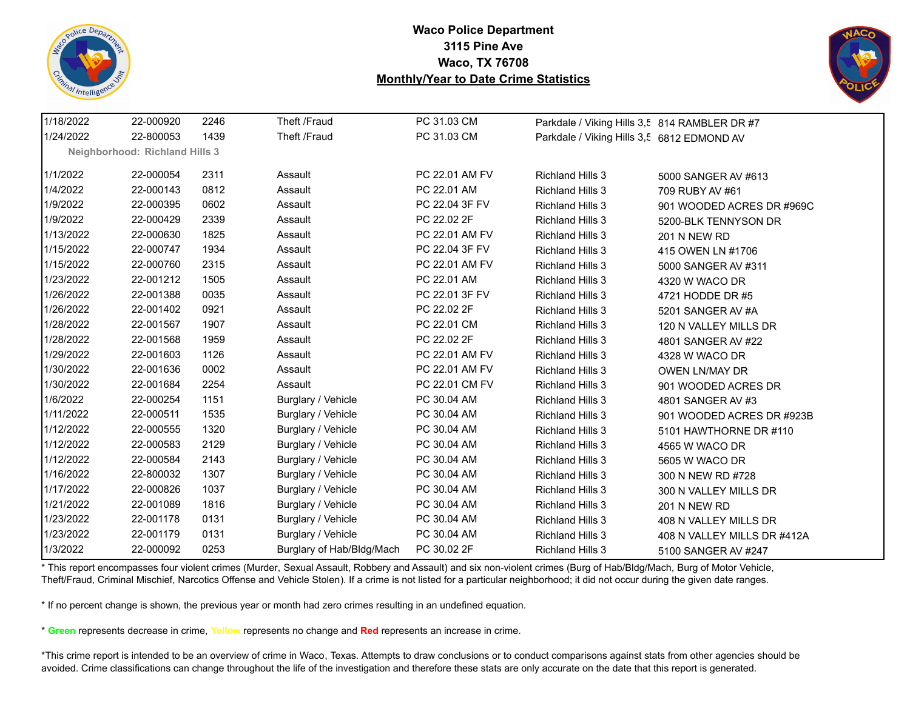**Waco Police Department**
**3115 Pine Ave**
**Waco, TX 76708**
**Monthly/Year to Date Crime Statistics**

| Date | Case # | Time | Offense | Code | Neighborhood | Address |
|---|---|---|---|---|---|---|
| 1/18/2022 | 22-000920 | 2246 | Theft /Fraud | PC 31.03 CM | Parkdale / Viking Hills 3,5 | 814 RAMBLER DR #7 |
| 1/24/2022 | 22-800053 | 1439 | Theft /Fraud | PC 31.03 CM | Parkdale / Viking Hills 3,5 | 6812 EDMOND AV |
| **Neighborhood: Richland Hills 3** | | | | | | |
| 1/1/2022 | 22-000054 | 2311 | Assault | PC 22.01 AM FV | Richland Hills 3 | 5000 SANGER AV #613 |
| 1/4/2022 | 22-000143 | 0812 | Assault | PC 22.01 AM | Richland Hills 3 | 709 RUBY AV #61 |
| 1/9/2022 | 22-000395 | 0602 | Assault | PC 22.04 3F FV | Richland Hills 3 | 901 WOODED ACRES DR #969C |
| 1/9/2022 | 22-000429 | 2339 | Assault | PC 22.02 2F | Richland Hills 3 | 5200-BLK TENNYSON DR |
| 1/13/2022 | 22-000630 | 1825 | Assault | PC 22.01 AM FV | Richland Hills 3 | 201 N NEW RD |
| 1/15/2022 | 22-000747 | 1934 | Assault | PC 22.04 3F FV | Richland Hills 3 | 415 OWEN LN #1706 |
| 1/15/2022 | 22-000760 | 2315 | Assault | PC 22.01 AM FV | Richland Hills 3 | 5000 SANGER AV #311 |
| 1/23/2022 | 22-001212 | 1505 | Assault | PC 22.01 AM | Richland Hills 3 | 4320 W WACO DR |
| 1/26/2022 | 22-001388 | 0035 | Assault | PC 22.01 3F FV | Richland Hills 3 | 4721 HODDE DR #5 |
| 1/26/2022 | 22-001402 | 0921 | Assault | PC 22.02 2F | Richland Hills 3 | 5201 SANGER AV #A |
| 1/28/2022 | 22-001567 | 1907 | Assault | PC 22.01 CM | Richland Hills 3 | 120 N VALLEY MILLS DR |
| 1/28/2022 | 22-001568 | 1959 | Assault | PC 22.02 2F | Richland Hills 3 | 4801 SANGER AV #22 |
| 1/29/2022 | 22-001603 | 1126 | Assault | PC 22.01 AM FV | Richland Hills 3 | 4328 W WACO DR |
| 1/30/2022 | 22-001636 | 0002 | Assault | PC 22.01 AM FV | Richland Hills 3 | OWEN LN/MAY DR |
| 1/30/2022 | 22-001684 | 2254 | Assault | PC 22.01 CM FV | Richland Hills 3 | 901 WOODED ACRES DR |
| 1/6/2022 | 22-000254 | 1151 | Burglary / Vehicle | PC 30.04 AM | Richland Hills 3 | 4801 SANGER AV #3 |
| 1/11/2022 | 22-000511 | 1535 | Burglary / Vehicle | PC 30.04 AM | Richland Hills 3 | 901 WOODED ACRES DR #923B |
| 1/12/2022 | 22-000555 | 1320 | Burglary / Vehicle | PC 30.04 AM | Richland Hills 3 | 5101 HAWTHORNE DR #110 |
| 1/12/2022 | 22-000583 | 2129 | Burglary / Vehicle | PC 30.04 AM | Richland Hills 3 | 4565 W WACO DR |
| 1/12/2022 | 22-000584 | 2143 | Burglary / Vehicle | PC 30.04 AM | Richland Hills 3 | 5605 W WACO DR |
| 1/16/2022 | 22-800032 | 1307 | Burglary / Vehicle | PC 30.04 AM | Richland Hills 3 | 300 N NEW RD #728 |
| 1/17/2022 | 22-000826 | 1037 | Burglary / Vehicle | PC 30.04 AM | Richland Hills 3 | 300 N VALLEY MILLS DR |
| 1/21/2022 | 22-001089 | 1816 | Burglary / Vehicle | PC 30.04 AM | Richland Hills 3 | 201 N NEW RD |
| 1/23/2022 | 22-001178 | 0131 | Burglary / Vehicle | PC 30.04 AM | Richland Hills 3 | 408 N VALLEY MILLS DR |
| 1/23/2022 | 22-001179 | 0131 | Burglary / Vehicle | PC 30.04 AM | Richland Hills 3 | 408 N VALLEY MILLS DR #412A |
| 1/3/2022 | 22-000092 | 0253 | Burglary of Hab/Bldg/Mach | PC 30.02 2F | Richland Hills 3 | 5100 SANGER AV #247 |

* This report encompasses four violent crimes (Murder, Sexual Assault, Robbery and Assault) and six non-violent crimes (Burg of Hab/Bldg/Mach, Burg of Motor Vehicle, Theft/Fraud, Criminal Mischief, Narcotics Offense and Vehicle Stolen). If a crime is not listed for a particular neighborhood; it did not occur during the given date ranges.

* If no percent change is shown, the previous year or month had zero crimes resulting in an undefined equation.

* **Green** represents decrease in crime, **Yellow** represents no change and **Red** represents an increase in crime.

*This crime report is intended to be an overview of crime in Waco, Texas. Attempts to draw conclusions or to conduct comparisons against stats from other agencies should be avoided. Crime classifications can change throughout the life of the investigation and therefore these stats are only accurate on the date that this report is generated.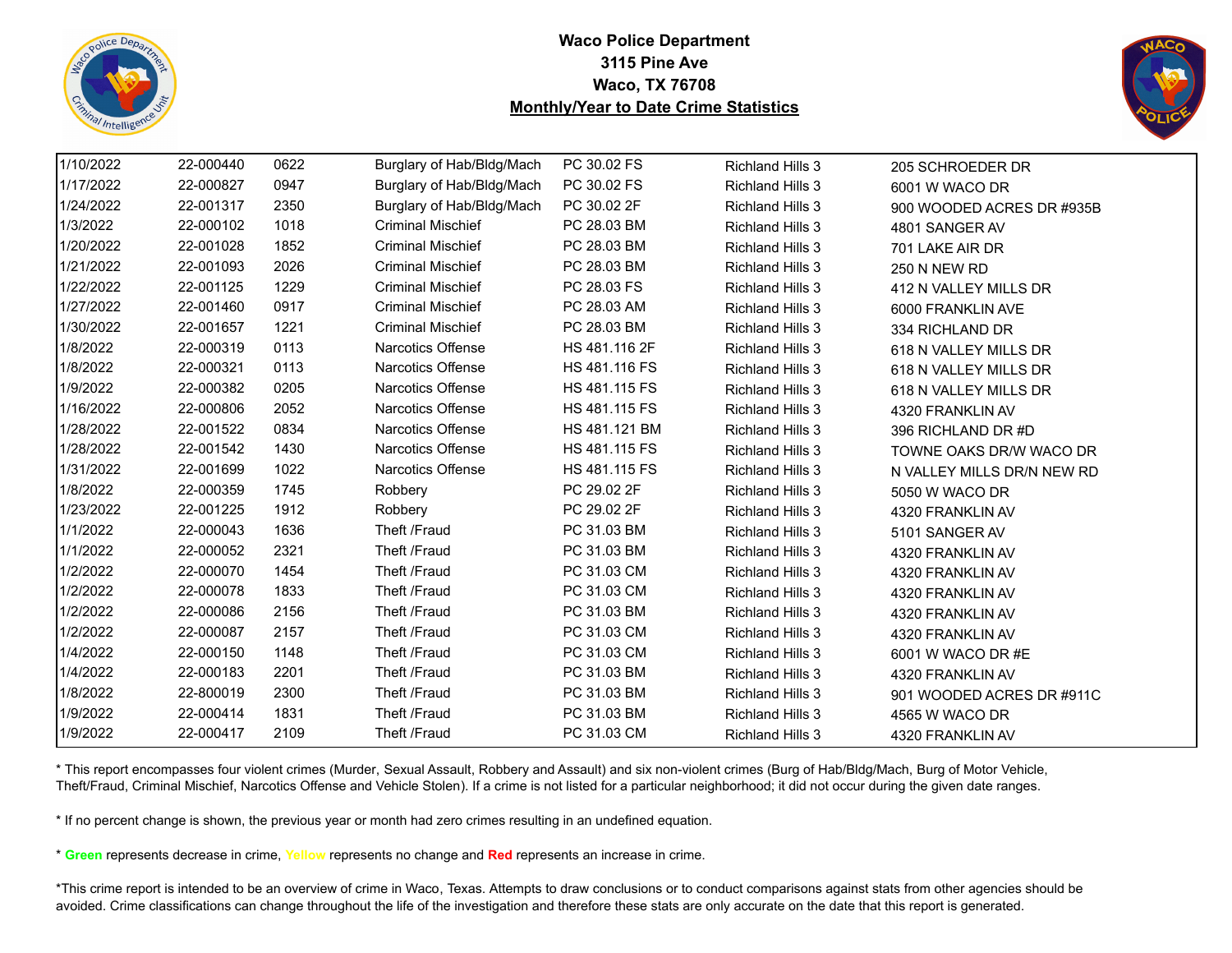**Waco Police Department**
**3115 Pine Ave**
**Waco, TX 76708**
**Monthly/Year to Date Crime Statistics**

| | | | | | | |
|---|---|---|---|---|---|---|
| 1/10/2022 | 22-000440 | 0622 | Burglary of Hab/Bldg/Mach | PC 30.02 FS | Richland Hills 3 | 205 SCHROEDER DR |
| 1/17/2022 | 22-000827 | 0947 | Burglary of Hab/Bldg/Mach | PC 30.02 FS | Richland Hills 3 | 6001 W WACO DR |
| 1/24/2022 | 22-001317 | 2350 | Burglary of Hab/Bldg/Mach | PC 30.02 2F | Richland Hills 3 | 900 WOODED ACRES DR #935B |
| 1/3/2022 | 22-000102 | 1018 | Criminal Mischief | PC 28.03 BM | Richland Hills 3 | 4801 SANGER AV |
| 1/20/2022 | 22-001028 | 1852 | Criminal Mischief | PC 28.03 BM | Richland Hills 3 | 701 LAKE AIR DR |
| 1/21/2022 | 22-001093 | 2026 | Criminal Mischief | PC 28.03 BM | Richland Hills 3 | 250 N NEW RD |
| 1/22/2022 | 22-001125 | 1229 | Criminal Mischief | PC 28.03 FS | Richland Hills 3 | 412 N VALLEY MILLS DR |
| 1/27/2022 | 22-001460 | 0917 | Criminal Mischief | PC 28.03 AM | Richland Hills 3 | 6000 FRANKLIN AVE |
| 1/30/2022 | 22-001657 | 1221 | Criminal Mischief | PC 28.03 BM | Richland Hills 3 | 334 RICHLAND DR |
| 1/8/2022 | 22-000319 | 0113 | Narcotics Offense | HS 481.116 2F | Richland Hills 3 | 618 N VALLEY MILLS DR |
| 1/8/2022 | 22-000321 | 0113 | Narcotics Offense | HS 481.116 FS | Richland Hills 3 | 618 N VALLEY MILLS DR |
| 1/9/2022 | 22-000382 | 0205 | Narcotics Offense | HS 481.115 FS | Richland Hills 3 | 618 N VALLEY MILLS DR |
| 1/16/2022 | 22-000806 | 2052 | Narcotics Offense | HS 481.115 FS | Richland Hills 3 | 4320 FRANKLIN AV |
| 1/28/2022 | 22-001522 | 0834 | Narcotics Offense | HS 481.121 BM | Richland Hills 3 | 396 RICHLAND DR #D |
| 1/28/2022 | 22-001542 | 1430 | Narcotics Offense | HS 481.115 FS | Richland Hills 3 | TOWNE OAKS DR/W WACO DR |
| 1/31/2022 | 22-001699 | 1022 | Narcotics Offense | HS 481.115 FS | Richland Hills 3 | N VALLEY MILLS DR/N NEW RD |
| 1/8/2022 | 22-000359 | 1745 | Robbery | PC 29.02 2F | Richland Hills 3 | 5050 W WACO DR |
| 1/23/2022 | 22-001225 | 1912 | Robbery | PC 29.02 2F | Richland Hills 3 | 4320 FRANKLIN AV |
| 1/1/2022 | 22-000043 | 1636 | Theft /Fraud | PC 31.03 BM | Richland Hills 3 | 5101 SANGER AV |
| 1/1/2022 | 22-000052 | 2321 | Theft /Fraud | PC 31.03 BM | Richland Hills 3 | 4320 FRANKLIN AV |
| 1/2/2022 | 22-000070 | 1454 | Theft /Fraud | PC 31.03 CM | Richland Hills 3 | 4320 FRANKLIN AV |
| 1/2/2022 | 22-000078 | 1833 | Theft /Fraud | PC 31.03 CM | Richland Hills 3 | 4320 FRANKLIN AV |
| 1/2/2022 | 22-000086 | 2156 | Theft /Fraud | PC 31.03 BM | Richland Hills 3 | 4320 FRANKLIN AV |
| 1/2/2022 | 22-000087 | 2157 | Theft /Fraud | PC 31.03 CM | Richland Hills 3 | 4320 FRANKLIN AV |
| 1/4/2022 | 22-000150 | 1148 | Theft /Fraud | PC 31.03 CM | Richland Hills 3 | 6001 W WACO DR #E |
| 1/4/2022 | 22-000183 | 2201 | Theft /Fraud | PC 31.03 BM | Richland Hills 3 | 4320 FRANKLIN AV |
| 1/8/2022 | 22-800019 | 2300 | Theft /Fraud | PC 31.03 BM | Richland Hills 3 | 901 WOODED ACRES DR #911C |
| 1/9/2022 | 22-000414 | 1831 | Theft /Fraud | PC 31.03 BM | Richland Hills 3 | 4565 W WACO DR |
| 1/9/2022 | 22-000417 | 2109 | Theft /Fraud | PC 31.03 CM | Richland Hills 3 | 4320 FRANKLIN AV |

* This report encompasses four violent crimes (Murder, Sexual Assault, Robbery and Assault) and six non-violent crimes (Burg of Hab/Bldg/Mach, Burg of Motor Vehicle, Theft/Fraud, Criminal Mischief, Narcotics Offense and Vehicle Stolen). If a crime is not listed for a particular neighborhood; it did not occur during the given date ranges.

* If no percent change is shown, the previous year or month had zero crimes resulting in an undefined equation.

* **Green** represents decrease in crime, **Yellow** represents no change and **Red** represents an increase in crime.

*This crime report is intended to be an overview of crime in Waco, Texas. Attempts to draw conclusions or to conduct comparisons against stats from other agencies should be avoided. Crime classifications can change throughout the life of the investigation and therefore these stats are only accurate on the date that this report is generated.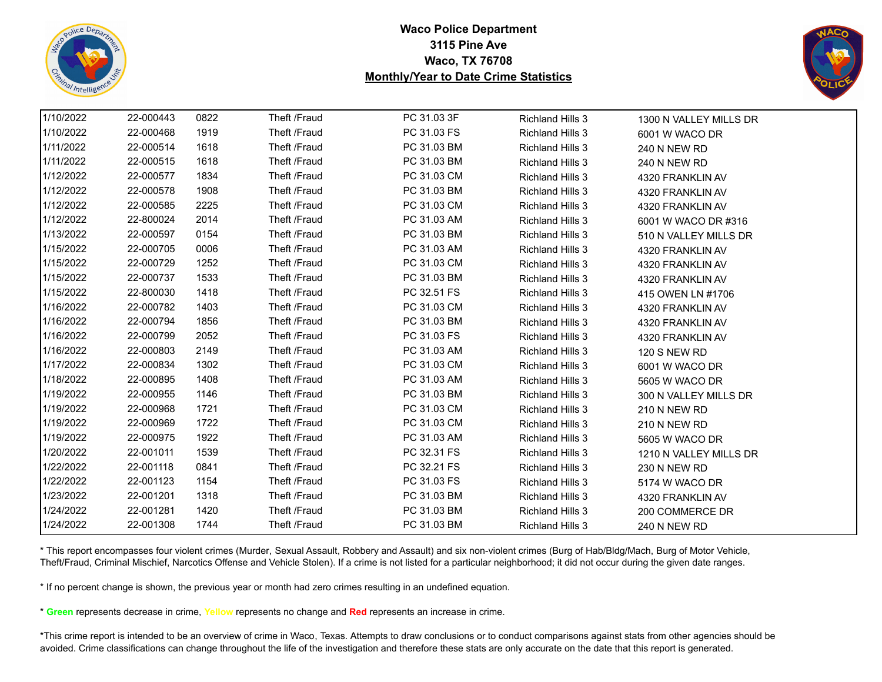**Waco Police Department**
**3115 Pine Ave**
**Waco, TX 76708**
**Monthly/Year to Date Crime Statistics**

| | | | | | | |
|---|---|---|---|---|---|---|
| 1/10/2022 | 22-000443 | 0822 | Theft /Fraud | PC 31.03 3F | Richland Hills 3 | 1300 N VALLEY MILLS DR |
| 1/10/2022 | 22-000468 | 1919 | Theft /Fraud | PC 31.03 FS | Richland Hills 3 | 6001 W WACO DR |
| 1/11/2022 | 22-000514 | 1618 | Theft /Fraud | PC 31.03 BM | Richland Hills 3 | 240 N NEW RD |
| 1/11/2022 | 22-000515 | 1618 | Theft /Fraud | PC 31.03 BM | Richland Hills 3 | 240 N NEW RD |
| 1/12/2022 | 22-000577 | 1834 | Theft /Fraud | PC 31.03 CM | Richland Hills 3 | 4320 FRANKLIN AV |
| 1/12/2022 | 22-000578 | 1908 | Theft /Fraud | PC 31.03 BM | Richland Hills 3 | 4320 FRANKLIN AV |
| 1/12/2022 | 22-000585 | 2225 | Theft /Fraud | PC 31.03 CM | Richland Hills 3 | 4320 FRANKLIN AV |
| 1/12/2022 | 22-800024 | 2014 | Theft /Fraud | PC 31.03 AM | Richland Hills 3 | 6001 W WACO DR #316 |
| 1/13/2022 | 22-000597 | 0154 | Theft /Fraud | PC 31.03 BM | Richland Hills 3 | 510 N VALLEY MILLS DR |
| 1/15/2022 | 22-000705 | 0006 | Theft /Fraud | PC 31.03 AM | Richland Hills 3 | 4320 FRANKLIN AV |
| 1/15/2022 | 22-000729 | 1252 | Theft /Fraud | PC 31.03 CM | Richland Hills 3 | 4320 FRANKLIN AV |
| 1/15/2022 | 22-000737 | 1533 | Theft /Fraud | PC 31.03 BM | Richland Hills 3 | 4320 FRANKLIN AV |
| 1/15/2022 | 22-800030 | 1418 | Theft /Fraud | PC 32.51 FS | Richland Hills 3 | 415 OWEN LN #1706 |
| 1/16/2022 | 22-000782 | 1403 | Theft /Fraud | PC 31.03 CM | Richland Hills 3 | 4320 FRANKLIN AV |
| 1/16/2022 | 22-000794 | 1856 | Theft /Fraud | PC 31.03 BM | Richland Hills 3 | 4320 FRANKLIN AV |
| 1/16/2022 | 22-000799 | 2052 | Theft /Fraud | PC 31.03 FS | Richland Hills 3 | 4320 FRANKLIN AV |
| 1/16/2022 | 22-000803 | 2149 | Theft /Fraud | PC 31.03 AM | Richland Hills 3 | 120 S NEW RD |
| 1/17/2022 | 22-000834 | 1302 | Theft /Fraud | PC 31.03 CM | Richland Hills 3 | 6001 W WACO DR |
| 1/18/2022 | 22-000895 | 1408 | Theft /Fraud | PC 31.03 AM | Richland Hills 3 | 5605 W WACO DR |
| 1/19/2022 | 22-000955 | 1146 | Theft /Fraud | PC 31.03 BM | Richland Hills 3 | 300 N VALLEY MILLS DR |
| 1/19/2022 | 22-000968 | 1721 | Theft /Fraud | PC 31.03 CM | Richland Hills 3 | 210 N NEW RD |
| 1/19/2022 | 22-000969 | 1722 | Theft /Fraud | PC 31.03 CM | Richland Hills 3 | 210 N NEW RD |
| 1/19/2022 | 22-000975 | 1922 | Theft /Fraud | PC 31.03 AM | Richland Hills 3 | 5605 W WACO DR |
| 1/20/2022 | 22-001011 | 1539 | Theft /Fraud | PC 32.31 FS | Richland Hills 3 | 1210 N VALLEY MILLS DR |
| 1/22/2022 | 22-001118 | 0841 | Theft /Fraud | PC 32.21 FS | Richland Hills 3 | 230 N NEW RD |
| 1/22/2022 | 22-001123 | 1154 | Theft /Fraud | PC 31.03 FS | Richland Hills 3 | 5174 W WACO DR |
| 1/23/2022 | 22-001201 | 1318 | Theft /Fraud | PC 31.03 BM | Richland Hills 3 | 4320 FRANKLIN AV |
| 1/24/2022 | 22-001281 | 1420 | Theft /Fraud | PC 31.03 BM | Richland Hills 3 | 200 COMMERCE DR |
| 1/24/2022 | 22-001308 | 1744 | Theft /Fraud | PC 31.03 BM | Richland Hills 3 | 240 N NEW RD |

* This report encompasses four violent crimes (Murder, Sexual Assault, Robbery and Assault) and six non-violent crimes (Burg of Hab/Bldg/Mach, Burg of Motor Vehicle, Theft/Fraud, Criminal Mischief, Narcotics Offense and Vehicle Stolen). If a crime is not listed for a particular neighborhood; it did not occur during the given date ranges.

* If no percent change is shown, the previous year or month had zero crimes resulting in an undefined equation.

* **Green** represents decrease in crime, Yellow represents no change and **Red** represents an increase in crime.

*This crime report is intended to be an overview of crime in Waco, Texas. Attempts to draw conclusions or to conduct comparisons against stats from other agencies should be avoided. Crime classifications can change throughout the life of the investigation and therefore these stats are only accurate on the date that this report is generated.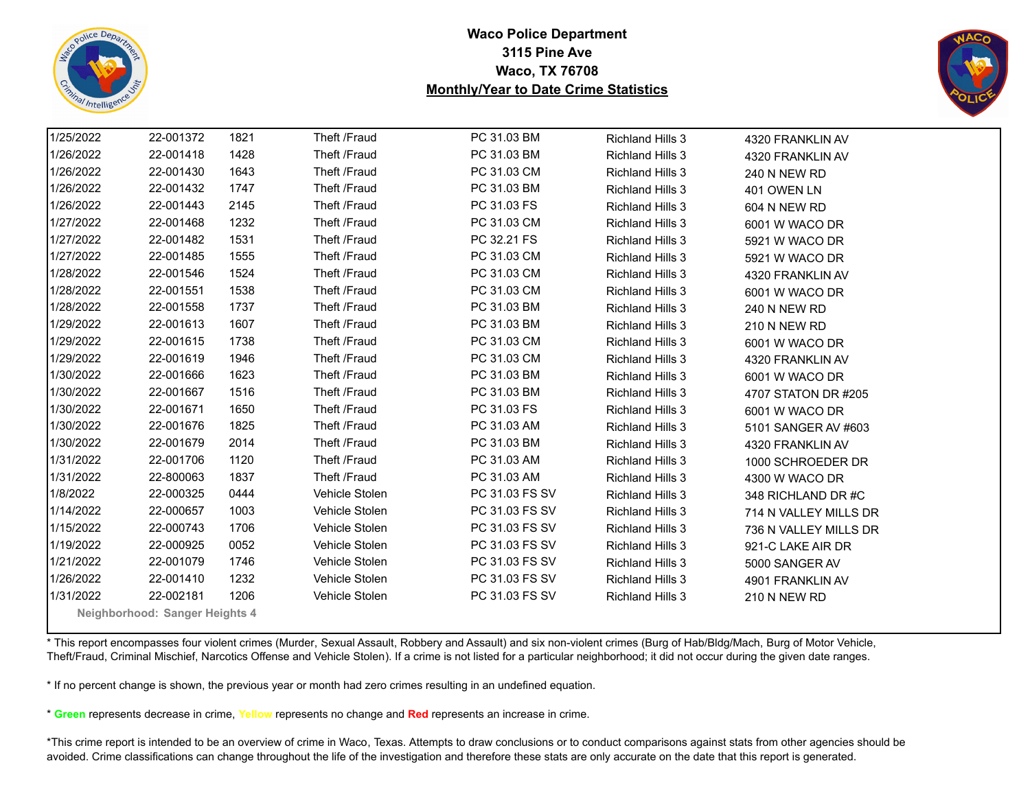**Waco Police Department**
**3115 Pine Ave**
**Waco, TX 76708**
**Monthly/Year to Date Crime Statistics**

| | | | | | | |
|---|---|---|---|---|---|---|
| 1/25/2022 | 22-001372 | 1821 | Theft /Fraud | PC 31.03 BM | Richland Hills 3 | 4320 FRANKLIN AV |
| 1/26/2022 | 22-001418 | 1428 | Theft /Fraud | PC 31.03 BM | Richland Hills 3 | 4320 FRANKLIN AV |
| 1/26/2022 | 22-001430 | 1643 | Theft /Fraud | PC 31.03 CM | Richland Hills 3 | 240 N NEW RD |
| 1/26/2022 | 22-001432 | 1747 | Theft /Fraud | PC 31.03 BM | Richland Hills 3 | 401 OWEN LN |
| 1/26/2022 | 22-001443 | 2145 | Theft /Fraud | PC 31.03 FS | Richland Hills 3 | 604 N NEW RD |
| 1/27/2022 | 22-001468 | 1232 | Theft /Fraud | PC 31.03 CM | Richland Hills 3 | 6001 W WACO DR |
| 1/27/2022 | 22-001482 | 1531 | Theft /Fraud | PC 32.21 FS | Richland Hills 3 | 5921 W WACO DR |
| 1/27/2022 | 22-001485 | 1555 | Theft /Fraud | PC 31.03 CM | Richland Hills 3 | 5921 W WACO DR |
| 1/28/2022 | 22-001546 | 1524 | Theft /Fraud | PC 31.03 CM | Richland Hills 3 | 4320 FRANKLIN AV |
| 1/28/2022 | 22-001551 | 1538 | Theft /Fraud | PC 31.03 CM | Richland Hills 3 | 6001 W WACO DR |
| 1/28/2022 | 22-001558 | 1737 | Theft /Fraud | PC 31.03 BM | Richland Hills 3 | 240 N NEW RD |
| 1/29/2022 | 22-001613 | 1607 | Theft /Fraud | PC 31.03 BM | Richland Hills 3 | 210 N NEW RD |
| 1/29/2022 | 22-001615 | 1738 | Theft /Fraud | PC 31.03 CM | Richland Hills 3 | 6001 W WACO DR |
| 1/29/2022 | 22-001619 | 1946 | Theft /Fraud | PC 31.03 CM | Richland Hills 3 | 4320 FRANKLIN AV |
| 1/30/2022 | 22-001666 | 1623 | Theft /Fraud | PC 31.03 BM | Richland Hills 3 | 6001 W WACO DR |
| 1/30/2022 | 22-001667 | 1516 | Theft /Fraud | PC 31.03 BM | Richland Hills 3 | 4707 STATON DR #205 |
| 1/30/2022 | 22-001671 | 1650 | Theft /Fraud | PC 31.03 FS | Richland Hills 3 | 6001 W WACO DR |
| 1/30/2022 | 22-001676 | 1825 | Theft /Fraud | PC 31.03 AM | Richland Hills 3 | 5101 SANGER AV #603 |
| 1/30/2022 | 22-001679 | 2014 | Theft /Fraud | PC 31.03 BM | Richland Hills 3 | 4320 FRANKLIN AV |
| 1/31/2022 | 22-001706 | 1120 | Theft /Fraud | PC 31.03 AM | Richland Hills 3 | 1000 SCHROEDER DR |
| 1/31/2022 | 22-800063 | 1837 | Theft /Fraud | PC 31.03 AM | Richland Hills 3 | 4300 W WACO DR |
| 1/8/2022 | 22-000325 | 0444 | Vehicle Stolen | PC 31.03 FS SV | Richland Hills 3 | 348 RICHLAND DR #C |
| 1/14/2022 | 22-000657 | 1003 | Vehicle Stolen | PC 31.03 FS SV | Richland Hills 3 | 714 N VALLEY MILLS DR |
| 1/15/2022 | 22-000743 | 1706 | Vehicle Stolen | PC 31.03 FS SV | Richland Hills 3 | 736 N VALLEY MILLS DR |
| 1/19/2022 | 22-000925 | 0052 | Vehicle Stolen | PC 31.03 FS SV | Richland Hills 3 | 921-C LAKE AIR DR |
| 1/21/2022 | 22-001079 | 1746 | Vehicle Stolen | PC 31.03 FS SV | Richland Hills 3 | 5000 SANGER AV |
| 1/26/2022 | 22-001410 | 1232 | Vehicle Stolen | PC 31.03 FS SV | Richland Hills 3 | 4901 FRANKLIN AV |
| 1/31/2022 | 22-002181 | 1206 | Vehicle Stolen | PC 31.03 FS SV | Richland Hills 3 | 210 N NEW RD |

**Neighborhood: Sanger Heights 4**

* This report encompasses four violent crimes (Murder, Sexual Assault, Robbery and Assault) and six non-violent crimes (Burg of Hab/Bldg/Mach, Burg of Motor Vehicle, Theft/Fraud, Criminal Mischief, Narcotics Offense and Vehicle Stolen). If a crime is not listed for a particular neighborhood; it did not occur during the given date ranges.

* If no percent change is shown, the previous year or month had zero crimes resulting in an undefined equation.

* Green represents decrease in crime, Yellow represents no change and Red represents an increase in crime.

*This crime report is intended to be an overview of crime in Waco, Texas. Attempts to draw conclusions or to conduct comparisons against stats from other agencies should be avoided. Crime classifications can change throughout the life of the investigation and therefore these stats are only accurate on the date that this report is generated.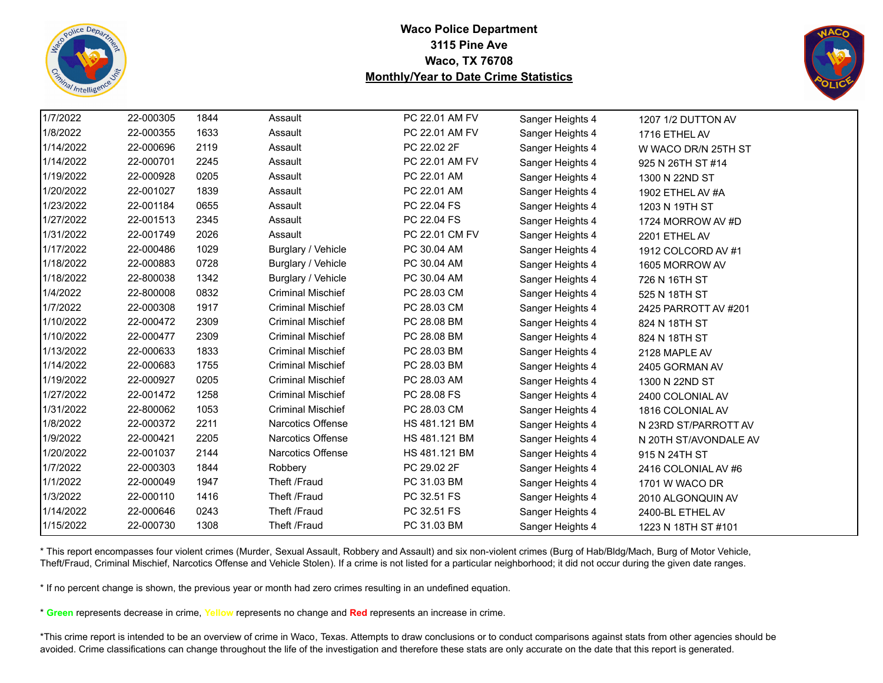**Waco Police Department**
**3115 Pine Ave**
**Waco, TX 76708**
**Monthly/Year to Date Crime Statistics**

| | | | | | | |
|---|---|---|---|---|---|---|
| 1/7/2022 | 22-000305 | 1844 | Assault | PC 22.01 AM FV | Sanger Heights 4 | 1207 1/2 DUTTON AV |
| 1/8/2022 | 22-000355 | 1633 | Assault | PC 22.01 AM FV | Sanger Heights 4 | 1716 ETHEL AV |
| 1/14/2022 | 22-000696 | 2119 | Assault | PC 22.02 2F | Sanger Heights 4 | W WACO DR/N 25TH ST |
| 1/14/2022 | 22-000701 | 2245 | Assault | PC 22.01 AM FV | Sanger Heights 4 | 925 N 26TH ST #14 |
| 1/19/2022 | 22-000928 | 0205 | Assault | PC 22.01 AM | Sanger Heights 4 | 1300 N 22ND ST |
| 1/20/2022 | 22-001027 | 1839 | Assault | PC 22.01 AM | Sanger Heights 4 | 1902 ETHEL AV #A |
| 1/23/2022 | 22-001184 | 0655 | Assault | PC 22.04 FS | Sanger Heights 4 | 1203 N 19TH ST |
| 1/27/2022 | 22-001513 | 2345 | Assault | PC 22.04 FS | Sanger Heights 4 | 1724 MORROW AV #D |
| 1/31/2022 | 22-001749 | 2026 | Assault | PC 22.01 CM FV | Sanger Heights 4 | 2201 ETHEL AV |
| 1/17/2022 | 22-000486 | 1029 | Burglary / Vehicle | PC 30.04 AM | Sanger Heights 4 | 1912 COLCORD AV #1 |
| 1/18/2022 | 22-000883 | 0728 | Burglary / Vehicle | PC 30.04 AM | Sanger Heights 4 | 1605 MORROW AV |
| 1/18/2022 | 22-800038 | 1342 | Burglary / Vehicle | PC 30.04 AM | Sanger Heights 4 | 726 N 16TH ST |
| 1/4/2022 | 22-800008 | 0832 | Criminal Mischief | PC 28.03 CM | Sanger Heights 4 | 525 N 18TH ST |
| 1/7/2022 | 22-000308 | 1917 | Criminal Mischief | PC 28.03 CM | Sanger Heights 4 | 2425 PARROTT AV #201 |
| 1/10/2022 | 22-000472 | 2309 | Criminal Mischief | PC 28.08 BM | Sanger Heights 4 | 824 N 18TH ST |
| 1/10/2022 | 22-000477 | 2309 | Criminal Mischief | PC 28.08 BM | Sanger Heights 4 | 824 N 18TH ST |
| 1/13/2022 | 22-000633 | 1833 | Criminal Mischief | PC 28.03 BM | Sanger Heights 4 | 2128 MAPLE AV |
| 1/14/2022 | 22-000683 | 1755 | Criminal Mischief | PC 28.03 BM | Sanger Heights 4 | 2405 GORMAN AV |
| 1/19/2022 | 22-000927 | 0205 | Criminal Mischief | PC 28.03 AM | Sanger Heights 4 | 1300 N 22ND ST |
| 1/27/2022 | 22-001472 | 1258 | Criminal Mischief | PC 28.08 FS | Sanger Heights 4 | 2400 COLONIAL AV |
| 1/31/2022 | 22-800062 | 1053 | Criminal Mischief | PC 28.03 CM | Sanger Heights 4 | 1816 COLONIAL AV |
| 1/8/2022 | 22-000372 | 2211 | Narcotics Offense | HS 481.121 BM | Sanger Heights 4 | N 23RD ST/PARROTT AV |
| 1/9/2022 | 22-000421 | 2205 | Narcotics Offense | HS 481.121 BM | Sanger Heights 4 | N 20TH ST/AVONDALE AV |
| 1/20/2022 | 22-001037 | 2144 | Narcotics Offense | HS 481.121 BM | Sanger Heights 4 | 915 N 24TH ST |
| 1/7/2022 | 22-000303 | 1844 | Robbery | PC 29.02 2F | Sanger Heights 4 | 2416 COLONIAL AV #6 |
| 1/1/2022 | 22-000049 | 1947 | Theft /Fraud | PC 31.03 BM | Sanger Heights 4 | 1701 W WACO DR |
| 1/3/2022 | 22-000110 | 1416 | Theft /Fraud | PC 32.51 FS | Sanger Heights 4 | 2010 ALGONQUIN AV |
| 1/14/2022 | 22-000646 | 0243 | Theft /Fraud | PC 32.51 FS | Sanger Heights 4 | 2400-BL ETHEL AV |
| 1/15/2022 | 22-000730 | 1308 | Theft /Fraud | PC 31.03 BM | Sanger Heights 4 | 1223 N 18TH ST #101 |

* This report encompasses four violent crimes (Murder, Sexual Assault, Robbery and Assault) and six non-violent crimes (Burg of Hab/Bldg/Mach, Burg of Motor Vehicle, Theft/Fraud, Criminal Mischief, Narcotics Offense and Vehicle Stolen). If a crime is not listed for a particular neighborhood; it did not occur during the given date ranges.

* If no percent change is shown, the previous year or month had zero crimes resulting in an undefined equation.

* **Green** represents decrease in crime, **Yellow** represents no change and **Red** represents an increase in crime.

*This crime report is intended to be an overview of crime in Waco, Texas. Attempts to draw conclusions or to conduct comparisons against stats from other agencies should be avoided. Crime classifications can change throughout the life of the investigation and therefore these stats are only accurate on the date that this report is generated.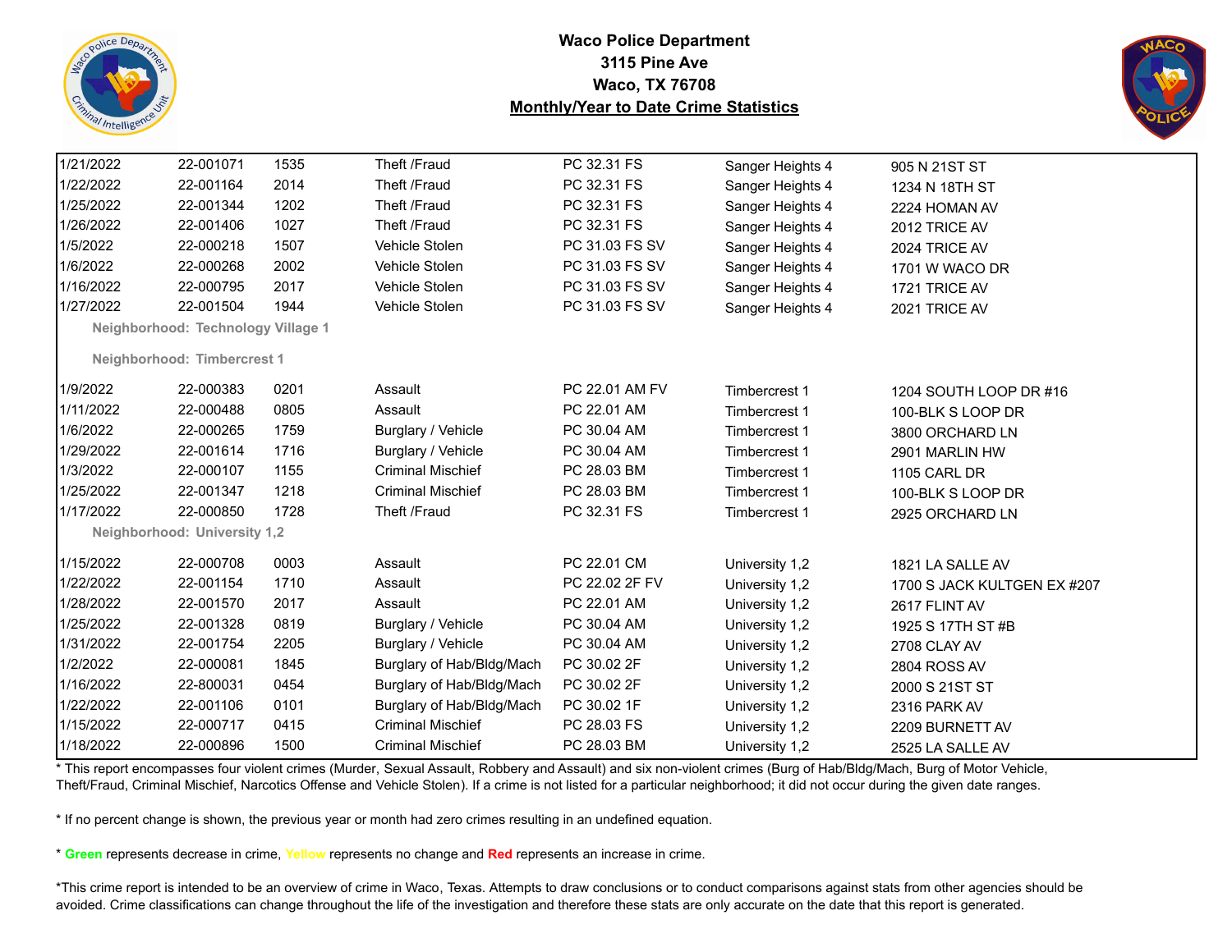# Waco Police Department
## 3115 Pine Ave
## Waco, TX 76708
## Monthly/Year to Date Crime Statistics

| Date | Case # | Time | Offense | Code | Neighborhood | Address |
|---|---|---|---|---|---|---|
| 1/21/2022 | 22-001071 | 1535 | Theft /Fraud | PC 32.31 FS | Sanger Heights 4 | 905 N 21ST ST |
| 1/22/2022 | 22-001164 | 2014 | Theft /Fraud | PC 32.31 FS | Sanger Heights 4 | 1234 N 18TH ST |
| 1/25/2022 | 22-001344 | 1202 | Theft /Fraud | PC 32.31 FS | Sanger Heights 4 | 2224 HOMAN AV |
| 1/26/2022 | 22-001406 | 1027 | Theft /Fraud | PC 32.31 FS | Sanger Heights 4 | 2012 TRICE AV |
| 1/5/2022 | 22-000218 | 1507 | Vehicle Stolen | PC 31.03 FS SV | Sanger Heights 4 | 2024 TRICE AV |
| 1/6/2022 | 22-000268 | 2002 | Vehicle Stolen | PC 31.03 FS SV | Sanger Heights 4 | 1701 W WACO DR |
| 1/16/2022 | 22-000795 | 2017 | Vehicle Stolen | PC 31.03 FS SV | Sanger Heights 4 | 1721 TRICE AV |
| 1/27/2022 | 22-001504 | 1944 | Vehicle Stolen | PC 31.03 FS SV | Sanger Heights 4 | 2021 TRICE AV |
| **Neighborhood: Technology Village 1** | | | | | | |
| **Neighborhood: Timbercrest 1** | | | | | | |
| 1/9/2022 | 22-000383 | 0201 | Assault | PC 22.01 AM FV | Timbercrest 1 | 1204 SOUTH LOOP DR #16 |
| 1/11/2022 | 22-000488 | 0805 | Assault | PC 22.01 AM | Timbercrest 1 | 100-BLK S LOOP DR |
| 1/6/2022 | 22-000265 | 1759 | Burglary / Vehicle | PC 30.04 AM | Timbercrest 1 | 3800 ORCHARD LN |
| 1/29/2022 | 22-001614 | 1716 | Burglary / Vehicle | PC 30.04 AM | Timbercrest 1 | 2901 MARLIN HW |
| 1/3/2022 | 22-000107 | 1155 | Criminal Mischief | PC 28.03 BM | Timbercrest 1 | 1105 CARL DR |
| 1/25/2022 | 22-001347 | 1218 | Criminal Mischief | PC 28.03 BM | Timbercrest 1 | 100-BLK S LOOP DR |
| 1/17/2022 | 22-000850 | 1728 | Theft /Fraud | PC 32.31 FS | Timbercrest 1 | 2925 ORCHARD LN |
| **Neighborhood: University 1,2** | | | | | | |
| 1/15/2022 | 22-000708 | 0003 | Assault | PC 22.01 CM | University 1,2 | 1821 LA SALLE AV |
| 1/22/2022 | 22-001154 | 1710 | Assault | PC 22.02 2F FV | University 1,2 | 1700 S JACK KULTGEN EX #207 |
| 1/28/2022 | 22-001570 | 2017 | Assault | PC 22.01 AM | University 1,2 | 2617 FLINT AV |
| 1/25/2022 | 22-001328 | 0819 | Burglary / Vehicle | PC 30.04 AM | University 1,2 | 1925 S 17TH ST #B |
| 1/31/2022 | 22-001754 | 2205 | Burglary / Vehicle | PC 30.04 AM | University 1,2 | 2708 CLAY AV |
| 1/2/2022 | 22-000081 | 1845 | Burglary of Hab/Bldg/Mach | PC 30.02 2F | University 1,2 | 2804 ROSS AV |
| 1/16/2022 | 22-800031 | 0454 | Burglary of Hab/Bldg/Mach | PC 30.02 2F | University 1,2 | 2000 S 21ST ST |
| 1/22/2022 | 22-001106 | 0101 | Burglary of Hab/Bldg/Mach | PC 30.02 1F | University 1,2 | 2316 PARK AV |
| 1/15/2022 | 22-000717 | 0415 | Criminal Mischief | PC 28.03 FS | University 1,2 | 2209 BURNETT AV |
| 1/18/2022 | 22-000896 | 1500 | Criminal Mischief | PC 28.03 BM | University 1,2 | 2525 LA SALLE AV |

* This report encompasses four violent crimes (Murder, Sexual Assault, Robbery and Assault) and six non-violent crimes (Burg of Hab/Bldg/Mach, Burg of Motor Vehicle, Theft/Fraud, Criminal Mischief, Narcotics Offense and Vehicle Stolen). If a crime is not listed for a particular neighborhood; it did not occur during the given date ranges.

* If no percent change is shown, the previous year or month had zero crimes resulting in an undefined equation.

* **Green** represents decrease in crime, **Yellow** represents no change and **Red** represents an increase in crime.

*This crime report is intended to be an overview of crime in Waco, Texas. Attempts to draw conclusions or to conduct comparisons against stats from other agencies should be avoided. Crime classifications can change throughout the life of the investigation and therefore these stats are only accurate on the date that this report is generated.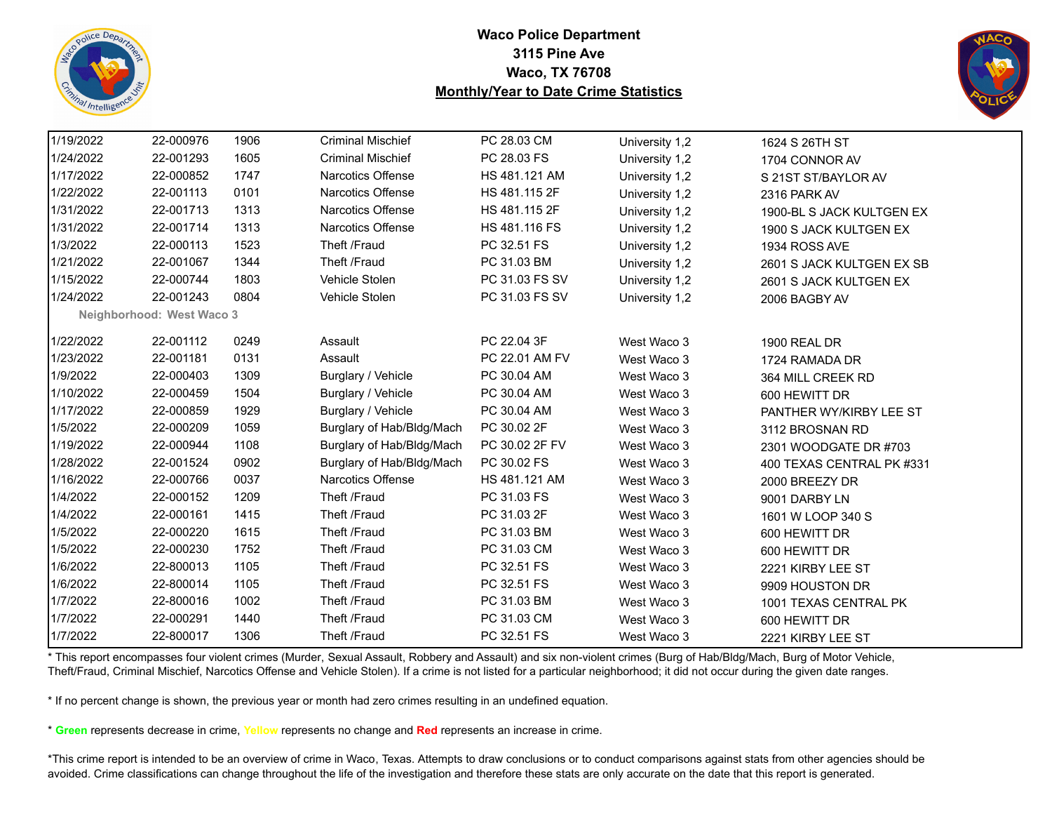# Waco Police Department
## 3115 Pine Ave
## Waco, TX 76708
## Monthly/Year to Date Crime Statistics

| | | | | | | |
|---|---|---|---|---|---|---|
| 1/19/2022 | 22-000976 | 1906 | Criminal Mischief | PC 28.03 CM | University 1,2 | 1624 S 26TH ST |
| 1/24/2022 | 22-001293 | 1605 | Criminal Mischief | PC 28.03 FS | University 1,2 | 1704 CONNOR AV |
| 1/17/2022 | 22-000852 | 1747 | Narcotics Offense | HS 481.121 AM | University 1,2 | S 21ST ST/BAYLOR AV |
| 1/22/2022 | 22-001113 | 0101 | Narcotics Offense | HS 481.115 2F | University 1,2 | 2316 PARK AV |
| 1/31/2022 | 22-001713 | 1313 | Narcotics Offense | HS 481.115 2F | University 1,2 | 1900-BL S JACK KULTGEN EX |
| 1/31/2022 | 22-001714 | 1313 | Narcotics Offense | HS 481.116 FS | University 1,2 | 1900 S JACK KULTGEN EX |
| 1/3/2022 | 22-000113 | 1523 | Theft /Fraud | PC 32.51 FS | University 1,2 | 1934 ROSS AVE |
| 1/21/2022 | 22-001067 | 1344 | Theft /Fraud | PC 31.03 BM | University 1,2 | 2601 S JACK KULTGEN EX SB |
| 1/15/2022 | 22-000744 | 1803 | Vehicle Stolen | PC 31.03 FS SV | University 1,2 | 2601 S JACK KULTGEN EX |
| 1/24/2022 | 22-001243 | 0804 | Vehicle Stolen | PC 31.03 FS SV | University 1,2 | 2006 BAGBY AV |
| **Neighborhood: West Waco 3** | | | | | | |
| 1/22/2022 | 22-001112 | 0249 | Assault | PC 22.04 3F | West Waco 3 | 1900 REAL DR |
| 1/23/2022 | 22-001181 | 0131 | Assault | PC 22.01 AM FV | West Waco 3 | 1724 RAMADA DR |
| 1/9/2022 | 22-000403 | 1309 | Burglary / Vehicle | PC 30.04 AM | West Waco 3 | 364 MILL CREEK RD |
| 1/10/2022 | 22-000459 | 1504 | Burglary / Vehicle | PC 30.04 AM | West Waco 3 | 600 HEWITT DR |
| 1/17/2022 | 22-000859 | 1929 | Burglary / Vehicle | PC 30.04 AM | West Waco 3 | PANTHER WY/KIRBY LEE ST |
| 1/5/2022 | 22-000209 | 1059 | Burglary of Hab/Bldg/Mach | PC 30.02 2F | West Waco 3 | 3112 BROSNAN RD |
| 1/19/2022 | 22-000944 | 1108 | Burglary of Hab/Bldg/Mach | PC 30.02 2F FV | West Waco 3 | 2301 WOODGATE DR #703 |
| 1/28/2022 | 22-001524 | 0902 | Burglary of Hab/Bldg/Mach | PC 30.02 FS | West Waco 3 | 400 TEXAS CENTRAL PK #331 |
| 1/16/2022 | 22-000766 | 0037 | Narcotics Offense | HS 481.121 AM | West Waco 3 | 2000 BREEZY DR |
| 1/4/2022 | 22-000152 | 1209 | Theft /Fraud | PC 31.03 FS | West Waco 3 | 9001 DARBY LN |
| 1/4/2022 | 22-000161 | 1415 | Theft /Fraud | PC 31.03 2F | West Waco 3 | 1601 W LOOP 340 S |
| 1/5/2022 | 22-000220 | 1615 | Theft /Fraud | PC 31.03 BM | West Waco 3 | 600 HEWITT DR |
| 1/5/2022 | 22-000230 | 1752 | Theft /Fraud | PC 31.03 CM | West Waco 3 | 600 HEWITT DR |
| 1/6/2022 | 22-800013 | 1105 | Theft /Fraud | PC 32.51 FS | West Waco 3 | 2221 KIRBY LEE ST |
| 1/6/2022 | 22-800014 | 1105 | Theft /Fraud | PC 32.51 FS | West Waco 3 | 9909 HOUSTON DR |
| 1/7/2022 | 22-800016 | 1002 | Theft /Fraud | PC 31.03 BM | West Waco 3 | 1001 TEXAS CENTRAL PK |
| 1/7/2022 | 22-000291 | 1440 | Theft /Fraud | PC 31.03 CM | West Waco 3 | 600 HEWITT DR |
| 1/7/2022 | 22-800017 | 1306 | Theft /Fraud | PC 32.51 FS | West Waco 3 | 2221 KIRBY LEE ST |

* This report encompasses four violent crimes (Murder, Sexual Assault, Robbery and Assault) and six non-violent crimes (Burg of Hab/Bldg/Mach, Burg of Motor Vehicle, Theft/Fraud, Criminal Mischief, Narcotics Offense and Vehicle Stolen). If a crime is not listed for a particular neighborhood; it did not occur during the given date ranges.

* If no percent change is shown, the previous year or month had zero crimes resulting in an undefined equation.

* **Green** represents decrease in crime, **Yellow** represents no change and **Red** represents an increase in crime.

*This crime report is intended to be an overview of crime in Waco, Texas. Attempts to draw conclusions or to conduct comparisons against stats from other agencies should be avoided. Crime classifications can change throughout the life of the investigation and therefore these stats are only accurate on the date that this report is generated.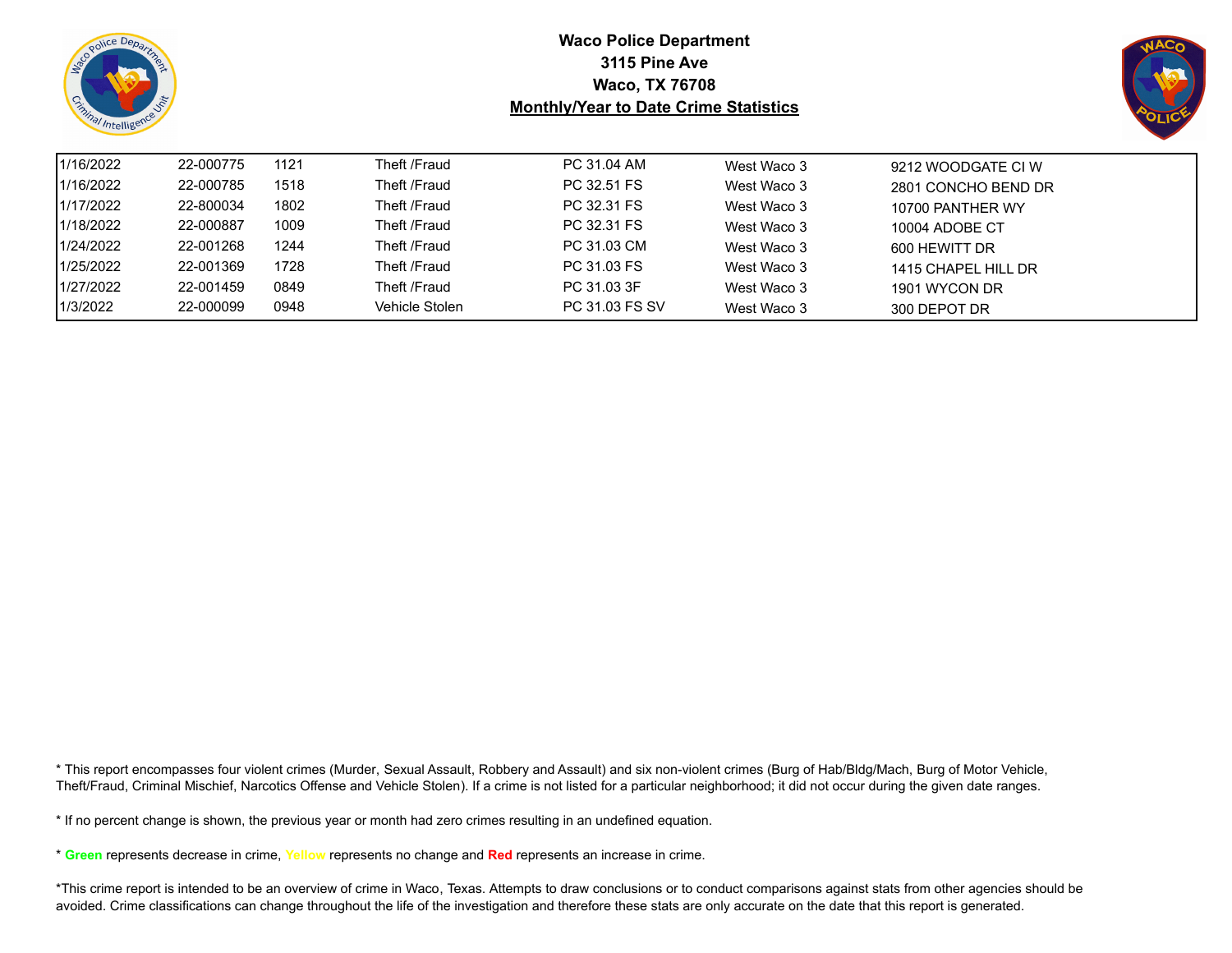**Waco Police Department**
**3115 Pine Ave**
**Waco, TX 76708**
**Monthly/Year to Date Crime Statistics**

| | | | | | | |
|---|---|---|---|---|---|---|
| 1/16/2022 | 22-000775 | 1121 | Theft /Fraud | PC 31.04 AM | West Waco 3 | 9212 WOODGATE CI W |
| 1/16/2022 | 22-000785 | 1518 | Theft /Fraud | PC 32.51 FS | West Waco 3 | 2801 CONCHO BEND DR |
| 1/17/2022 | 22-800034 | 1802 | Theft /Fraud | PC 32.31 FS | West Waco 3 | 10700 PANTHER WY |
| 1/18/2022 | 22-000887 | 1009 | Theft /Fraud | PC 32.31 FS | West Waco 3 | 10004 ADOBE CT |
| 1/24/2022 | 22-001268 | 1244 | Theft /Fraud | PC 31.03 CM | West Waco 3 | 600 HEWITT DR |
| 1/25/2022 | 22-001369 | 1728 | Theft /Fraud | PC 31.03 FS | West Waco 3 | 1415 CHAPEL HILL DR |
| 1/27/2022 | 22-001459 | 0849 | Theft /Fraud | PC 31.03 3F | West Waco 3 | 1901 WYCON DR |
| 1/3/2022 | 22-000099 | 0948 | Vehicle Stolen | PC 31.03 FS SV | West Waco 3 | 300 DEPOT DR |

* This report encompasses four violent crimes (Murder, Sexual Assault, Robbery and Assault) and six non-violent crimes (Burg of Hab/Bldg/Mach, Burg of Motor Vehicle, Theft/Fraud, Criminal Mischief, Narcotics Offense and Vehicle Stolen). If a crime is not listed for a particular neighborhood; it did not occur during the given date ranges.

* If no percent change is shown, the previous year or month had zero crimes resulting in an undefined equation.

* **Green** represents decrease in crime, **Yellow** represents no change and **Red** represents an increase in crime.

*This crime report is intended to be an overview of crime in Waco, Texas. Attempts to draw conclusions or to conduct comparisons against stats from other agencies should be avoided. Crime classifications can change throughout the life of the investigation and therefore these stats are only accurate on the date that this report is generated.